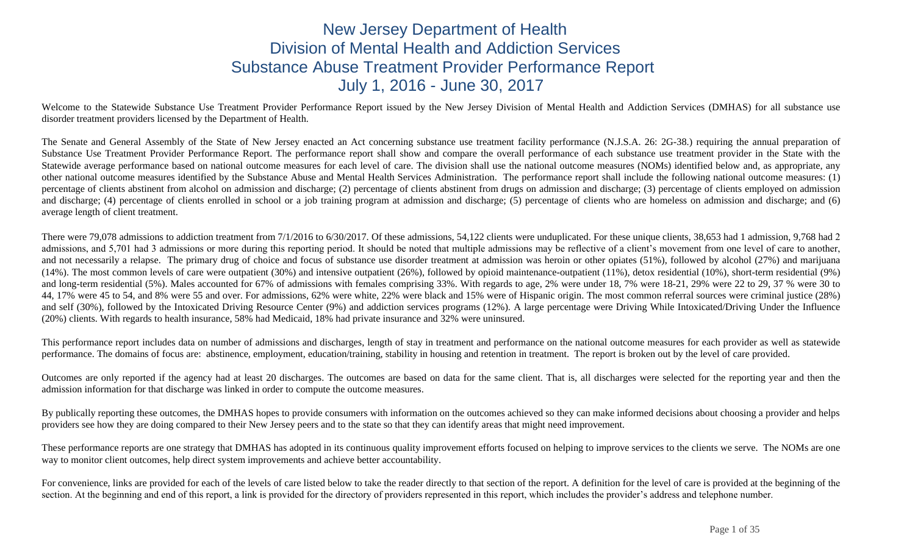# New Jersey Department of Health
# Division of Mental Health and Addiction Services
# Substance Abuse Treatment Provider Performance Report
# July 1, 2016 - June 30, 2017

Welcome to the Statewide Substance Use Treatment Provider Performance Report issued by the New Jersey Division of Mental Health and Addiction Services (DMHAS) for all substance use disorder treatment providers licensed by the Department of Health.

The Senate and General Assembly of the State of New Jersey enacted an Act concerning substance use treatment facility performance (N.J.S.A. 26: 2G-38.) requiring the annual preparation of Substance Use Treatment Provider Performance Report. The performance report shall show and compare the overall performance of each substance use treatment provider in the State with the Statewide average performance based on national outcome measures for each level of care. The division shall use the national outcome measures (NOMs) identified below and, as appropriate, any other national outcome measures identified by the Substance Abuse and Mental Health Services Administration. The performance report shall include the following national outcome measures: (1) percentage of clients abstinent from alcohol on admission and discharge; (2) percentage of clients abstinent from drugs on admission and discharge; (3) percentage of clients employed on admission and discharge; (4) percentage of clients enrolled in school or a job training program at admission and discharge; (5) percentage of clients who are homeless on admission and discharge; and (6) average length of client treatment.

There were 79,078 admissions to addiction treatment from 7/1/2016 to 6/30/2017. Of these admissions, 54,122 clients were unduplicated. For these unique clients, 38,653 had 1 admission, 9,768 had 2 admissions, and 5,701 had 3 admissions or more during this reporting period. It should be noted that multiple admissions may be reflective of a client's movement from one level of care to another, and not necessarily a relapse. The primary drug of choice and focus of substance use disorder treatment at admission was heroin or other opiates (51%), followed by alcohol (27%) and marijuana (14%). The most common levels of care were outpatient (30%) and intensive outpatient (26%), followed by opioid maintenance-outpatient (11%), detox residential (10%), short-term residential (9%) and long-term residential (5%). Males accounted for 67% of admissions with females comprising 33%. With regards to age, 2% were under 18, 7% were 18-21, 29% were 22 to 29, 37 % were 30 to 44, 17% were 45 to 54, and 8% were 55 and over. For admissions, 62% were white, 22% were black and 15% were of Hispanic origin. The most common referral sources were criminal justice (28%) and self (30%), followed by the Intoxicated Driving Resource Center (9%) and addiction services programs (12%). A large percentage were Driving While Intoxicated/Driving Under the Influence (20%) clients. With regards to health insurance, 58% had Medicaid, 18% had private insurance and 32% were uninsured.

This performance report includes data on number of admissions and discharges, length of stay in treatment and performance on the national outcome measures for each provider as well as statewide performance. The domains of focus are: abstinence, employment, education/training, stability in housing and retention in treatment. The report is broken out by the level of care provided.

Outcomes are only reported if the agency had at least 20 discharges. The outcomes are based on data for the same client. That is, all discharges were selected for the reporting year and then the admission information for that discharge was linked in order to compute the outcome measures.

By publically reporting these outcomes, the DMHAS hopes to provide consumers with information on the outcomes achieved so they can make informed decisions about choosing a provider and helps providers see how they are doing compared to their New Jersey peers and to the state so that they can identify areas that might need improvement.

These performance reports are one strategy that DMHAS has adopted in its continuous quality improvement efforts focused on helping to improve services to the clients we serve. The NOMs are one way to monitor client outcomes, help direct system improvements and achieve better accountability.

For convenience, links are provided for each of the levels of care listed below to take the reader directly to that section of the report. A definition for the level of care is provided at the beginning of the section. At the beginning and end of this report, a link is provided for the directory of providers represented in this report, which includes the provider's address and telephone number.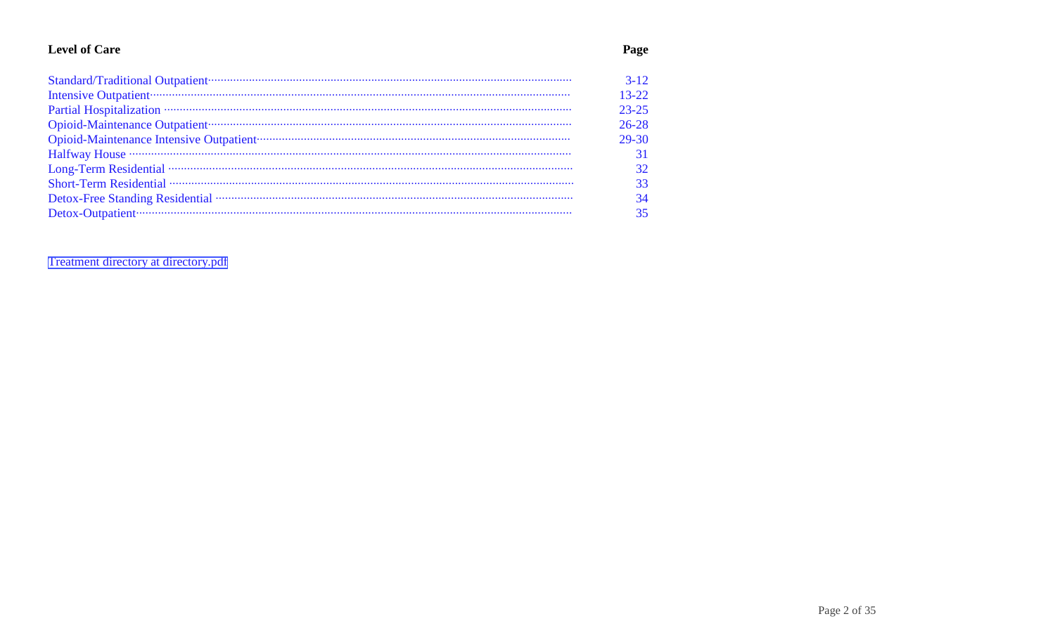| Level of Care | Page |
| --- | --- |
| Standard/Traditional Outpatient | 3-12 |
| Intensive Outpatient | 13-22 |
| Partial Hospitalization | 23-25 |
| Opioid-Maintenance Outpatient | 26-28 |
| Opioid-Maintenance Intensive Outpatient | 29-30 |
| Halfway House | 31 |
| Long-Term Residential | 32 |
| Short-Term Residential | 33 |
| Detox-Free Standing Residential | 34 |
| Detox-Outpatient | 35 |

Treatment directory at directory.pdf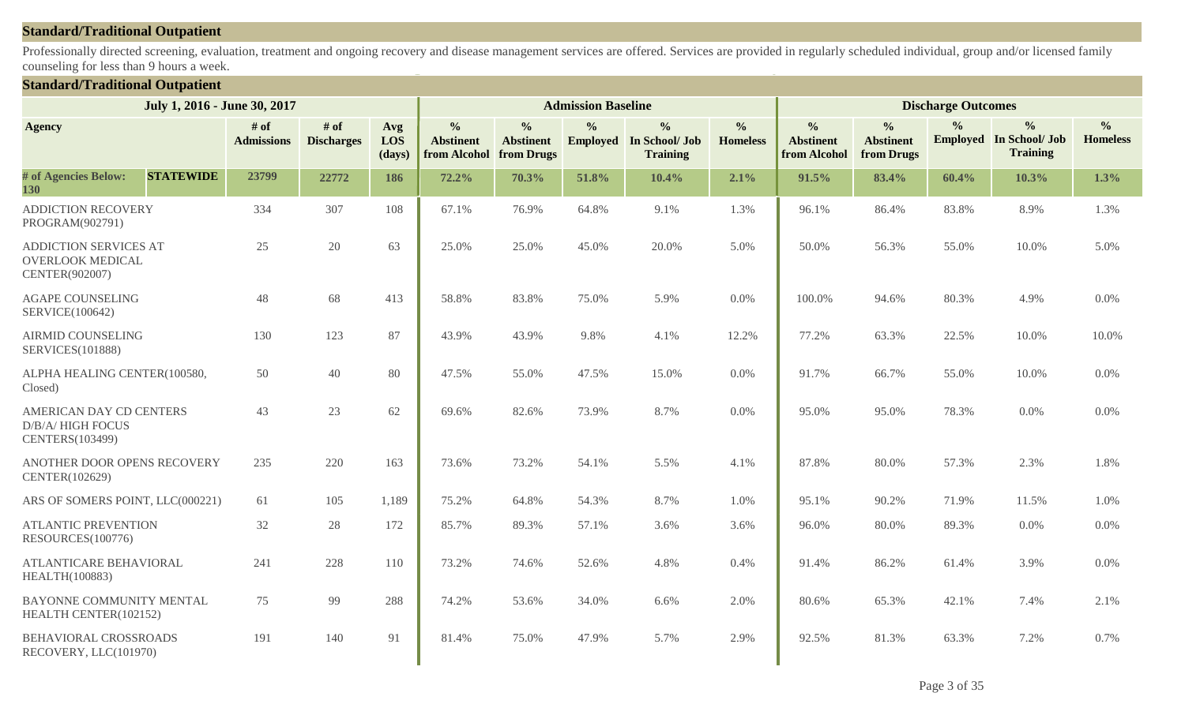## Standard/Traditional Outpatient

Professionally directed screening, evaluation, treatment and ongoing recovery and disease management services are offered. Services are provided in regularly scheduled individual, group and/or licensed family counseling for less than 9 hours a week.

### Standard/Traditional Outpatient

| July 1, 2016 - June 30, 2017 | | | | | Admission Baseline | | | | | Discharge Outcomes | | | | |
|---|---|---|---|---|---|---|---|---|---|---|---|---|---|---|
| Agency | | # of Admissions | # of Discharges | Avg LOS (days) | % Abstinent from Alcohol | % Abstinent from Drugs | % Employed | % In School/ Job Training | % Homeless | % Abstinent from Alcohol | % Abstinent from Drugs | % Employed | % In School/ Job Training | % Homeless |
| # of Agencies Below: 130 | **STATEWIDE** | 23799 | 22772 | 186 | 72.2% | 70.3% | 51.8% | 10.4% | 2.1% | 91.5% | 83.4% | 60.4% | 10.3% | 1.3% |
| ADDICTION RECOVERY PROGRAM(902791) | | 334 | 307 | 108 | 67.1% | 76.9% | 64.8% | 9.1% | 1.3% | 96.1% | 86.4% | 83.8% | 8.9% | 1.3% |
| ADDICTION SERVICES AT OVERLOOK MEDICAL CENTER(902007) | | 25 | 20 | 63 | 25.0% | 25.0% | 45.0% | 20.0% | 5.0% | 50.0% | 56.3% | 55.0% | 10.0% | 5.0% |
| AGAPE COUNSELING SERVICE(100642) | | 48 | 68 | 413 | 58.8% | 83.8% | 75.0% | 5.9% | 0.0% | 100.0% | 94.6% | 80.3% | 4.9% | 0.0% |
| AIRMID COUNSELING SERVICES(101888) | | 130 | 123 | 87 | 43.9% | 43.9% | 9.8% | 4.1% | 12.2% | 77.2% | 63.3% | 22.5% | 10.0% | 10.0% |
| ALPHA HEALING CENTER(100580, Closed) | | 50 | 40 | 80 | 47.5% | 55.0% | 47.5% | 15.0% | 0.0% | 91.7% | 66.7% | 55.0% | 10.0% | 0.0% |
| AMERICAN DAY CD CENTERS D/B/A/ HIGH FOCUS CENTERS(103499) | | 43 | 23 | 62 | 69.6% | 82.6% | 73.9% | 8.7% | 0.0% | 95.0% | 95.0% | 78.3% | 0.0% | 0.0% |
| ANOTHER DOOR OPENS RECOVERY CENTER(102629) | | 235 | 220 | 163 | 73.6% | 73.2% | 54.1% | 5.5% | 4.1% | 87.8% | 80.0% | 57.3% | 2.3% | 1.8% |
| ARS OF SOMERS POINT, LLC(000221) | | 61 | 105 | 1,189 | 75.2% | 64.8% | 54.3% | 8.7% | 1.0% | 95.1% | 90.2% | 71.9% | 11.5% | 1.0% |
| ATLANTIC PREVENTION RESOURCES(100776) | | 32 | 28 | 172 | 85.7% | 89.3% | 57.1% | 3.6% | 3.6% | 96.0% | 80.0% | 89.3% | 0.0% | 0.0% |
| ATLANTICARE BEHAVIORAL HEALTH(100883) | | 241 | 228 | 110 | 73.2% | 74.6% | 52.6% | 4.8% | 0.4% | 91.4% | 86.2% | 61.4% | 3.9% | 0.0% |
| BAYONNE COMMUNITY MENTAL HEALTH CENTER(102152) | | 75 | 99 | 288 | 74.2% | 53.6% | 34.0% | 6.6% | 2.0% | 80.6% | 65.3% | 42.1% | 7.4% | 2.1% |
| BEHAVIORAL CROSSROADS RECOVERY, LLC(101970) | | 191 | 140 | 91 | 81.4% | 75.0% | 47.9% | 5.7% | 2.9% | 92.5% | 81.3% | 63.3% | 7.2% | 0.7% |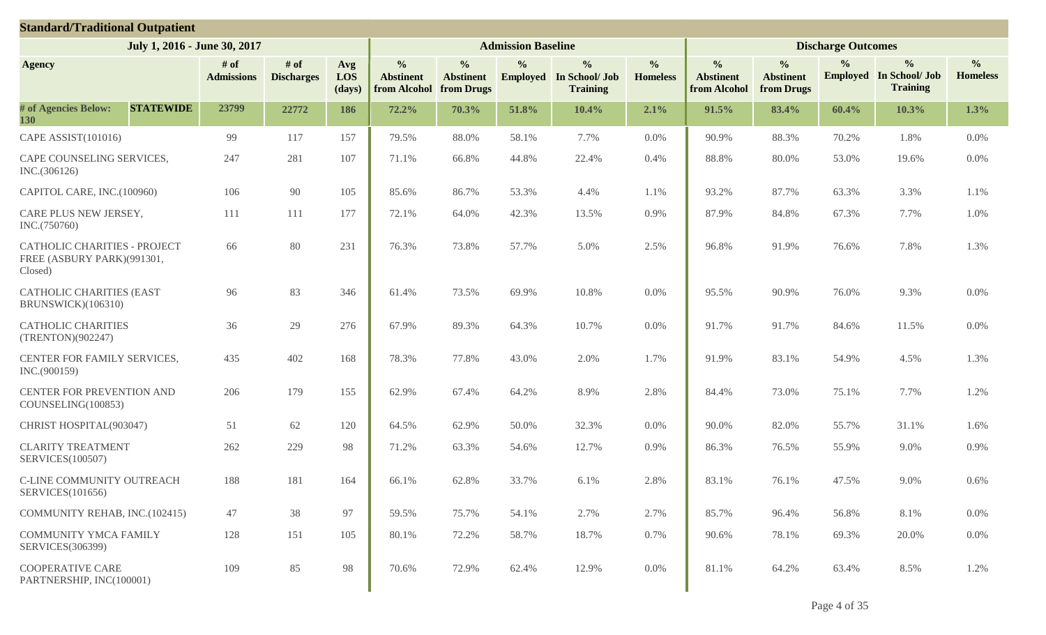## Standard/Traditional Outpatient

| July 1, 2016 - June 30, 2017 | | | | | Admission Baseline | | | | | Discharge Outcomes | | | | |
|---|---|---|---|---|---|---|---|---|---|---|---|---|---|---|
| **Agency** | **# of Admissions** | **# of Discharges** | **Avg LOS (days)** | **% Abstinent from Alcohol** | **% Abstinent from Drugs** | **% Employed** | **% In School/ Job Training** | **% Homeless** | **% Abstinent from Alcohol** | **% Abstinent from Drugs** | **% Employed** | **% In School/ Job Training** | **% Homeless** |
| **# of Agencies Below: 130 STATEWIDE** | **23799** | **22772** | **186** | **72.2%** | **70.3%** | **51.8%** | **10.4%** | **2.1%** | **91.5%** | **83.4%** | **60.4%** | **10.3%** | **1.3%** |
| CAPE ASSIST(101016) | 99 | 117 | 157 | 79.5% | 88.0% | 58.1% | 7.7% | 0.0% | 90.9% | 88.3% | 70.2% | 1.8% | 0.0% |
| CAPE COUNSELING SERVICES, INC.(306126) | 247 | 281 | 107 | 71.1% | 66.8% | 44.8% | 22.4% | 0.4% | 88.8% | 80.0% | 53.0% | 19.6% | 0.0% |
| CAPITOL CARE, INC.(100960) | 106 | 90 | 105 | 85.6% | 86.7% | 53.3% | 4.4% | 1.1% | 93.2% | 87.7% | 63.3% | 3.3% | 1.1% |
| CARE PLUS NEW JERSEY, INC.(750760) | 111 | 111 | 177 | 72.1% | 64.0% | 42.3% | 13.5% | 0.9% | 87.9% | 84.8% | 67.3% | 7.7% | 1.0% |
| CATHOLIC CHARITIES - PROJECT FREE (ASBURY PARK)(991301, Closed) | 66 | 80 | 231 | 76.3% | 73.8% | 57.7% | 5.0% | 2.5% | 96.8% | 91.9% | 76.6% | 7.8% | 1.3% |
| CATHOLIC CHARITIES (EAST BRUNSWICK)(106310) | 96 | 83 | 346 | 61.4% | 73.5% | 69.9% | 10.8% | 0.0% | 95.5% | 90.9% | 76.0% | 9.3% | 0.0% |
| CATHOLIC CHARITIES (TRENTON)(902247) | 36 | 29 | 276 | 67.9% | 89.3% | 64.3% | 10.7% | 0.0% | 91.7% | 91.7% | 84.6% | 11.5% | 0.0% |
| CENTER FOR FAMILY SERVICES, INC.(900159) | 435 | 402 | 168 | 78.3% | 77.8% | 43.0% | 2.0% | 1.7% | 91.9% | 83.1% | 54.9% | 4.5% | 1.3% |
| CENTER FOR PREVENTION AND COUNSELING(100853) | 206 | 179 | 155 | 62.9% | 67.4% | 64.2% | 8.9% | 2.8% | 84.4% | 73.0% | 75.1% | 7.7% | 1.2% |
| CHRIST HOSPITAL(903047) | 51 | 62 | 120 | 64.5% | 62.9% | 50.0% | 32.3% | 0.0% | 90.0% | 82.0% | 55.7% | 31.1% | 1.6% |
| CLARITY TREATMENT SERVICES(100507) | 262 | 229 | 98 | 71.2% | 63.3% | 54.6% | 12.7% | 0.9% | 86.3% | 76.5% | 55.9% | 9.0% | 0.9% |
| C-LINE COMMUNITY OUTREACH SERVICES(101656) | 188 | 181 | 164 | 66.1% | 62.8% | 33.7% | 6.1% | 2.8% | 83.1% | 76.1% | 47.5% | 9.0% | 0.6% |
| COMMUNITY REHAB, INC.(102415) | 47 | 38 | 97 | 59.5% | 75.7% | 54.1% | 2.7% | 2.7% | 85.7% | 96.4% | 56.8% | 8.1% | 0.0% |
| COMMUNITY YMCA FAMILY SERVICES(306399) | 128 | 151 | 105 | 80.1% | 72.2% | 58.7% | 18.7% | 0.7% | 90.6% | 78.1% | 69.3% | 20.0% | 0.0% |
| COOPERATIVE CARE PARTNERSHIP, INC(100001) | 109 | 85 | 98 | 70.6% | 72.9% | 62.4% | 12.9% | 0.0% | 81.1% | 64.2% | 63.4% | 8.5% | 1.2% |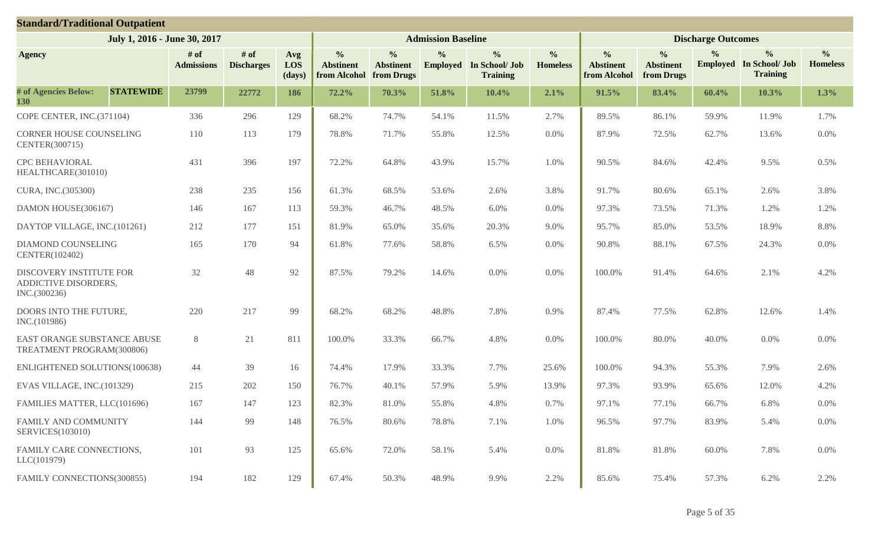## Standard/Traditional Outpatient

| July 1, 2016 - June 30, 2017 | | | | | Admission Baseline | | | | | Discharge Outcomes | | | | |
|---|---|---|---|---|---|---|---|---|---|---|---|---|---|---|
| **Agency** | **# of Admissions** | **# of Discharges** | **Avg LOS (days)** | **% Abstinent from Alcohol** | **% Abstinent from Drugs** | **% Employed** | **% In School/ Job Training** | **% Homeless** | **% Abstinent from Alcohol** | **% Abstinent from Drugs** | **% Employed** | **% In School/ Job Training** | **% Homeless** |
| **# of Agencies Below: 130 STATEWIDE** | **23799** | **22772** | **186** | **72.2%** | **70.3%** | **51.8%** | **10.4%** | **2.1%** | **91.5%** | **83.4%** | **60.4%** | **10.3%** | **1.3%** |
| COPE CENTER, INC.(371104) | 336 | 296 | 129 | 68.2% | 74.7% | 54.1% | 11.5% | 2.7% | 89.5% | 86.1% | 59.9% | 11.9% | 1.7% |
| CORNER HOUSE COUNSELING CENTER(300715) | 110 | 113 | 179 | 78.8% | 71.7% | 55.8% | 12.5% | 0.0% | 87.9% | 72.5% | 62.7% | 13.6% | 0.0% |
| CPC BEHAVIORAL HEALTHCARE(301010) | 431 | 396 | 197 | 72.2% | 64.8% | 43.9% | 15.7% | 1.0% | 90.5% | 84.6% | 42.4% | 9.5% | 0.5% |
| CURA, INC.(305300) | 238 | 235 | 156 | 61.3% | 68.5% | 53.6% | 2.6% | 3.8% | 91.7% | 80.6% | 65.1% | 2.6% | 3.8% |
| DAMON HOUSE(306167) | 146 | 167 | 113 | 59.3% | 46.7% | 48.5% | 6.0% | 0.0% | 97.3% | 73.5% | 71.3% | 1.2% | 1.2% |
| DAYTOP VILLAGE, INC.(101261) | 212 | 177 | 151 | 81.9% | 65.0% | 35.6% | 20.3% | 9.0% | 95.7% | 85.0% | 53.5% | 18.9% | 8.8% |
| DIAMOND COUNSELING CENTER(102402) | 165 | 170 | 94 | 61.8% | 77.6% | 58.8% | 6.5% | 0.0% | 90.8% | 88.1% | 67.5% | 24.3% | 0.0% |
| DISCOVERY INSTITUTE FOR ADDICTIVE DISORDERS, INC.(300236) | 32 | 48 | 92 | 87.5% | 79.2% | 14.6% | 0.0% | 0.0% | 100.0% | 91.4% | 64.6% | 2.1% | 4.2% |
| DOORS INTO THE FUTURE, INC.(101986) | 220 | 217 | 99 | 68.2% | 68.2% | 48.8% | 7.8% | 0.9% | 87.4% | 77.5% | 62.8% | 12.6% | 1.4% |
| EAST ORANGE SUBSTANCE ABUSE TREATMENT PROGRAM(300806) | 8 | 21 | 811 | 100.0% | 33.3% | 66.7% | 4.8% | 0.0% | 100.0% | 80.0% | 40.0% | 0.0% | 0.0% |
| ENLIGHTENED SOLUTIONS(100638) | 44 | 39 | 16 | 74.4% | 17.9% | 33.3% | 7.7% | 25.6% | 100.0% | 94.3% | 55.3% | 7.9% | 2.6% |
| EVAS VILLAGE, INC.(101329) | 215 | 202 | 150 | 76.7% | 40.1% | 57.9% | 5.9% | 13.9% | 97.3% | 93.9% | 65.6% | 12.0% | 4.2% |
| FAMILIES MATTER, LLC(101696) | 167 | 147 | 123 | 82.3% | 81.0% | 55.8% | 4.8% | 0.7% | 97.1% | 77.1% | 66.7% | 6.8% | 0.0% |
| FAMILY AND COMMUNITY SERVICES(103010) | 144 | 99 | 148 | 76.5% | 80.6% | 78.8% | 7.1% | 1.0% | 96.5% | 97.7% | 83.9% | 5.4% | 0.0% |
| FAMILY CARE CONNECTIONS, LLC(101979) | 101 | 93 | 125 | 65.6% | 72.0% | 58.1% | 5.4% | 0.0% | 81.8% | 81.8% | 60.0% | 7.8% | 0.0% |
| FAMILY CONNECTIONS(300855) | 194 | 182 | 129 | 67.4% | 50.3% | 48.9% | 9.9% | 2.2% | 85.6% | 75.4% | 57.3% | 6.2% | 2.2% |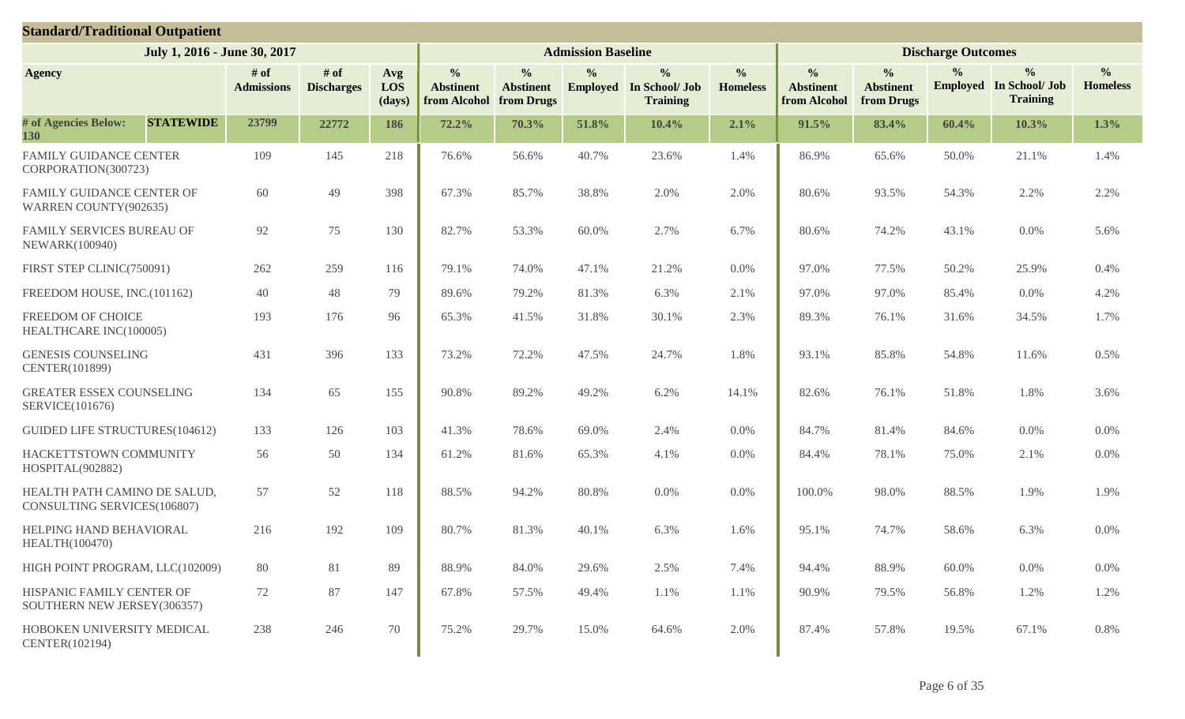## Standard/Traditional Outpatient

| July 1, 2016 - June 30, 2017 | | | | Admission Baseline | | | | | Discharge Outcomes | | | | |
|---|---|---|---|---|---|---|---|---|---|---|---|---|---|
| Agency | # of Admissions | # of Discharges | Avg LOS (days) | % Abstinent from Alcohol | % Abstinent from Drugs | % Employed | % In School/ Job Training | % Homeless | % Abstinent from Alcohol | % Abstinent from Drugs | % Employed | % In School/ Job Training | % Homeless |
| **# of Agencies Below: 130 STATEWIDE** | **23799** | **22772** | **186** | **72.2%** | **70.3%** | **51.8%** | **10.4%** | **2.1%** | **91.5%** | **83.4%** | **60.4%** | **10.3%** | **1.3%** |
| FAMILY GUIDANCE CENTER CORPORATION(300723) | 109 | 145 | 218 | 76.6% | 56.6% | 40.7% | 23.6% | 1.4% | 86.9% | 65.6% | 50.0% | 21.1% | 1.4% |
| FAMILY GUIDANCE CENTER OF WARREN COUNTY(902635) | 60 | 49 | 398 | 67.3% | 85.7% | 38.8% | 2.0% | 2.0% | 80.6% | 93.5% | 54.3% | 2.2% | 2.2% |
| FAMILY SERVICES BUREAU OF NEWARK(100940) | 92 | 75 | 130 | 82.7% | 53.3% | 60.0% | 2.7% | 6.7% | 80.6% | 74.2% | 43.1% | 0.0% | 5.6% |
| FIRST STEP CLINIC(750091) | 262 | 259 | 116 | 79.1% | 74.0% | 47.1% | 21.2% | 0.0% | 97.0% | 77.5% | 50.2% | 25.9% | 0.4% |
| FREEDOM HOUSE, INC.(101162) | 40 | 48 | 79 | 89.6% | 79.2% | 81.3% | 6.3% | 2.1% | 97.0% | 97.0% | 85.4% | 0.0% | 4.2% |
| FREEDOM OF CHOICE HEALTHCARE INC(100005) | 193 | 176 | 96 | 65.3% | 41.5% | 31.8% | 30.1% | 2.3% | 89.3% | 76.1% | 31.6% | 34.5% | 1.7% |
| GENESIS COUNSELING CENTER(101899) | 431 | 396 | 133 | 73.2% | 72.2% | 47.5% | 24.7% | 1.8% | 93.1% | 85.8% | 54.8% | 11.6% | 0.5% |
| GREATER ESSEX COUNSELING SERVICE(101676) | 134 | 65 | 155 | 90.8% | 89.2% | 49.2% | 6.2% | 14.1% | 82.6% | 76.1% | 51.8% | 1.8% | 3.6% |
| GUIDED LIFE STRUCTURES(104612) | 133 | 126 | 103 | 41.3% | 78.6% | 69.0% | 2.4% | 0.0% | 84.7% | 81.4% | 84.6% | 0.0% | 0.0% |
| HACKETTSTOWN COMMUNITY HOSPITAL(902882) | 56 | 50 | 134 | 61.2% | 81.6% | 65.3% | 4.1% | 0.0% | 84.4% | 78.1% | 75.0% | 2.1% | 0.0% |
| HEALTH PATH CAMINO DE SALUD, CONSULTING SERVICES(106807) | 57 | 52 | 118 | 88.5% | 94.2% | 80.8% | 0.0% | 0.0% | 100.0% | 98.0% | 88.5% | 1.9% | 1.9% |
| HELPING HAND BEHAVIORAL HEALTH(100470) | 216 | 192 | 109 | 80.7% | 81.3% | 40.1% | 6.3% | 1.6% | 95.1% | 74.7% | 58.6% | 6.3% | 0.0% |
| HIGH POINT PROGRAM, LLC(102009) | 80 | 81 | 89 | 88.9% | 84.0% | 29.6% | 2.5% | 7.4% | 94.4% | 88.9% | 60.0% | 0.0% | 0.0% |
| HISPANIC FAMILY CENTER OF SOUTHERN NEW JERSEY(306357) | 72 | 87 | 147 | 67.8% | 57.5% | 49.4% | 1.1% | 1.1% | 90.9% | 79.5% | 56.8% | 1.2% | 1.2% |
| HOBOKEN UNIVERSITY MEDICAL CENTER(102194) | 238 | 246 | 70 | 75.2% | 29.7% | 15.0% | 64.6% | 2.0% | 87.4% | 57.8% | 19.5% | 67.1% | 0.8% |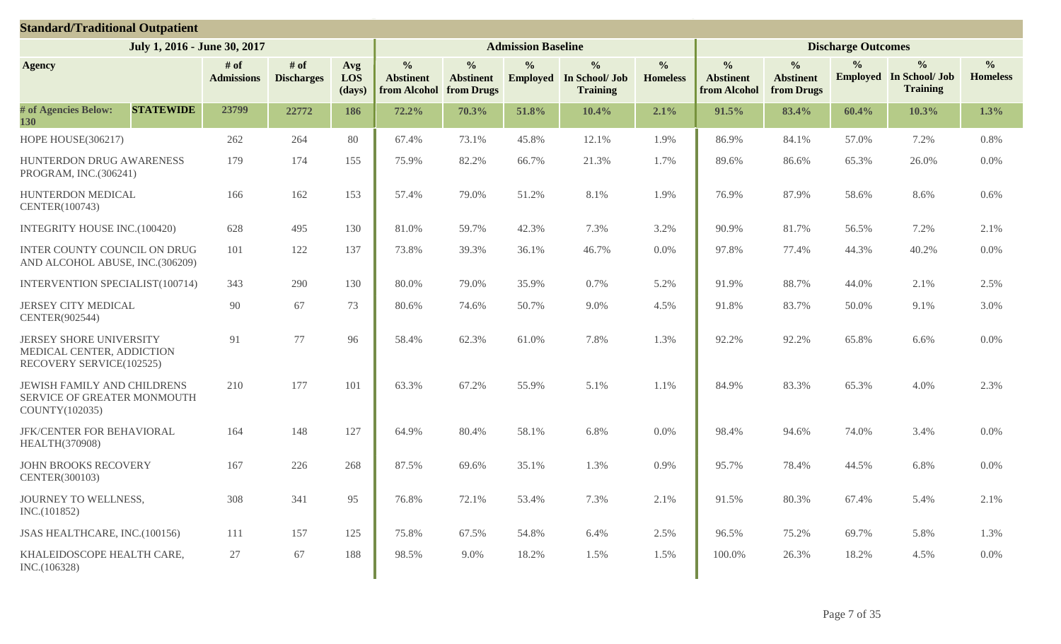## Standard/Traditional Outpatient

| July 1, 2016 - June 30, 2017 | | | | | Admission Baseline | | | | | Discharge Outcomes | | | | |
|---|---|---|---|---|---|---|---|---|---|---|---|---|---|---|
| Agency | # of Admissions | # of Discharges | Avg LOS (days) | % Abstinent from Alcohol | % Abstinent from Drugs | % Employed | % In School/ Job Training | % Homeless | % Abstinent from Alcohol | % Abstinent from Drugs | % Employed | % In School/ Job Training | % Homeless |
| **# of Agencies Below: 130 — STATEWIDE** | **23799** | **22772** | **186** | **72.2%** | **70.3%** | **51.8%** | **10.4%** | **2.1%** | **91.5%** | **83.4%** | **60.4%** | **10.3%** | **1.3%** |
| HOPE HOUSE(306217) | 262 | 264 | 80 | 67.4% | 73.1% | 45.8% | 12.1% | 1.9% | 86.9% | 84.1% | 57.0% | 7.2% | 0.8% |
| HUNTERDON DRUG AWARENESS PROGRAM, INC.(306241) | 179 | 174 | 155 | 75.9% | 82.2% | 66.7% | 21.3% | 1.7% | 89.6% | 86.6% | 65.3% | 26.0% | 0.0% |
| HUNTERDON MEDICAL CENTER(100743) | 166 | 162 | 153 | 57.4% | 79.0% | 51.2% | 8.1% | 1.9% | 76.9% | 87.9% | 58.6% | 8.6% | 0.6% |
| INTEGRITY HOUSE INC.(100420) | 628 | 495 | 130 | 81.0% | 59.7% | 42.3% | 7.3% | 3.2% | 90.9% | 81.7% | 56.5% | 7.2% | 2.1% |
| INTER COUNTY COUNCIL ON DRUG AND ALCOHOL ABUSE, INC.(306209) | 101 | 122 | 137 | 73.8% | 39.3% | 36.1% | 46.7% | 0.0% | 97.8% | 77.4% | 44.3% | 40.2% | 0.0% |
| INTERVENTION SPECIALIST(100714) | 343 | 290 | 130 | 80.0% | 79.0% | 35.9% | 0.7% | 5.2% | 91.9% | 88.7% | 44.0% | 2.1% | 2.5% |
| JERSEY CITY MEDICAL CENTER(902544) | 90 | 67 | 73 | 80.6% | 74.6% | 50.7% | 9.0% | 4.5% | 91.8% | 83.7% | 50.0% | 9.1% | 3.0% |
| JERSEY SHORE UNIVERSITY MEDICAL CENTER, ADDICTION RECOVERY SERVICE(102525) | 91 | 77 | 96 | 58.4% | 62.3% | 61.0% | 7.8% | 1.3% | 92.2% | 92.2% | 65.8% | 6.6% | 0.0% |
| JEWISH FAMILY AND CHILDRENS SERVICE OF GREATER MONMOUTH COUNTY(102035) | 210 | 177 | 101 | 63.3% | 67.2% | 55.9% | 5.1% | 1.1% | 84.9% | 83.3% | 65.3% | 4.0% | 2.3% |
| JFK/CENTER FOR BEHAVIORAL HEALTH(370908) | 164 | 148 | 127 | 64.9% | 80.4% | 58.1% | 6.8% | 0.0% | 98.4% | 94.6% | 74.0% | 3.4% | 0.0% |
| JOHN BROOKS RECOVERY CENTER(300103) | 167 | 226 | 268 | 87.5% | 69.6% | 35.1% | 1.3% | 0.9% | 95.7% | 78.4% | 44.5% | 6.8% | 0.0% |
| JOURNEY TO WELLNESS, INC.(101852) | 308 | 341 | 95 | 76.8% | 72.1% | 53.4% | 7.3% | 2.1% | 91.5% | 80.3% | 67.4% | 5.4% | 2.1% |
| JSAS HEALTHCARE, INC.(100156) | 111 | 157 | 125 | 75.8% | 67.5% | 54.8% | 6.4% | 2.5% | 96.5% | 75.2% | 69.7% | 5.8% | 1.3% |
| KHALEIDOSCOPE HEALTH CARE, INC.(106328) | 27 | 67 | 188 | 98.5% | 9.0% | 18.2% | 1.5% | 1.5% | 100.0% | 26.3% | 18.2% | 4.5% | 0.0% |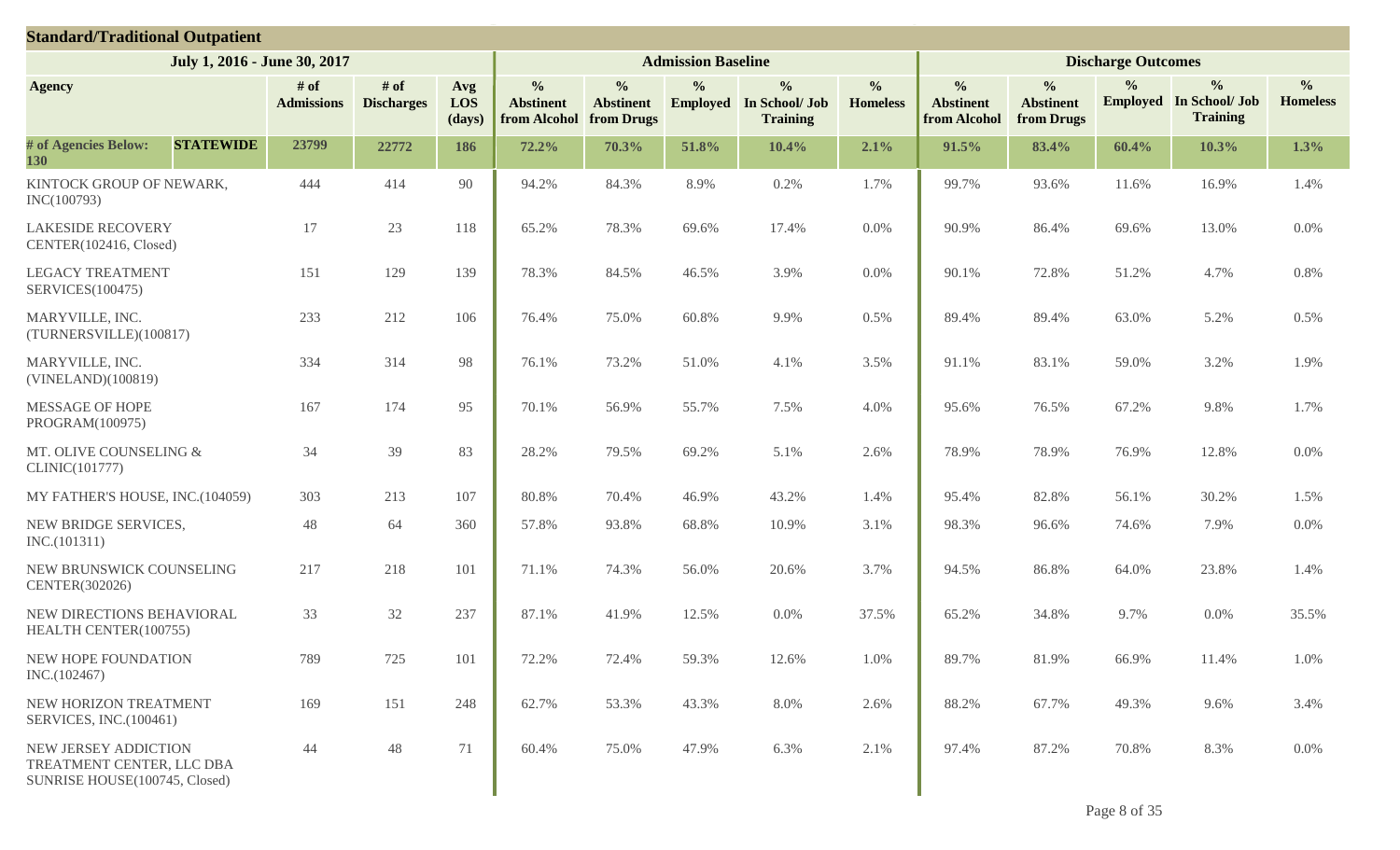## Standard/Traditional Outpatient

| July 1, 2016 - June 30, 2017 | | | | Admission Baseline | | | | | Discharge Outcomes | | | | |
|---|---|---|---|---|---|---|---|---|---|---|---|---|---|
| **Agency** | **# of Admissions** | **# of Discharges** | **Avg LOS (days)** | **% Abstinent from Alcohol** | **% Abstinent from Drugs** | **% Employed** | **% In School/ Job Training** | **% Homeless** | **% Abstinent from Alcohol** | **% Abstinent from Drugs** | **% Employed** | **% In School/ Job Training** | **% Homeless** |
| **# of Agencies Below: 130 STATEWIDE** | **23799** | **22772** | **186** | **72.2%** | **70.3%** | **51.8%** | **10.4%** | **2.1%** | **91.5%** | **83.4%** | **60.4%** | **10.3%** | **1.3%** |
| KINTOCK GROUP OF NEWARK, INC(100793) | 444 | 414 | 90 | 94.2% | 84.3% | 8.9% | 0.2% | 1.7% | 99.7% | 93.6% | 11.6% | 16.9% | 1.4% |
| LAKESIDE RECOVERY CENTER(102416, Closed) | 17 | 23 | 118 | 65.2% | 78.3% | 69.6% | 17.4% | 0.0% | 90.9% | 86.4% | 69.6% | 13.0% | 0.0% |
| LEGACY TREATMENT SERVICES(100475) | 151 | 129 | 139 | 78.3% | 84.5% | 46.5% | 3.9% | 0.0% | 90.1% | 72.8% | 51.2% | 4.7% | 0.8% |
| MARYVILLE, INC. (TURNERSVILLE)(100817) | 233 | 212 | 106 | 76.4% | 75.0% | 60.8% | 9.9% | 0.5% | 89.4% | 89.4% | 63.0% | 5.2% | 0.5% |
| MARYVILLE, INC. (VINELAND)(100819) | 334 | 314 | 98 | 76.1% | 73.2% | 51.0% | 4.1% | 3.5% | 91.1% | 83.1% | 59.0% | 3.2% | 1.9% |
| MESSAGE OF HOPE PROGRAM(100975) | 167 | 174 | 95 | 70.1% | 56.9% | 55.7% | 7.5% | 4.0% | 95.6% | 76.5% | 67.2% | 9.8% | 1.7% |
| MT. OLIVE COUNSELING & CLINIC(101777) | 34 | 39 | 83 | 28.2% | 79.5% | 69.2% | 5.1% | 2.6% | 78.9% | 78.9% | 76.9% | 12.8% | 0.0% |
| MY FATHER'S HOUSE, INC.(104059) | 303 | 213 | 107 | 80.8% | 70.4% | 46.9% | 43.2% | 1.4% | 95.4% | 82.8% | 56.1% | 30.2% | 1.5% |
| NEW BRIDGE SERVICES, INC.(101311) | 48 | 64 | 360 | 57.8% | 93.8% | 68.8% | 10.9% | 3.1% | 98.3% | 96.6% | 74.6% | 7.9% | 0.0% |
| NEW BRUNSWICK COUNSELING CENTER(302026) | 217 | 218 | 101 | 71.1% | 74.3% | 56.0% | 20.6% | 3.7% | 94.5% | 86.8% | 64.0% | 23.8% | 1.4% |
| NEW DIRECTIONS BEHAVIORAL HEALTH CENTER(100755) | 33 | 32 | 237 | 87.1% | 41.9% | 12.5% | 0.0% | 37.5% | 65.2% | 34.8% | 9.7% | 0.0% | 35.5% |
| NEW HOPE FOUNDATION INC.(102467) | 789 | 725 | 101 | 72.2% | 72.4% | 59.3% | 12.6% | 1.0% | 89.7% | 81.9% | 66.9% | 11.4% | 1.0% |
| NEW HORIZON TREATMENT SERVICES, INC.(100461) | 169 | 151 | 248 | 62.7% | 53.3% | 43.3% | 8.0% | 2.6% | 88.2% | 67.7% | 49.3% | 9.6% | 3.4% |
| NEW JERSEY ADDICTION TREATMENT CENTER, LLC DBA SUNRISE HOUSE(100745, Closed) | 44 | 48 | 71 | 60.4% | 75.0% | 47.9% | 6.3% | 2.1% | 97.4% | 87.2% | 70.8% | 8.3% | 0.0% |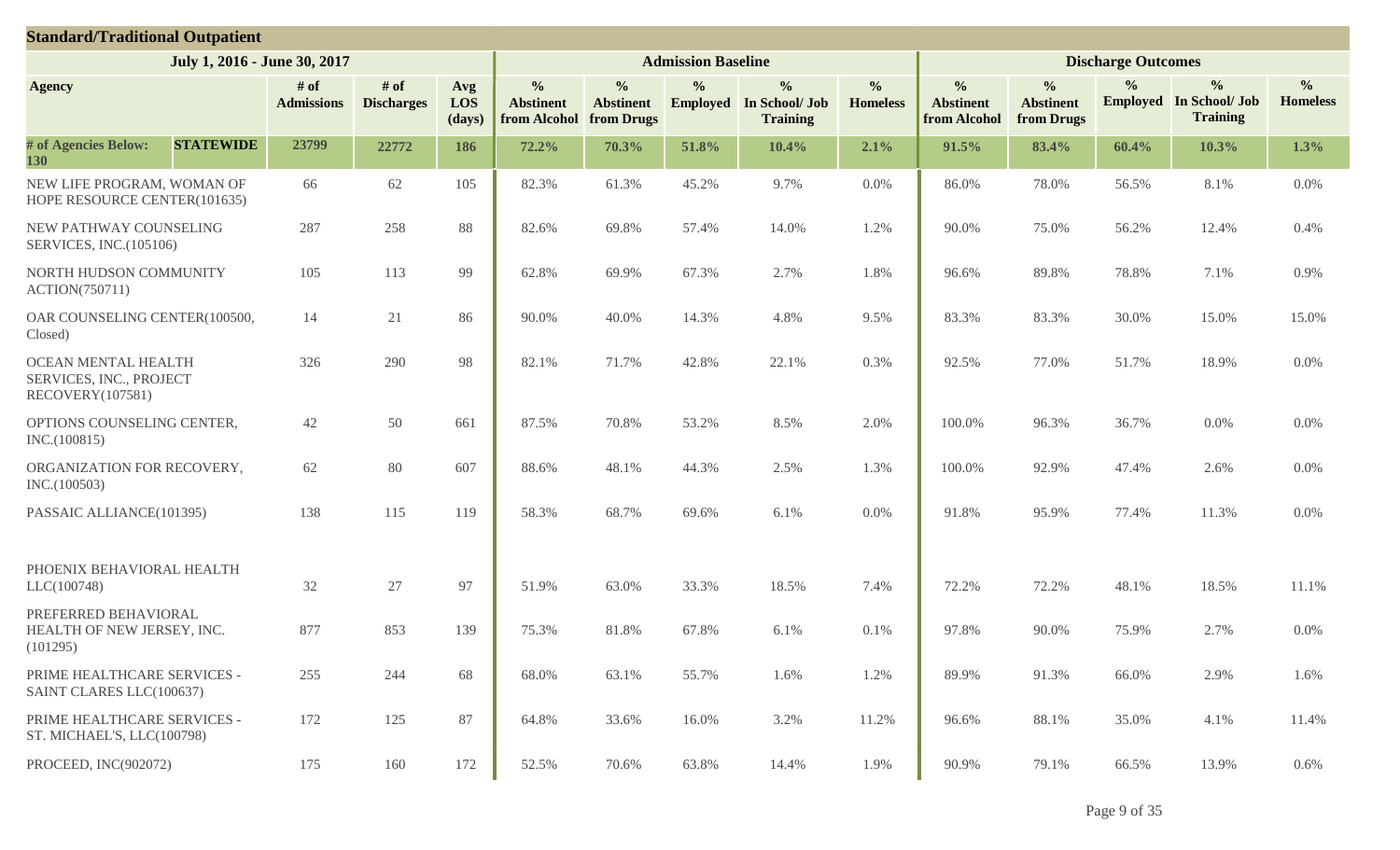## Standard/Traditional Outpatient

| July 1, 2016 - June 30, 2017 | | | | | Admission Baseline | | | | | Discharge Outcomes | | | | |
|---|---|---|---|---|---|---|---|---|---|---|---|---|---|---|
| Agency | # of Admissions | # of Discharges | Avg LOS (days) | % Abstinent from Alcohol | % Abstinent from Drugs | % Employed | % In School/ Job Training | % Homeless | % Abstinent from Alcohol | % Abstinent from Drugs | % Employed | % In School/ Job Training | % Homeless |
| **# of Agencies Below: 130 STATEWIDE** | **23799** | **22772** | **186** | **72.2%** | **70.3%** | **51.8%** | **10.4%** | **2.1%** | **91.5%** | **83.4%** | **60.4%** | **10.3%** | **1.3%** |
| NEW LIFE PROGRAM, WOMAN OF HOPE RESOURCE CENTER(101635) | 66 | 62 | 105 | 82.3% | 61.3% | 45.2% | 9.7% | 0.0% | 86.0% | 78.0% | 56.5% | 8.1% | 0.0% |
| NEW PATHWAY COUNSELING SERVICES, INC.(105106) | 287 | 258 | 88 | 82.6% | 69.8% | 57.4% | 14.0% | 1.2% | 90.0% | 75.0% | 56.2% | 12.4% | 0.4% |
| NORTH HUDSON COMMUNITY ACTION(750711) | 105 | 113 | 99 | 62.8% | 69.9% | 67.3% | 2.7% | 1.8% | 96.6% | 89.8% | 78.8% | 7.1% | 0.9% |
| OAR COUNSELING CENTER(100500, Closed) | 14 | 21 | 86 | 90.0% | 40.0% | 14.3% | 4.8% | 9.5% | 83.3% | 83.3% | 30.0% | 15.0% | 15.0% |
| OCEAN MENTAL HEALTH SERVICES, INC., PROJECT RECOVERY(107581) | 326 | 290 | 98 | 82.1% | 71.7% | 42.8% | 22.1% | 0.3% | 92.5% | 77.0% | 51.7% | 18.9% | 0.0% |
| OPTIONS COUNSELING CENTER, INC.(100815) | 42 | 50 | 661 | 87.5% | 70.8% | 53.2% | 8.5% | 2.0% | 100.0% | 96.3% | 36.7% | 0.0% | 0.0% |
| ORGANIZATION FOR RECOVERY, INC.(100503) | 62 | 80 | 607 | 88.6% | 48.1% | 44.3% | 2.5% | 1.3% | 100.0% | 92.9% | 47.4% | 2.6% | 0.0% |
| PASSAIC ALLIANCE(101395) | 138 | 115 | 119 | 58.3% | 68.7% | 69.6% | 6.1% | 0.0% | 91.8% | 95.9% | 77.4% | 11.3% | 0.0% |
| PHOENIX BEHAVIORAL HEALTH LLC(100748) | 32 | 27 | 97 | 51.9% | 63.0% | 33.3% | 18.5% | 7.4% | 72.2% | 72.2% | 48.1% | 18.5% | 11.1% |
| PREFERRED BEHAVIORAL HEALTH OF NEW JERSEY, INC. (101295) | 877 | 853 | 139 | 75.3% | 81.8% | 67.8% | 6.1% | 0.1% | 97.8% | 90.0% | 75.9% | 2.7% | 0.0% |
| PRIME HEALTHCARE SERVICES - SAINT CLARES LLC(100637) | 255 | 244 | 68 | 68.0% | 63.1% | 55.7% | 1.6% | 1.2% | 89.9% | 91.3% | 66.0% | 2.9% | 1.6% |
| PRIME HEALTHCARE SERVICES - ST. MICHAEL'S, LLC(100798) | 172 | 125 | 87 | 64.8% | 33.6% | 16.0% | 3.2% | 11.2% | 96.6% | 88.1% | 35.0% | 4.1% | 11.4% |
| PROCEED, INC(902072) | 175 | 160 | 172 | 52.5% | 70.6% | 63.8% | 14.4% | 1.9% | 90.9% | 79.1% | 66.5% | 13.9% | 0.6% |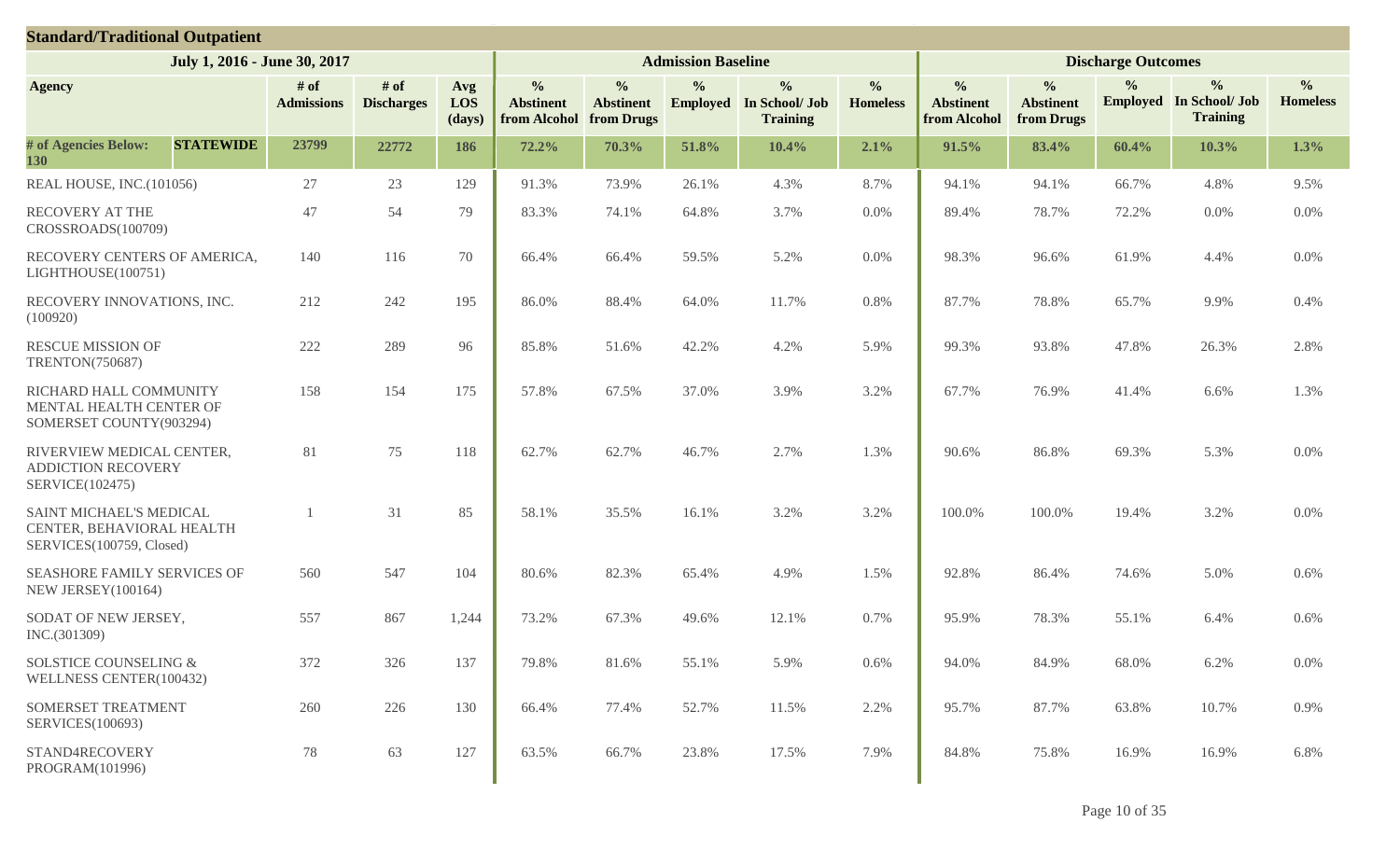## Standard/Traditional Outpatient

| July 1, 2016 - June 30, 2017 | | | | | Admission Baseline | | | | | Discharge Outcomes | | | | |
|---|---|---|---|---|---|---|---|---|---|---|---|---|---|---|
| Agency | # of Admissions | # of Discharges | Avg LOS (days) | % Abstinent from Alcohol | % Abstinent from Drugs | % Employed | % In School/ Job Training | % Homeless | % Abstinent from Alcohol | % Abstinent from Drugs | % Employed | % In School/ Job Training | % Homeless |
| **# of Agencies Below: 130 STATEWIDE** | **23799** | **22772** | **186** | **72.2%** | **70.3%** | **51.8%** | **10.4%** | **2.1%** | **91.5%** | **83.4%** | **60.4%** | **10.3%** | **1.3%** |
| REAL HOUSE, INC.(101056) | 27 | 23 | 129 | 91.3% | 73.9% | 26.1% | 4.3% | 8.7% | 94.1% | 94.1% | 66.7% | 4.8% | 9.5% |
| RECOVERY AT THE CROSSROADS(100709) | 47 | 54 | 79 | 83.3% | 74.1% | 64.8% | 3.7% | 0.0% | 89.4% | 78.7% | 72.2% | 0.0% | 0.0% |
| RECOVERY CENTERS OF AMERICA, LIGHTHOUSE(100751) | 140 | 116 | 70 | 66.4% | 66.4% | 59.5% | 5.2% | 0.0% | 98.3% | 96.6% | 61.9% | 4.4% | 0.0% |
| RECOVERY INNOVATIONS, INC. (100920) | 212 | 242 | 195 | 86.0% | 88.4% | 64.0% | 11.7% | 0.8% | 87.7% | 78.8% | 65.7% | 9.9% | 0.4% |
| RESCUE MISSION OF TRENTON(750687) | 222 | 289 | 96 | 85.8% | 51.6% | 42.2% | 4.2% | 5.9% | 99.3% | 93.8% | 47.8% | 26.3% | 2.8% |
| RICHARD HALL COMMUNITY MENTAL HEALTH CENTER OF SOMERSET COUNTY(903294) | 158 | 154 | 175 | 57.8% | 67.5% | 37.0% | 3.9% | 3.2% | 67.7% | 76.9% | 41.4% | 6.6% | 1.3% |
| RIVERVIEW MEDICAL CENTER, ADDICTION RECOVERY SERVICE(102475) | 81 | 75 | 118 | 62.7% | 62.7% | 46.7% | 2.7% | 1.3% | 90.6% | 86.8% | 69.3% | 5.3% | 0.0% |
| SAINT MICHAEL'S MEDICAL CENTER, BEHAVIORAL HEALTH SERVICES(100759, Closed) | 1 | 31 | 85 | 58.1% | 35.5% | 16.1% | 3.2% | 3.2% | 100.0% | 100.0% | 19.4% | 3.2% | 0.0% |
| SEASHORE FAMILY SERVICES OF NEW JERSEY(100164) | 560 | 547 | 104 | 80.6% | 82.3% | 65.4% | 4.9% | 1.5% | 92.8% | 86.4% | 74.6% | 5.0% | 0.6% |
| SODAT OF NEW JERSEY, INC.(301309) | 557 | 867 | 1,244 | 73.2% | 67.3% | 49.6% | 12.1% | 0.7% | 95.9% | 78.3% | 55.1% | 6.4% | 0.6% |
| SOLSTICE COUNSELING & WELLNESS CENTER(100432) | 372 | 326 | 137 | 79.8% | 81.6% | 55.1% | 5.9% | 0.6% | 94.0% | 84.9% | 68.0% | 6.2% | 0.0% |
| SOMERSET TREATMENT SERVICES(100693) | 260 | 226 | 130 | 66.4% | 77.4% | 52.7% | 11.5% | 2.2% | 95.7% | 87.7% | 63.8% | 10.7% | 0.9% |
| STAND4RECOVERY PROGRAM(101996) | 78 | 63 | 127 | 63.5% | 66.7% | 23.8% | 17.5% | 7.9% | 84.8% | 75.8% | 16.9% | 16.9% | 6.8% |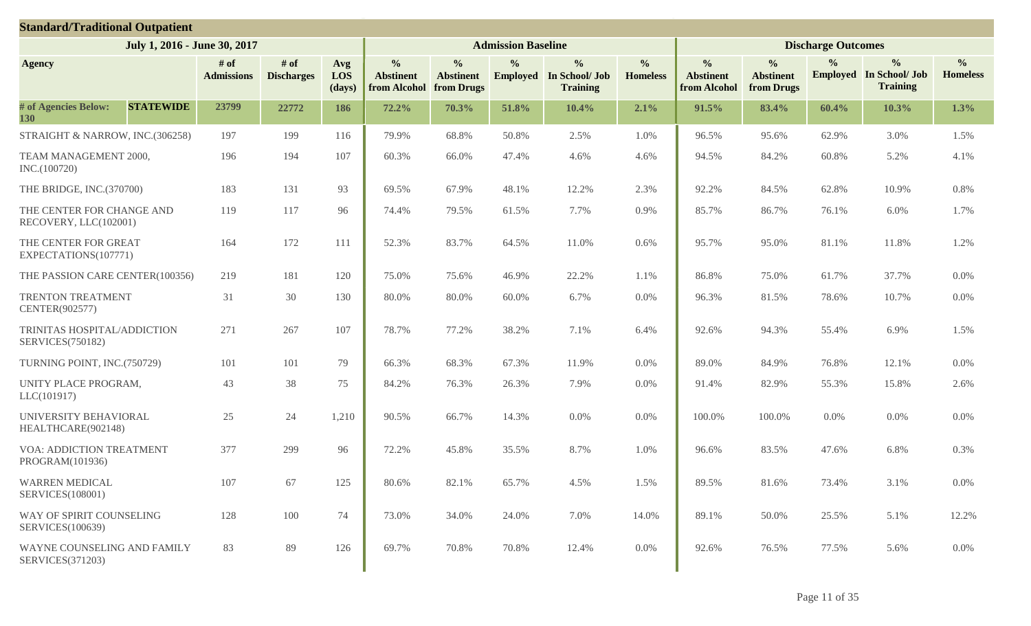## Standard/Traditional Outpatient

| July 1, 2016 - June 30, 2017 | | | | Admission Baseline | | | | | Discharge Outcomes | | | | |
|---|---|---|---|---|---|---|---|---|---|---|---|---|---|
| Agency | # of Admissions | # of Discharges | Avg LOS (days) | % Abstinent from Alcohol | % Abstinent from Drugs | % Employed | % In School/ Job Training | % Homeless | % Abstinent from Alcohol | % Abstinent from Drugs | % Employed | % In School/ Job Training | % Homeless |
| **# of Agencies Below: 130 STATEWIDE** | **23799** | **22772** | **186** | **72.2%** | **70.3%** | **51.8%** | **10.4%** | **2.1%** | **91.5%** | **83.4%** | **60.4%** | **10.3%** | **1.3%** |
| STRAIGHT & NARROW, INC.(306258) | 197 | 199 | 116 | 79.9% | 68.8% | 50.8% | 2.5% | 1.0% | 96.5% | 95.6% | 62.9% | 3.0% | 1.5% |
| TEAM MANAGEMENT 2000, INC.(100720) | 196 | 194 | 107 | 60.3% | 66.0% | 47.4% | 4.6% | 4.6% | 94.5% | 84.2% | 60.8% | 5.2% | 4.1% |
| THE BRIDGE, INC.(370700) | 183 | 131 | 93 | 69.5% | 67.9% | 48.1% | 12.2% | 2.3% | 92.2% | 84.5% | 62.8% | 10.9% | 0.8% |
| THE CENTER FOR CHANGE AND RECOVERY, LLC(102001) | 119 | 117 | 96 | 74.4% | 79.5% | 61.5% | 7.7% | 0.9% | 85.7% | 86.7% | 76.1% | 6.0% | 1.7% |
| THE CENTER FOR GREAT EXPECTATIONS(107771) | 164 | 172 | 111 | 52.3% | 83.7% | 64.5% | 11.0% | 0.6% | 95.7% | 95.0% | 81.1% | 11.8% | 1.2% |
| THE PASSION CARE CENTER(100356) | 219 | 181 | 120 | 75.0% | 75.6% | 46.9% | 22.2% | 1.1% | 86.8% | 75.0% | 61.7% | 37.7% | 0.0% |
| TRENTON TREATMENT CENTER(902577) | 31 | 30 | 130 | 80.0% | 80.0% | 60.0% | 6.7% | 0.0% | 96.3% | 81.5% | 78.6% | 10.7% | 0.0% |
| TRINITAS HOSPITAL/ADDICTION SERVICES(750182) | 271 | 267 | 107 | 78.7% | 77.2% | 38.2% | 7.1% | 6.4% | 92.6% | 94.3% | 55.4% | 6.9% | 1.5% |
| TURNING POINT, INC.(750729) | 101 | 101 | 79 | 66.3% | 68.3% | 67.3% | 11.9% | 0.0% | 89.0% | 84.9% | 76.8% | 12.1% | 0.0% |
| UNITY PLACE PROGRAM, LLC(101917) | 43 | 38 | 75 | 84.2% | 76.3% | 26.3% | 7.9% | 0.0% | 91.4% | 82.9% | 55.3% | 15.8% | 2.6% |
| UNIVERSITY BEHAVIORAL HEALTHCARE(902148) | 25 | 24 | 1,210 | 90.5% | 66.7% | 14.3% | 0.0% | 0.0% | 100.0% | 100.0% | 0.0% | 0.0% | 0.0% |
| VOA: ADDICTION TREATMENT PROGRAM(101936) | 377 | 299 | 96 | 72.2% | 45.8% | 35.5% | 8.7% | 1.0% | 96.6% | 83.5% | 47.6% | 6.8% | 0.3% |
| WARREN MEDICAL SERVICES(108001) | 107 | 67 | 125 | 80.6% | 82.1% | 65.7% | 4.5% | 1.5% | 89.5% | 81.6% | 73.4% | 3.1% | 0.0% |
| WAY OF SPIRIT COUNSELING SERVICES(100639) | 128 | 100 | 74 | 73.0% | 34.0% | 24.0% | 7.0% | 14.0% | 89.1% | 50.0% | 25.5% | 5.1% | 12.2% |
| WAYNE COUNSELING AND FAMILY SERVICES(371203) | 83 | 89 | 126 | 69.7% | 70.8% | 70.8% | 12.4% | 0.0% | 92.6% | 76.5% | 77.5% | 5.6% | 0.0% |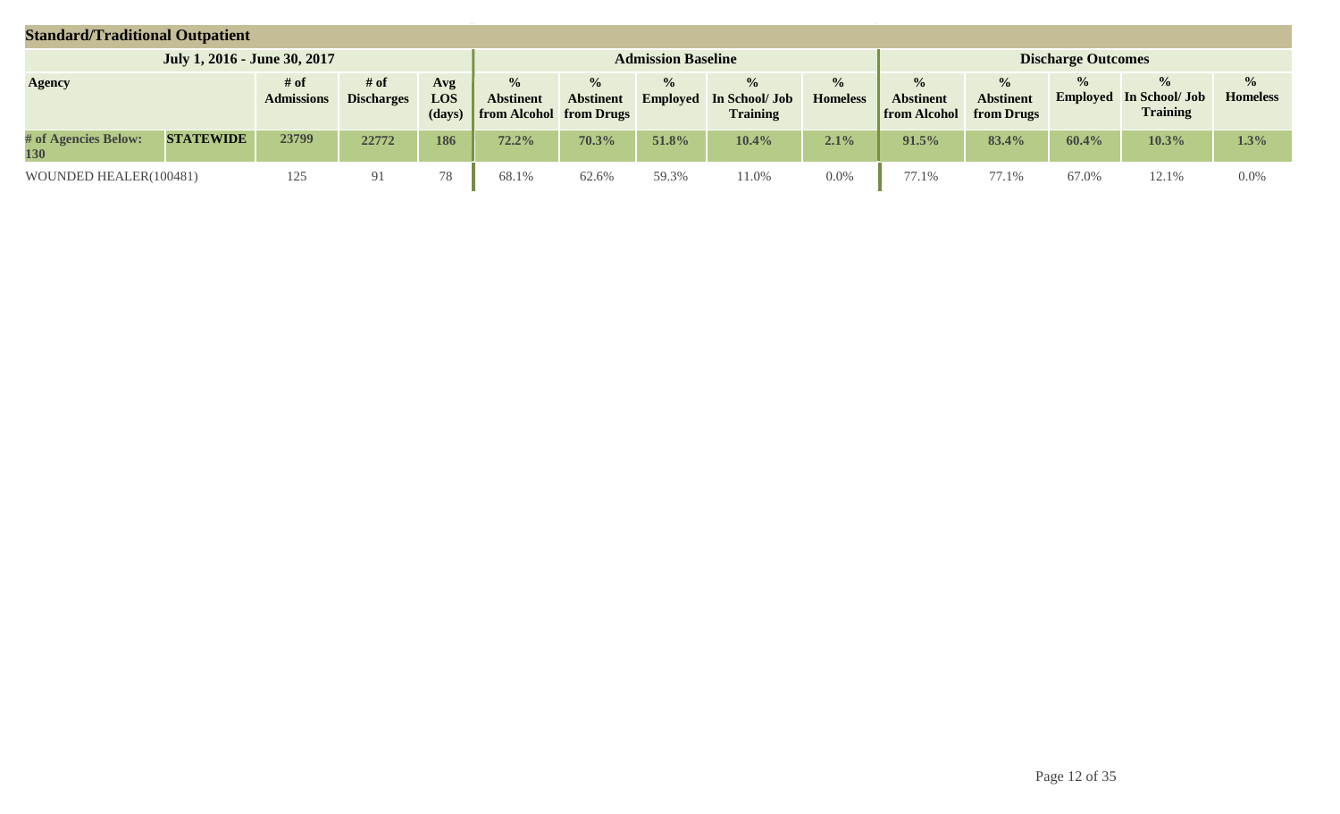## Standard/Traditional Outpatient

| July 1, 2016 - June 30, 2017 | | | | | Admission Baseline | | | | | Discharge Outcomes | | | | |
|---|---|---|---|---|---|---|---|---|---|---|---|---|---|---|
| Agency | | # of Admissions | # of Discharges | Avg LOS (days) | % Abstinent from Alcohol | % Abstinent from Drugs | % Employed | % In School/ Job Training | % Homeless | % Abstinent from Alcohol | % Abstinent from Drugs | % Employed | % In School/ Job Training | % Homeless |
| **# of Agencies Below: 130** | **STATEWIDE** | **23799** | **22772** | **186** | **72.2%** | **70.3%** | **51.8%** | **10.4%** | **2.1%** | **91.5%** | **83.4%** | **60.4%** | **10.3%** | **1.3%** |
| WOUNDED HEALER(100481) | | 125 | 91 | 78 | 68.1% | 62.6% | 59.3% | 11.0% | 0.0% | 77.1% | 77.1% | 67.0% | 12.1% | 0.0% |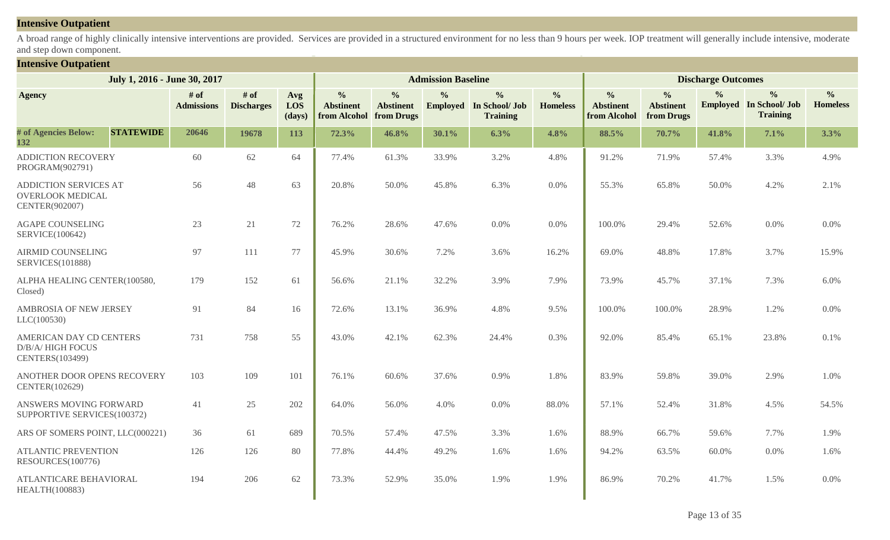## Intensive Outpatient

A broad range of highly clinically intensive interventions are provided. Services are provided in a structured environment for no less than 9 hours per week. IOP treatment will generally include intensive, moderate and step down component.

### Intensive Outpatient

| July 1, 2016 - June 30, 2017 | | | | | Admission Baseline | | | | | Discharge Outcomes | | | | |
|---|---|---|---|---|---|---|---|---|---|---|---|---|---|---|
| Agency | | # of Admissions | # of Discharges | Avg LOS (days) | % Abstinent from Alcohol | % Abstinent from Drugs | % Employed | % In School/ Job Training | % Homeless | % Abstinent from Alcohol | % Abstinent from Drugs | % Employed | % In School/ Job Training | % Homeless |
| **# of Agencies Below: 132** | **STATEWIDE** | **20646** | **19678** | **113** | **72.3%** | **46.8%** | **30.1%** | **6.3%** | **4.8%** | **88.5%** | **70.7%** | **41.8%** | **7.1%** | **3.3%** |
| ADDICTION RECOVERY PROGRAM(902791) | | 60 | 62 | 64 | 77.4% | 61.3% | 33.9% | 3.2% | 4.8% | 91.2% | 71.9% | 57.4% | 3.3% | 4.9% |
| ADDICTION SERVICES AT OVERLOOK MEDICAL CENTER(902007) | | 56 | 48 | 63 | 20.8% | 50.0% | 45.8% | 6.3% | 0.0% | 55.3% | 65.8% | 50.0% | 4.2% | 2.1% |
| AGAPE COUNSELING SERVICE(100642) | | 23 | 21 | 72 | 76.2% | 28.6% | 47.6% | 0.0% | 0.0% | 100.0% | 29.4% | 52.6% | 0.0% | 0.0% |
| AIRMID COUNSELING SERVICES(101888) | | 97 | 111 | 77 | 45.9% | 30.6% | 7.2% | 3.6% | 16.2% | 69.0% | 48.8% | 17.8% | 3.7% | 15.9% |
| ALPHA HEALING CENTER(100580, Closed) | | 179 | 152 | 61 | 56.6% | 21.1% | 32.2% | 3.9% | 7.9% | 73.9% | 45.7% | 37.1% | 7.3% | 6.0% |
| AMBROSIA OF NEW JERSEY LLC(100530) | | 91 | 84 | 16 | 72.6% | 13.1% | 36.9% | 4.8% | 9.5% | 100.0% | 100.0% | 28.9% | 1.2% | 0.0% |
| AMERICAN DAY CD CENTERS D/B/A/ HIGH FOCUS CENTERS(103499) | | 731 | 758 | 55 | 43.0% | 42.1% | 62.3% | 24.4% | 0.3% | 92.0% | 85.4% | 65.1% | 23.8% | 0.1% |
| ANOTHER DOOR OPENS RECOVERY CENTER(102629) | | 103 | 109 | 101 | 76.1% | 60.6% | 37.6% | 0.9% | 1.8% | 83.9% | 59.8% | 39.0% | 2.9% | 1.0% |
| ANSWERS MOVING FORWARD SUPPORTIVE SERVICES(100372) | | 41 | 25 | 202 | 64.0% | 56.0% | 4.0% | 0.0% | 88.0% | 57.1% | 52.4% | 31.8% | 4.5% | 54.5% |
| ARS OF SOMERS POINT, LLC(000221) | | 36 | 61 | 689 | 70.5% | 57.4% | 47.5% | 3.3% | 1.6% | 88.9% | 66.7% | 59.6% | 7.7% | 1.9% |
| ATLANTIC PREVENTION RESOURCES(100776) | | 126 | 126 | 80 | 77.8% | 44.4% | 49.2% | 1.6% | 1.6% | 94.2% | 63.5% | 60.0% | 0.0% | 1.6% |
| ATLANTICARE BEHAVIORAL HEALTH(100883) | | 194 | 206 | 62 | 73.3% | 52.9% | 35.0% | 1.9% | 1.9% | 86.9% | 70.2% | 41.7% | 1.5% | 0.0% |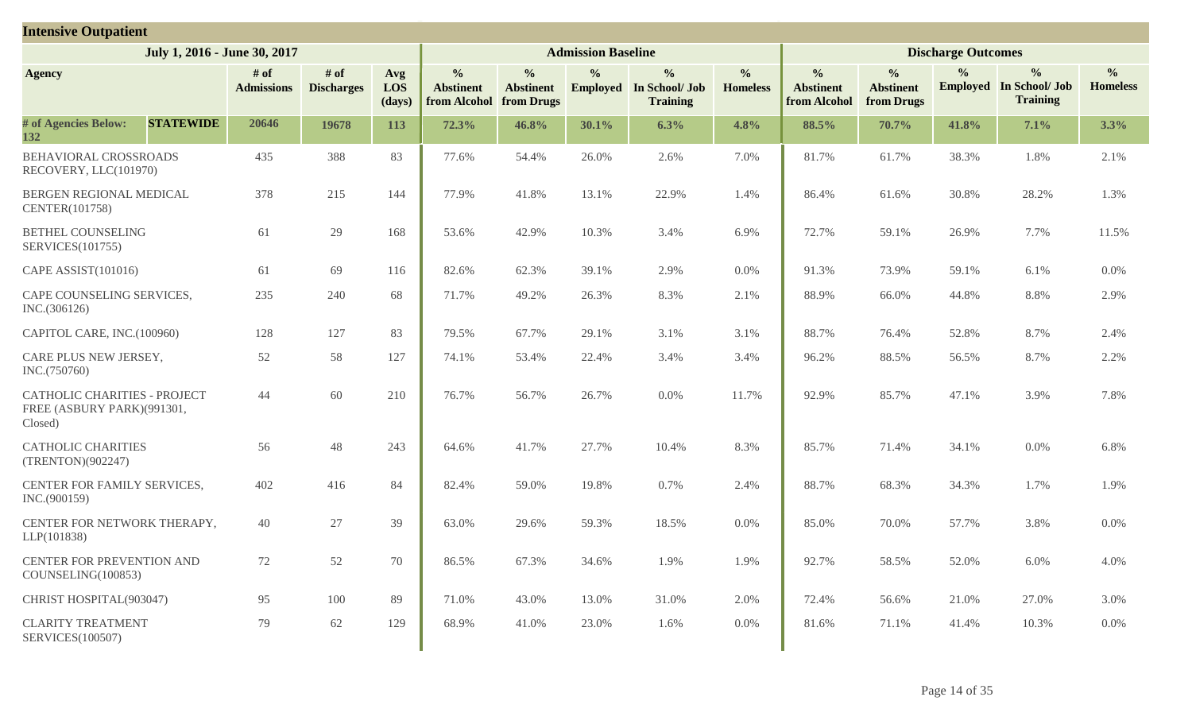## Intensive Outpatient

| July 1, 2016 - June 30, 2017 | | | | | Admission Baseline | | | | | Discharge Outcomes | | | | |
|---|---|---|---|---|---|---|---|---|---|---|---|---|---|---|
| Agency | | # of Admissions | # of Discharges | Avg LOS (days) | % Abstinent from Alcohol | % Abstinent from Drugs | % Employed | % In School/ Job Training | % Homeless | % Abstinent from Alcohol | % Abstinent from Drugs | % Employed | % In School/ Job Training | % Homeless |
| **# of Agencies Below: 132** | **STATEWIDE** | **20646** | **19678** | **113** | **72.3%** | **46.8%** | **30.1%** | **6.3%** | **4.8%** | **88.5%** | **70.7%** | **41.8%** | **7.1%** | **3.3%** |
| BEHAVIORAL CROSSROADS RECOVERY, LLC(101970) | | 435 | 388 | 83 | 77.6% | 54.4% | 26.0% | 2.6% | 7.0% | 81.7% | 61.7% | 38.3% | 1.8% | 2.1% |
| BERGEN REGIONAL MEDICAL CENTER(101758) | | 378 | 215 | 144 | 77.9% | 41.8% | 13.1% | 22.9% | 1.4% | 86.4% | 61.6% | 30.8% | 28.2% | 1.3% |
| BETHEL COUNSELING SERVICES(101755) | | 61 | 29 | 168 | 53.6% | 42.9% | 10.3% | 3.4% | 6.9% | 72.7% | 59.1% | 26.9% | 7.7% | 11.5% |
| CAPE ASSIST(101016) | | 61 | 69 | 116 | 82.6% | 62.3% | 39.1% | 2.9% | 0.0% | 91.3% | 73.9% | 59.1% | 6.1% | 0.0% |
| CAPE COUNSELING SERVICES, INC.(306126) | | 235 | 240 | 68 | 71.7% | 49.2% | 26.3% | 8.3% | 2.1% | 88.9% | 66.0% | 44.8% | 8.8% | 2.9% |
| CAPITOL CARE, INC.(100960) | | 128 | 127 | 83 | 79.5% | 67.7% | 29.1% | 3.1% | 3.1% | 88.7% | 76.4% | 52.8% | 8.7% | 2.4% |
| CARE PLUS NEW JERSEY, INC.(750760) | | 52 | 58 | 127 | 74.1% | 53.4% | 22.4% | 3.4% | 3.4% | 96.2% | 88.5% | 56.5% | 8.7% | 2.2% |
| CATHOLIC CHARITIES - PROJECT FREE (ASBURY PARK)(991301, Closed) | | 44 | 60 | 210 | 76.7% | 56.7% | 26.7% | 0.0% | 11.7% | 92.9% | 85.7% | 47.1% | 3.9% | 7.8% |
| CATHOLIC CHARITIES (TRENTON)(902247) | | 56 | 48 | 243 | 64.6% | 41.7% | 27.7% | 10.4% | 8.3% | 85.7% | 71.4% | 34.1% | 0.0% | 6.8% |
| CENTER FOR FAMILY SERVICES, INC.(900159) | | 402 | 416 | 84 | 82.4% | 59.0% | 19.8% | 0.7% | 2.4% | 88.7% | 68.3% | 34.3% | 1.7% | 1.9% |
| CENTER FOR NETWORK THERAPY, LLP(101838) | | 40 | 27 | 39 | 63.0% | 29.6% | 59.3% | 18.5% | 0.0% | 85.0% | 70.0% | 57.7% | 3.8% | 0.0% |
| CENTER FOR PREVENTION AND COUNSELING(100853) | | 72 | 52 | 70 | 86.5% | 67.3% | 34.6% | 1.9% | 1.9% | 92.7% | 58.5% | 52.0% | 6.0% | 4.0% |
| CHRIST HOSPITAL(903047) | | 95 | 100 | 89 | 71.0% | 43.0% | 13.0% | 31.0% | 2.0% | 72.4% | 56.6% | 21.0% | 27.0% | 3.0% |
| CLARITY TREATMENT SERVICES(100507) | | 79 | 62 | 129 | 68.9% | 41.0% | 23.0% | 1.6% | 0.0% | 81.6% | 71.1% | 41.4% | 10.3% | 0.0% |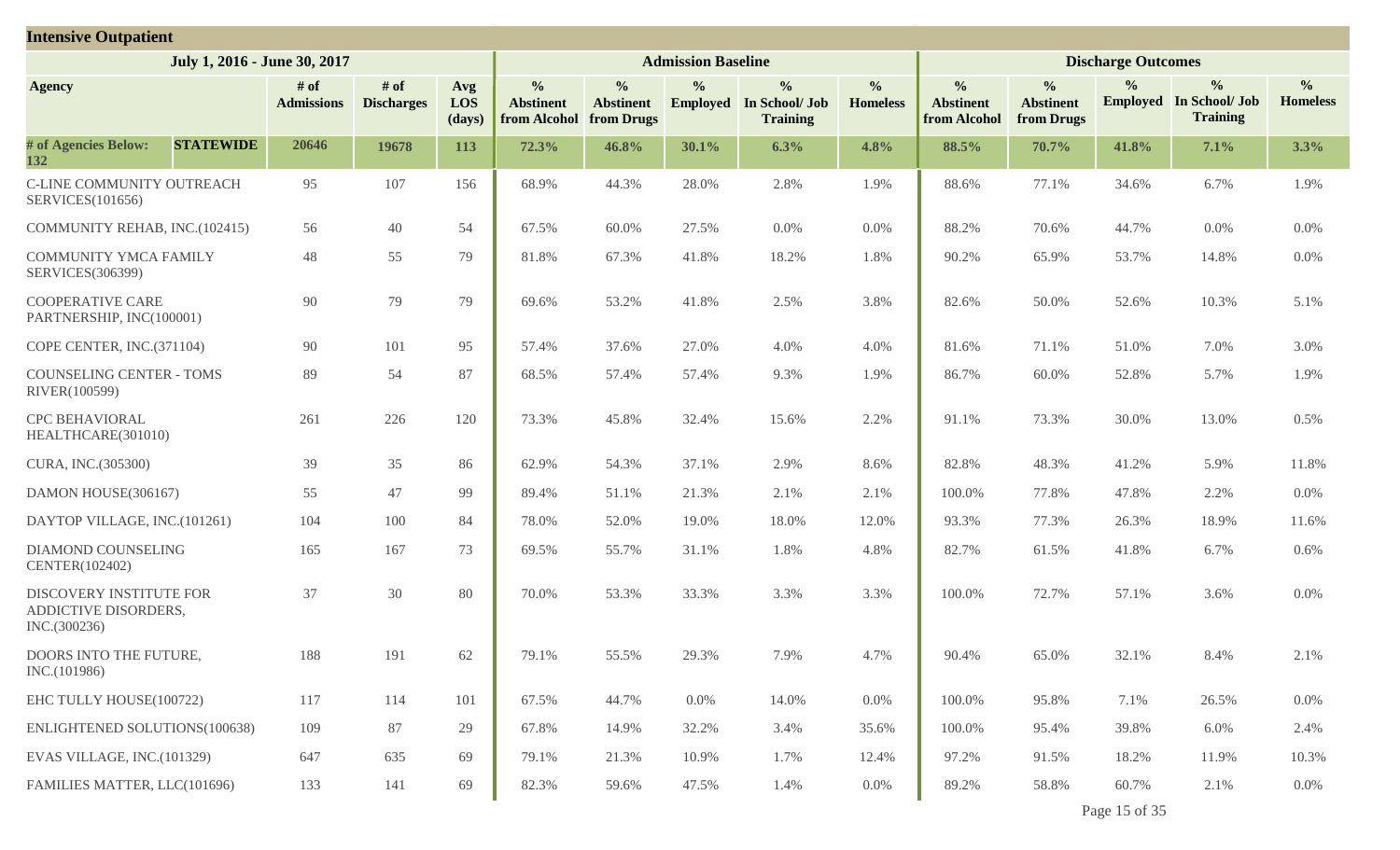## Intensive Outpatient

| July 1, 2016 - June 30, 2017 | | | | | Admission Baseline | | | | | Discharge Outcomes | | | | |
|---|---|---|---|---|---|---|---|---|---|---|---|---|---|---|
| Agency | | # of Admissions | # of Discharges | Avg LOS (days) | % Abstinent from Alcohol | % Abstinent from Drugs | % Employed | % In School/ Job Training | % Homeless | % Abstinent from Alcohol | % Abstinent from Drugs | % Employed | % In School/ Job Training | % Homeless |
| **# of Agencies Below: 132** | **STATEWIDE** | **20646** | **19678** | **113** | **72.3%** | **46.8%** | **30.1%** | **6.3%** | **4.8%** | **88.5%** | **70.7%** | **41.8%** | **7.1%** | **3.3%** |
| C-LINE COMMUNITY OUTREACH SERVICES(101656) | | 95 | 107 | 156 | 68.9% | 44.3% | 28.0% | 2.8% | 1.9% | 88.6% | 77.1% | 34.6% | 6.7% | 1.9% |
| COMMUNITY REHAB, INC.(102415) | | 56 | 40 | 54 | 67.5% | 60.0% | 27.5% | 0.0% | 0.0% | 88.2% | 70.6% | 44.7% | 0.0% | 0.0% |
| COMMUNITY YMCA FAMILY SERVICES(306399) | | 48 | 55 | 79 | 81.8% | 67.3% | 41.8% | 18.2% | 1.8% | 90.2% | 65.9% | 53.7% | 14.8% | 0.0% |
| COOPERATIVE CARE PARTNERSHIP, INC(100001) | | 90 | 79 | 79 | 69.6% | 53.2% | 41.8% | 2.5% | 3.8% | 82.6% | 50.0% | 52.6% | 10.3% | 5.1% |
| COPE CENTER, INC.(371104) | | 90 | 101 | 95 | 57.4% | 37.6% | 27.0% | 4.0% | 4.0% | 81.6% | 71.1% | 51.0% | 7.0% | 3.0% |
| COUNSELING CENTER - TOMS RIVER(100599) | | 89 | 54 | 87 | 68.5% | 57.4% | 57.4% | 9.3% | 1.9% | 86.7% | 60.0% | 52.8% | 5.7% | 1.9% |
| CPC BEHAVIORAL HEALTHCARE(301010) | | 261 | 226 | 120 | 73.3% | 45.8% | 32.4% | 15.6% | 2.2% | 91.1% | 73.3% | 30.0% | 13.0% | 0.5% |
| CURA, INC.(305300) | | 39 | 35 | 86 | 62.9% | 54.3% | 37.1% | 2.9% | 8.6% | 82.8% | 48.3% | 41.2% | 5.9% | 11.8% |
| DAMON HOUSE(306167) | | 55 | 47 | 99 | 89.4% | 51.1% | 21.3% | 2.1% | 2.1% | 100.0% | 77.8% | 47.8% | 2.2% | 0.0% |
| DAYTOP VILLAGE, INC.(101261) | | 104 | 100 | 84 | 78.0% | 52.0% | 19.0% | 18.0% | 12.0% | 93.3% | 77.3% | 26.3% | 18.9% | 11.6% |
| DIAMOND COUNSELING CENTER(102402) | | 165 | 167 | 73 | 69.5% | 55.7% | 31.1% | 1.8% | 4.8% | 82.7% | 61.5% | 41.8% | 6.7% | 0.6% |
| DISCOVERY INSTITUTE FOR ADDICTIVE DISORDERS, INC.(300236) | | 37 | 30 | 80 | 70.0% | 53.3% | 33.3% | 3.3% | 3.3% | 100.0% | 72.7% | 57.1% | 3.6% | 0.0% |
| DOORS INTO THE FUTURE, INC.(101986) | | 188 | 191 | 62 | 79.1% | 55.5% | 29.3% | 7.9% | 4.7% | 90.4% | 65.0% | 32.1% | 8.4% | 2.1% |
| EHC TULLY HOUSE(100722) | | 117 | 114 | 101 | 67.5% | 44.7% | 0.0% | 14.0% | 0.0% | 100.0% | 95.8% | 7.1% | 26.5% | 0.0% |
| ENLIGHTENED SOLUTIONS(100638) | | 109 | 87 | 29 | 67.8% | 14.9% | 32.2% | 3.4% | 35.6% | 100.0% | 95.4% | 39.8% | 6.0% | 2.4% |
| EVAS VILLAGE, INC.(101329) | | 647 | 635 | 69 | 79.1% | 21.3% | 10.9% | 1.7% | 12.4% | 97.2% | 91.5% | 18.2% | 11.9% | 10.3% |
| FAMILIES MATTER, LLC(101696) | | 133 | 141 | 69 | 82.3% | 59.6% | 47.5% | 1.4% | 0.0% | 89.2% | 58.8% | 60.7% | 2.1% | 0.0% |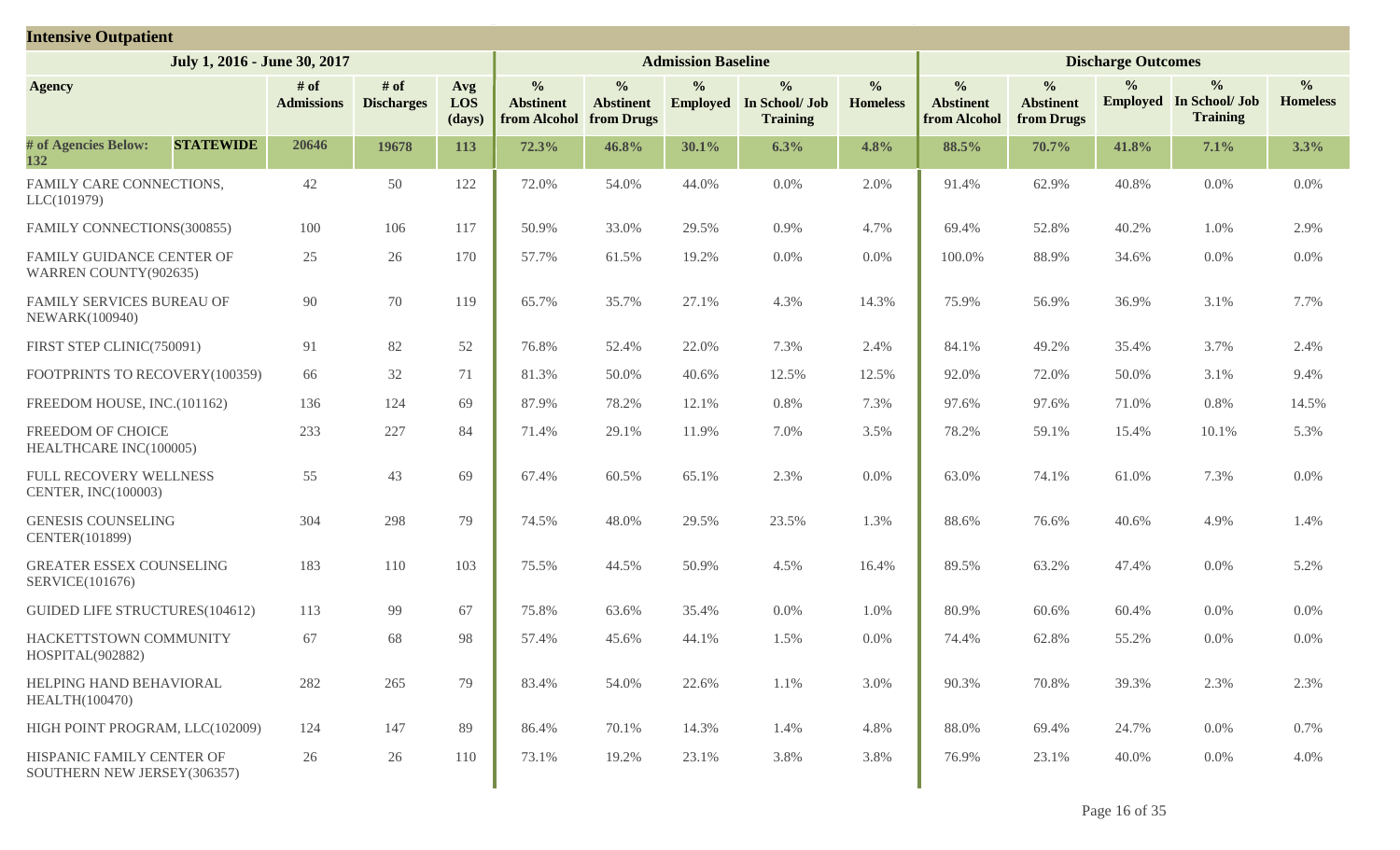## Intensive Outpatient

| July 1, 2016 - June 30, 2017 | | | | | Admission Baseline | | | | | Discharge Outcomes | | | | |
|---|---|---|---|---|---|---|---|---|---|---|---|---|---|---|
| Agency | # of Admissions | # of Discharges | Avg LOS (days) | % Abstinent from Alcohol | % Abstinent from Drugs | % Employed | % In School/ Job Training | % Homeless | % Abstinent from Alcohol | % Abstinent from Drugs | % Employed | % In School/ Job Training | % Homeless |
| **# of Agencies Below: 132** **STATEWIDE** | **20646** | **19678** | **113** | **72.3%** | **46.8%** | **30.1%** | **6.3%** | **4.8%** | **88.5%** | **70.7%** | **41.8%** | **7.1%** | **3.3%** |
| FAMILY CARE CONNECTIONS, LLC(101979) | 42 | 50 | 122 | 72.0% | 54.0% | 44.0% | 0.0% | 2.0% | 91.4% | 62.9% | 40.8% | 0.0% | 0.0% |
| FAMILY CONNECTIONS(300855) | 100 | 106 | 117 | 50.9% | 33.0% | 29.5% | 0.9% | 4.7% | 69.4% | 52.8% | 40.2% | 1.0% | 2.9% |
| FAMILY GUIDANCE CENTER OF WARREN COUNTY(902635) | 25 | 26 | 170 | 57.7% | 61.5% | 19.2% | 0.0% | 0.0% | 100.0% | 88.9% | 34.6% | 0.0% | 0.0% |
| FAMILY SERVICES BUREAU OF NEWARK(100940) | 90 | 70 | 119 | 65.7% | 35.7% | 27.1% | 4.3% | 14.3% | 75.9% | 56.9% | 36.9% | 3.1% | 7.7% |
| FIRST STEP CLINIC(750091) | 91 | 82 | 52 | 76.8% | 52.4% | 22.0% | 7.3% | 2.4% | 84.1% | 49.2% | 35.4% | 3.7% | 2.4% |
| FOOTPRINTS TO RECOVERY(100359) | 66 | 32 | 71 | 81.3% | 50.0% | 40.6% | 12.5% | 12.5% | 92.0% | 72.0% | 50.0% | 3.1% | 9.4% |
| FREEDOM HOUSE, INC.(101162) | 136 | 124 | 69 | 87.9% | 78.2% | 12.1% | 0.8% | 7.3% | 97.6% | 97.6% | 71.0% | 0.8% | 14.5% |
| FREEDOM OF CHOICE HEALTHCARE INC(100005) | 233 | 227 | 84 | 71.4% | 29.1% | 11.9% | 7.0% | 3.5% | 78.2% | 59.1% | 15.4% | 10.1% | 5.3% |
| FULL RECOVERY WELLNESS CENTER, INC(100003) | 55 | 43 | 69 | 67.4% | 60.5% | 65.1% | 2.3% | 0.0% | 63.0% | 74.1% | 61.0% | 7.3% | 0.0% |
| GENESIS COUNSELING CENTER(101899) | 304 | 298 | 79 | 74.5% | 48.0% | 29.5% | 23.5% | 1.3% | 88.6% | 76.6% | 40.6% | 4.9% | 1.4% |
| GREATER ESSEX COUNSELING SERVICE(101676) | 183 | 110 | 103 | 75.5% | 44.5% | 50.9% | 4.5% | 16.4% | 89.5% | 63.2% | 47.4% | 0.0% | 5.2% |
| GUIDED LIFE STRUCTURES(104612) | 113 | 99 | 67 | 75.8% | 63.6% | 35.4% | 0.0% | 1.0% | 80.9% | 60.6% | 60.4% | 0.0% | 0.0% |
| HACKETTSTOWN COMMUNITY HOSPITAL(902882) | 67 | 68 | 98 | 57.4% | 45.6% | 44.1% | 1.5% | 0.0% | 74.4% | 62.8% | 55.2% | 0.0% | 0.0% |
| HELPING HAND BEHAVIORAL HEALTH(100470) | 282 | 265 | 79 | 83.4% | 54.0% | 22.6% | 1.1% | 3.0% | 90.3% | 70.8% | 39.3% | 2.3% | 2.3% |
| HIGH POINT PROGRAM, LLC(102009) | 124 | 147 | 89 | 86.4% | 70.1% | 14.3% | 1.4% | 4.8% | 88.0% | 69.4% | 24.7% | 0.0% | 0.7% |
| HISPANIC FAMILY CENTER OF SOUTHERN NEW JERSEY(306357) | 26 | 26 | 110 | 73.1% | 19.2% | 23.1% | 3.8% | 3.8% | 76.9% | 23.1% | 40.0% | 0.0% | 4.0% |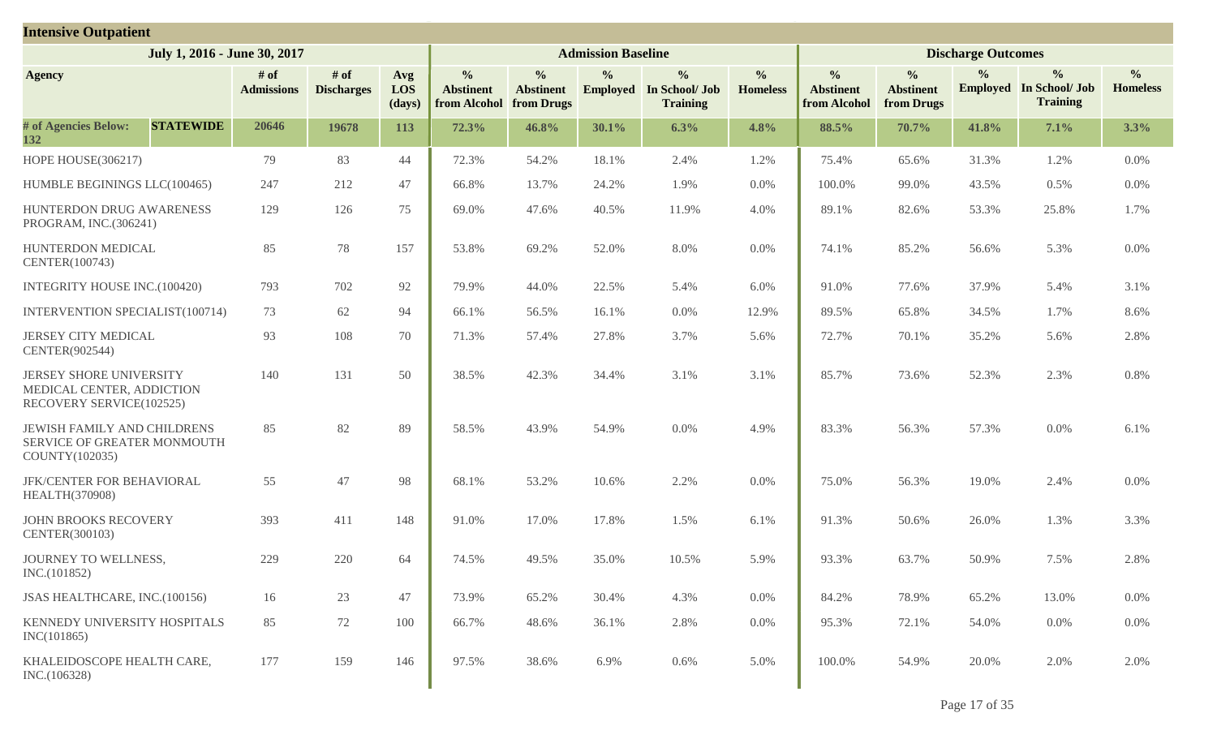## Intensive Outpatient

| July 1, 2016 - June 30, 2017 | | | | Admission Baseline | | | | | Discharge Outcomes | | | | |
|---|---|---|---|---|---|---|---|---|---|---|---|---|---|
| Agency | # of Admissions | # of Discharges | Avg LOS (days) | % Abstinent from Alcohol | % Abstinent from Drugs | % Employed | % In School/ Job Training | % Homeless | % Abstinent from Alcohol | % Abstinent from Drugs | % Employed | % In School/ Job Training | % Homeless |
| **# of Agencies Below: 132 STATEWIDE** | **20646** | **19678** | **113** | **72.3%** | **46.8%** | **30.1%** | **6.3%** | **4.8%** | **88.5%** | **70.7%** | **41.8%** | **7.1%** | **3.3%** |
| HOPE HOUSE(306217) | 79 | 83 | 44 | 72.3% | 54.2% | 18.1% | 2.4% | 1.2% | 75.4% | 65.6% | 31.3% | 1.2% | 0.0% |
| HUMBLE BEGININGS LLC(100465) | 247 | 212 | 47 | 66.8% | 13.7% | 24.2% | 1.9% | 0.0% | 100.0% | 99.0% | 43.5% | 0.5% | 0.0% |
| HUNTERDON DRUG AWARENESS PROGRAM, INC.(306241) | 129 | 126 | 75 | 69.0% | 47.6% | 40.5% | 11.9% | 4.0% | 89.1% | 82.6% | 53.3% | 25.8% | 1.7% |
| HUNTERDON MEDICAL CENTER(100743) | 85 | 78 | 157 | 53.8% | 69.2% | 52.0% | 8.0% | 0.0% | 74.1% | 85.2% | 56.6% | 5.3% | 0.0% |
| INTEGRITY HOUSE INC.(100420) | 793 | 702 | 92 | 79.9% | 44.0% | 22.5% | 5.4% | 6.0% | 91.0% | 77.6% | 37.9% | 5.4% | 3.1% |
| INTERVENTION SPECIALIST(100714) | 73 | 62 | 94 | 66.1% | 56.5% | 16.1% | 0.0% | 12.9% | 89.5% | 65.8% | 34.5% | 1.7% | 8.6% |
| JERSEY CITY MEDICAL CENTER(902544) | 93 | 108 | 70 | 71.3% | 57.4% | 27.8% | 3.7% | 5.6% | 72.7% | 70.1% | 35.2% | 5.6% | 2.8% |
| JERSEY SHORE UNIVERSITY MEDICAL CENTER, ADDICTION RECOVERY SERVICE(102525) | 140 | 131 | 50 | 38.5% | 42.3% | 34.4% | 3.1% | 3.1% | 85.7% | 73.6% | 52.3% | 2.3% | 0.8% |
| JEWISH FAMILY AND CHILDRENS SERVICE OF GREATER MONMOUTH COUNTY(102035) | 85 | 82 | 89 | 58.5% | 43.9% | 54.9% | 0.0% | 4.9% | 83.3% | 56.3% | 57.3% | 0.0% | 6.1% |
| JFK/CENTER FOR BEHAVIORAL HEALTH(370908) | 55 | 47 | 98 | 68.1% | 53.2% | 10.6% | 2.2% | 0.0% | 75.0% | 56.3% | 19.0% | 2.4% | 0.0% |
| JOHN BROOKS RECOVERY CENTER(300103) | 393 | 411 | 148 | 91.0% | 17.0% | 17.8% | 1.5% | 6.1% | 91.3% | 50.6% | 26.0% | 1.3% | 3.3% |
| JOURNEY TO WELLNESS, INC.(101852) | 229 | 220 | 64 | 74.5% | 49.5% | 35.0% | 10.5% | 5.9% | 93.3% | 63.7% | 50.9% | 7.5% | 2.8% |
| JSAS HEALTHCARE, INC.(100156) | 16 | 23 | 47 | 73.9% | 65.2% | 30.4% | 4.3% | 0.0% | 84.2% | 78.9% | 65.2% | 13.0% | 0.0% |
| KENNEDY UNIVERSITY HOSPITALS INC(101865) | 85 | 72 | 100 | 66.7% | 48.6% | 36.1% | 2.8% | 0.0% | 95.3% | 72.1% | 54.0% | 0.0% | 0.0% |
| KHALEIDOSCOPE HEALTH CARE, INC.(106328) | 177 | 159 | 146 | 97.5% | 38.6% | 6.9% | 0.6% | 5.0% | 100.0% | 54.9% | 20.0% | 2.0% | 2.0% |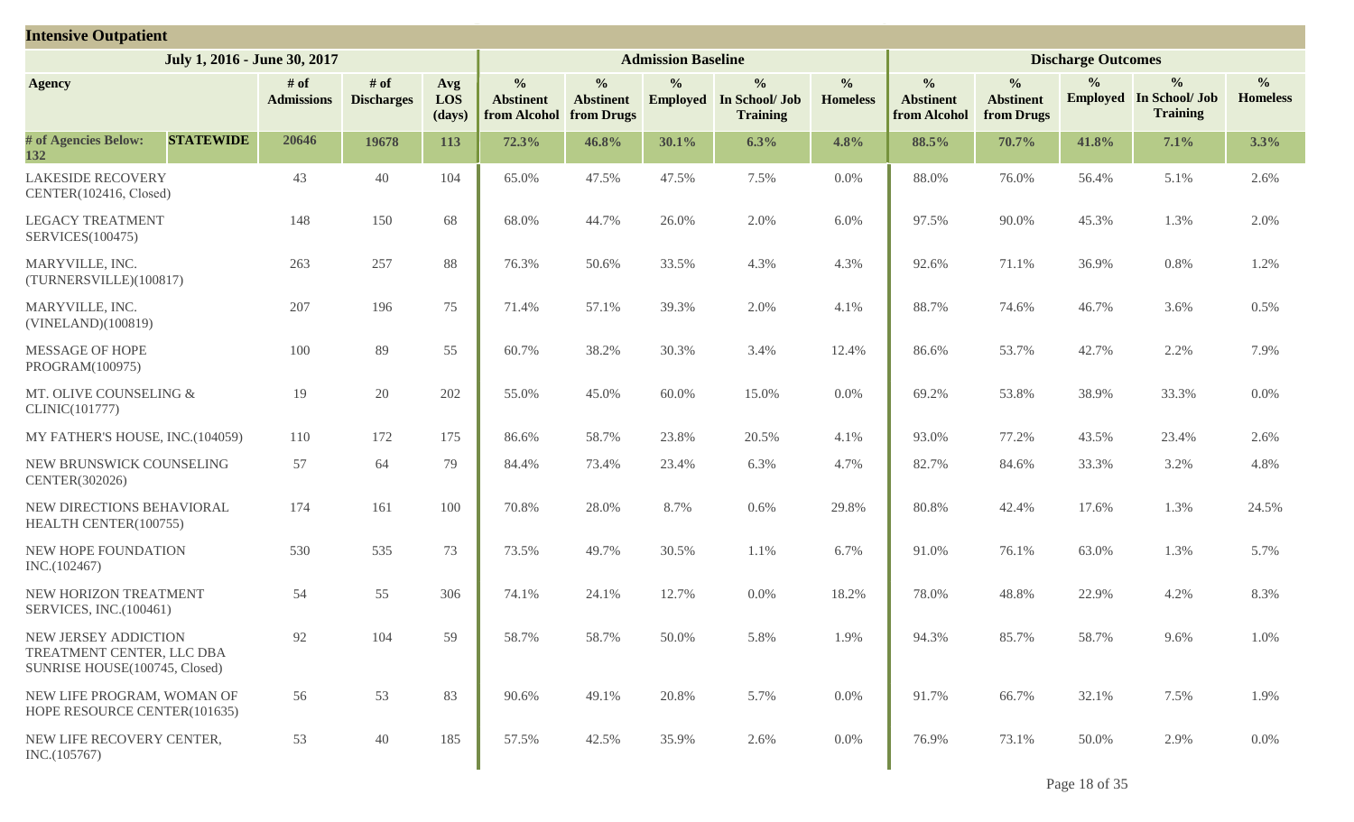## Intensive Outpatient

| July 1, 2016 - June 30, 2017 | | | | Admission Baseline | | | | | Discharge Outcomes | | | | |
|---|---|---|---|---|---|---|---|---|---|---|---|---|---|
| **Agency** | **# of Admissions** | **# of Discharges** | **Avg LOS (days)** | **% Abstinent from Alcohol** | **% Abstinent from Drugs** | **% Employed** | **% In School/ Job Training** | **% Homeless** | **% Abstinent from Alcohol** | **% Abstinent from Drugs** | **% Employed** | **% In School/ Job Training** | **% Homeless** |
| **# of Agencies Below: 132 STATEWIDE** | **20646** | **19678** | **113** | **72.3%** | **46.8%** | **30.1%** | **6.3%** | **4.8%** | **88.5%** | **70.7%** | **41.8%** | **7.1%** | **3.3%** |
| LAKESIDE RECOVERY CENTER(102416, Closed) | 43 | 40 | 104 | 65.0% | 47.5% | 47.5% | 7.5% | 0.0% | 88.0% | 76.0% | 56.4% | 5.1% | 2.6% |
| LEGACY TREATMENT SERVICES(100475) | 148 | 150 | 68 | 68.0% | 44.7% | 26.0% | 2.0% | 6.0% | 97.5% | 90.0% | 45.3% | 1.3% | 2.0% |
| MARYVILLE, INC. (TURNERSVILLE)(100817) | 263 | 257 | 88 | 76.3% | 50.6% | 33.5% | 4.3% | 4.3% | 92.6% | 71.1% | 36.9% | 0.8% | 1.2% |
| MARYVILLE, INC. (VINELAND)(100819) | 207 | 196 | 75 | 71.4% | 57.1% | 39.3% | 2.0% | 4.1% | 88.7% | 74.6% | 46.7% | 3.6% | 0.5% |
| MESSAGE OF HOPE PROGRAM(100975) | 100 | 89 | 55 | 60.7% | 38.2% | 30.3% | 3.4% | 12.4% | 86.6% | 53.7% | 42.7% | 2.2% | 7.9% |
| MT. OLIVE COUNSELING & CLINIC(101777) | 19 | 20 | 202 | 55.0% | 45.0% | 60.0% | 15.0% | 0.0% | 69.2% | 53.8% | 38.9% | 33.3% | 0.0% |
| MY FATHER'S HOUSE, INC.(104059) | 110 | 172 | 175 | 86.6% | 58.7% | 23.8% | 20.5% | 4.1% | 93.0% | 77.2% | 43.5% | 23.4% | 2.6% |
| NEW BRUNSWICK COUNSELING CENTER(302026) | 57 | 64 | 79 | 84.4% | 73.4% | 23.4% | 6.3% | 4.7% | 82.7% | 84.6% | 33.3% | 3.2% | 4.8% |
| NEW DIRECTIONS BEHAVIORAL HEALTH CENTER(100755) | 174 | 161 | 100 | 70.8% | 28.0% | 8.7% | 0.6% | 29.8% | 80.8% | 42.4% | 17.6% | 1.3% | 24.5% |
| NEW HOPE FOUNDATION INC.(102467) | 530 | 535 | 73 | 73.5% | 49.7% | 30.5% | 1.1% | 6.7% | 91.0% | 76.1% | 63.0% | 1.3% | 5.7% |
| NEW HORIZON TREATMENT SERVICES, INC.(100461) | 54 | 55 | 306 | 74.1% | 24.1% | 12.7% | 0.0% | 18.2% | 78.0% | 48.8% | 22.9% | 4.2% | 8.3% |
| NEW JERSEY ADDICTION TREATMENT CENTER, LLC DBA SUNRISE HOUSE(100745, Closed) | 92 | 104 | 59 | 58.7% | 58.7% | 50.0% | 5.8% | 1.9% | 94.3% | 85.7% | 58.7% | 9.6% | 1.0% |
| NEW LIFE PROGRAM, WOMAN OF HOPE RESOURCE CENTER(101635) | 56 | 53 | 83 | 90.6% | 49.1% | 20.8% | 5.7% | 0.0% | 91.7% | 66.7% | 32.1% | 7.5% | 1.9% |
| NEW LIFE RECOVERY CENTER, INC.(105767) | 53 | 40 | 185 | 57.5% | 42.5% | 35.9% | 2.6% | 0.0% | 76.9% | 73.1% | 50.0% | 2.9% | 0.0% |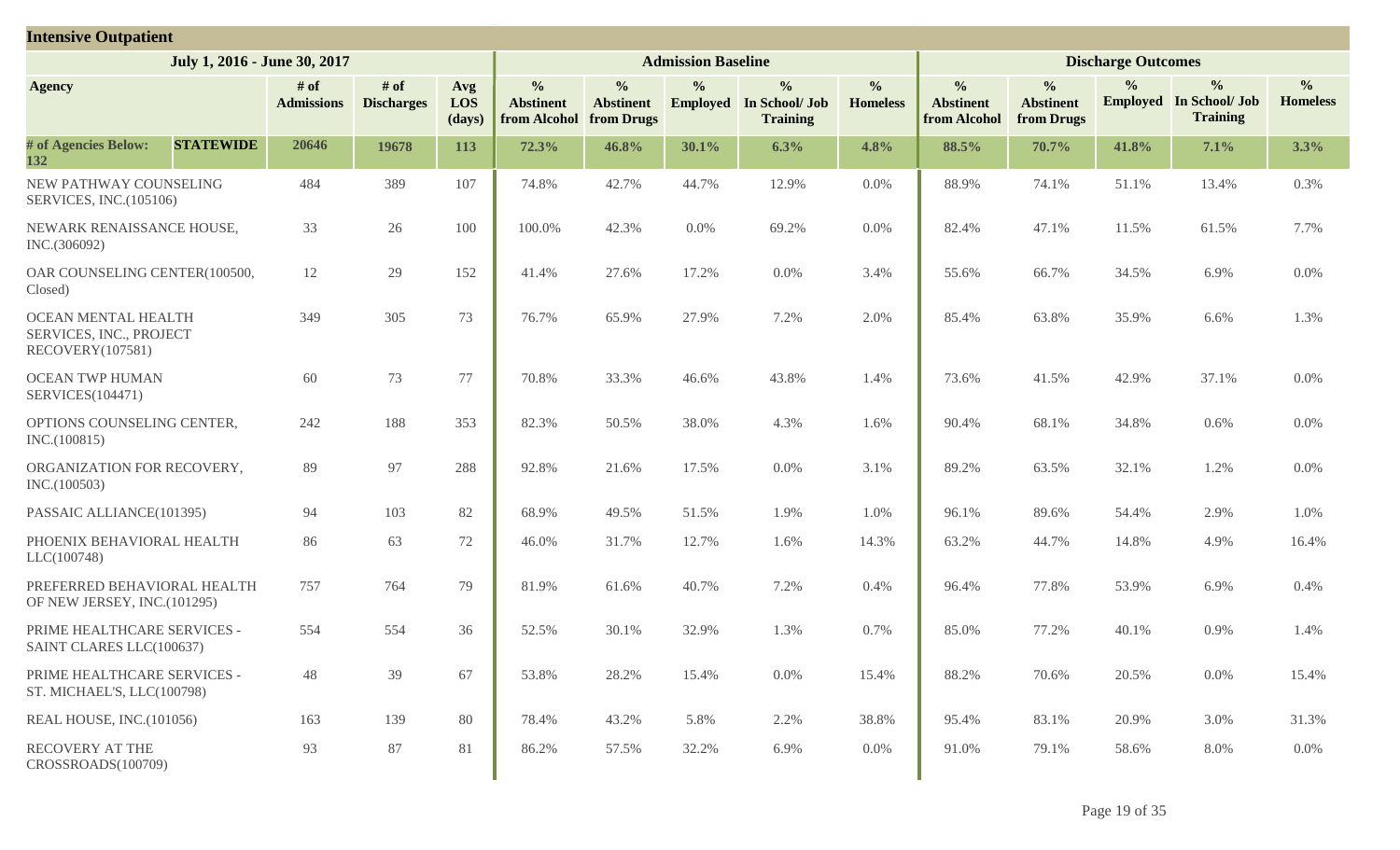## Intensive Outpatient

| July 1, 2016 - June 30, 2017 | | | | Admission Baseline | | | | | Discharge Outcomes | | | | |
|---|---|---|---|---|---|---|---|---|---|---|---|---|---|
| Agency | # of Admissions | # of Discharges | Avg LOS (days) | % Abstinent from Alcohol | % Abstinent from Drugs | % Employed | % In School/ Job Training | % Homeless | % Abstinent from Alcohol | % Abstinent from Drugs | % Employed | % In School/ Job Training | % Homeless |
| **# of Agencies Below: 132 — STATEWIDE** | **20646** | **19678** | **113** | **72.3%** | **46.8%** | **30.1%** | **6.3%** | **4.8%** | **88.5%** | **70.7%** | **41.8%** | **7.1%** | **3.3%** |
| NEW PATHWAY COUNSELING SERVICES, INC.(105106) | 484 | 389 | 107 | 74.8% | 42.7% | 44.7% | 12.9% | 0.0% | 88.9% | 74.1% | 51.1% | 13.4% | 0.3% |
| NEWARK RENAISSANCE HOUSE, INC.(306092) | 33 | 26 | 100 | 100.0% | 42.3% | 0.0% | 69.2% | 0.0% | 82.4% | 47.1% | 11.5% | 61.5% | 7.7% |
| OAR COUNSELING CENTER(100500, Closed) | 12 | 29 | 152 | 41.4% | 27.6% | 17.2% | 0.0% | 3.4% | 55.6% | 66.7% | 34.5% | 6.9% | 0.0% |
| OCEAN MENTAL HEALTH SERVICES, INC., PROJECT RECOVERY(107581) | 349 | 305 | 73 | 76.7% | 65.9% | 27.9% | 7.2% | 2.0% | 85.4% | 63.8% | 35.9% | 6.6% | 1.3% |
| OCEAN TWP HUMAN SERVICES(104471) | 60 | 73 | 77 | 70.8% | 33.3% | 46.6% | 43.8% | 1.4% | 73.6% | 41.5% | 42.9% | 37.1% | 0.0% |
| OPTIONS COUNSELING CENTER, INC.(100815) | 242 | 188 | 353 | 82.3% | 50.5% | 38.0% | 4.3% | 1.6% | 90.4% | 68.1% | 34.8% | 0.6% | 0.0% |
| ORGANIZATION FOR RECOVERY, INC.(100503) | 89 | 97 | 288 | 92.8% | 21.6% | 17.5% | 0.0% | 3.1% | 89.2% | 63.5% | 32.1% | 1.2% | 0.0% |
| PASSAIC ALLIANCE(101395) | 94 | 103 | 82 | 68.9% | 49.5% | 51.5% | 1.9% | 1.0% | 96.1% | 89.6% | 54.4% | 2.9% | 1.0% |
| PHOENIX BEHAVIORAL HEALTH LLC(100748) | 86 | 63 | 72 | 46.0% | 31.7% | 12.7% | 1.6% | 14.3% | 63.2% | 44.7% | 14.8% | 4.9% | 16.4% |
| PREFERRED BEHAVIORAL HEALTH OF NEW JERSEY, INC.(101295) | 757 | 764 | 79 | 81.9% | 61.6% | 40.7% | 7.2% | 0.4% | 96.4% | 77.8% | 53.9% | 6.9% | 0.4% |
| PRIME HEALTHCARE SERVICES - SAINT CLARES LLC(100637) | 554 | 554 | 36 | 52.5% | 30.1% | 32.9% | 1.3% | 0.7% | 85.0% | 77.2% | 40.1% | 0.9% | 1.4% |
| PRIME HEALTHCARE SERVICES - ST. MICHAEL'S, LLC(100798) | 48 | 39 | 67 | 53.8% | 28.2% | 15.4% | 0.0% | 15.4% | 88.2% | 70.6% | 20.5% | 0.0% | 15.4% |
| REAL HOUSE, INC.(101056) | 163 | 139 | 80 | 78.4% | 43.2% | 5.8% | 2.2% | 38.8% | 95.4% | 83.1% | 20.9% | 3.0% | 31.3% |
| RECOVERY AT THE CROSSROADS(100709) | 93 | 87 | 81 | 86.2% | 57.5% | 32.2% | 6.9% | 0.0% | 91.0% | 79.1% | 58.6% | 8.0% | 0.0% |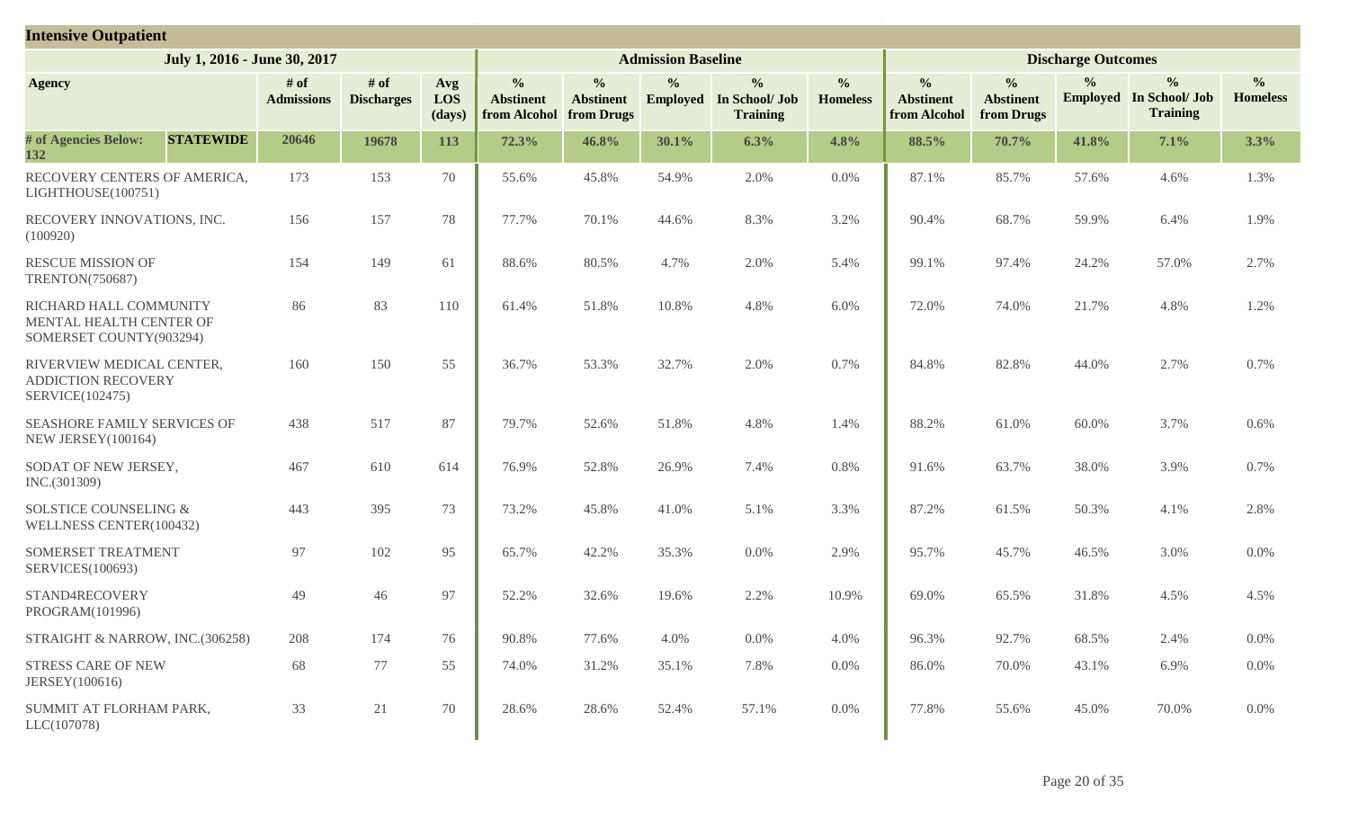## Intensive Outpatient

| July 1, 2016 - June 30, 2017 | | | | Admission Baseline | | | | | Discharge Outcomes | | | | |
|---|---|---|---|---|---|---|---|---|---|---|---|---|---|
| **Agency** | **# of Admissions** | **# of Discharges** | **Avg LOS (days)** | **% Abstinent from Alcohol** | **% Abstinent from Drugs** | **% Employed** | **% In School/ Job Training** | **% Homeless** | **% Abstinent from Alcohol** | **% Abstinent from Drugs** | **% Employed** | **% In School/ Job Training** | **% Homeless** |
| **# of Agencies Below: 132 STATEWIDE** | **20646** | **19678** | **113** | **72.3%** | **46.8%** | **30.1%** | **6.3%** | **4.8%** | **88.5%** | **70.7%** | **41.8%** | **7.1%** | **3.3%** |
| RECOVERY CENTERS OF AMERICA, LIGHTHOUSE(100751) | 173 | 153 | 70 | 55.6% | 45.8% | 54.9% | 2.0% | 0.0% | 87.1% | 85.7% | 57.6% | 4.6% | 1.3% |
| RECOVERY INNOVATIONS, INC. (100920) | 156 | 157 | 78 | 77.7% | 70.1% | 44.6% | 8.3% | 3.2% | 90.4% | 68.7% | 59.9% | 6.4% | 1.9% |
| RESCUE MISSION OF TRENTON(750687) | 154 | 149 | 61 | 88.6% | 80.5% | 4.7% | 2.0% | 5.4% | 99.1% | 97.4% | 24.2% | 57.0% | 2.7% |
| RICHARD HALL COMMUNITY MENTAL HEALTH CENTER OF SOMERSET COUNTY(903294) | 86 | 83 | 110 | 61.4% | 51.8% | 10.8% | 4.8% | 6.0% | 72.0% | 74.0% | 21.7% | 4.8% | 1.2% |
| RIVERVIEW MEDICAL CENTER, ADDICTION RECOVERY SERVICE(102475) | 160 | 150 | 55 | 36.7% | 53.3% | 32.7% | 2.0% | 0.7% | 84.8% | 82.8% | 44.0% | 2.7% | 0.7% |
| SEASHORE FAMILY SERVICES OF NEW JERSEY(100164) | 438 | 517 | 87 | 79.7% | 52.6% | 51.8% | 4.8% | 1.4% | 88.2% | 61.0% | 60.0% | 3.7% | 0.6% |
| SODAT OF NEW JERSEY, INC.(301309) | 467 | 610 | 614 | 76.9% | 52.8% | 26.9% | 7.4% | 0.8% | 91.6% | 63.7% | 38.0% | 3.9% | 0.7% |
| SOLSTICE COUNSELING & WELLNESS CENTER(100432) | 443 | 395 | 73 | 73.2% | 45.8% | 41.0% | 5.1% | 3.3% | 87.2% | 61.5% | 50.3% | 4.1% | 2.8% |
| SOMERSET TREATMENT SERVICES(100693) | 97 | 102 | 95 | 65.7% | 42.2% | 35.3% | 0.0% | 2.9% | 95.7% | 45.7% | 46.5% | 3.0% | 0.0% |
| STAND4RECOVERY PROGRAM(101996) | 49 | 46 | 97 | 52.2% | 32.6% | 19.6% | 2.2% | 10.9% | 69.0% | 65.5% | 31.8% | 4.5% | 4.5% |
| STRAIGHT & NARROW, INC.(306258) | 208 | 174 | 76 | 90.8% | 77.6% | 4.0% | 0.0% | 4.0% | 96.3% | 92.7% | 68.5% | 2.4% | 0.0% |
| STRESS CARE OF NEW JERSEY(100616) | 68 | 77 | 55 | 74.0% | 31.2% | 35.1% | 7.8% | 0.0% | 86.0% | 70.0% | 43.1% | 6.9% | 0.0% |
| SUMMIT AT FLORHAM PARK, LLC(107078) | 33 | 21 | 70 | 28.6% | 28.6% | 52.4% | 57.1% | 0.0% | 77.8% | 55.6% | 45.0% | 70.0% | 0.0% |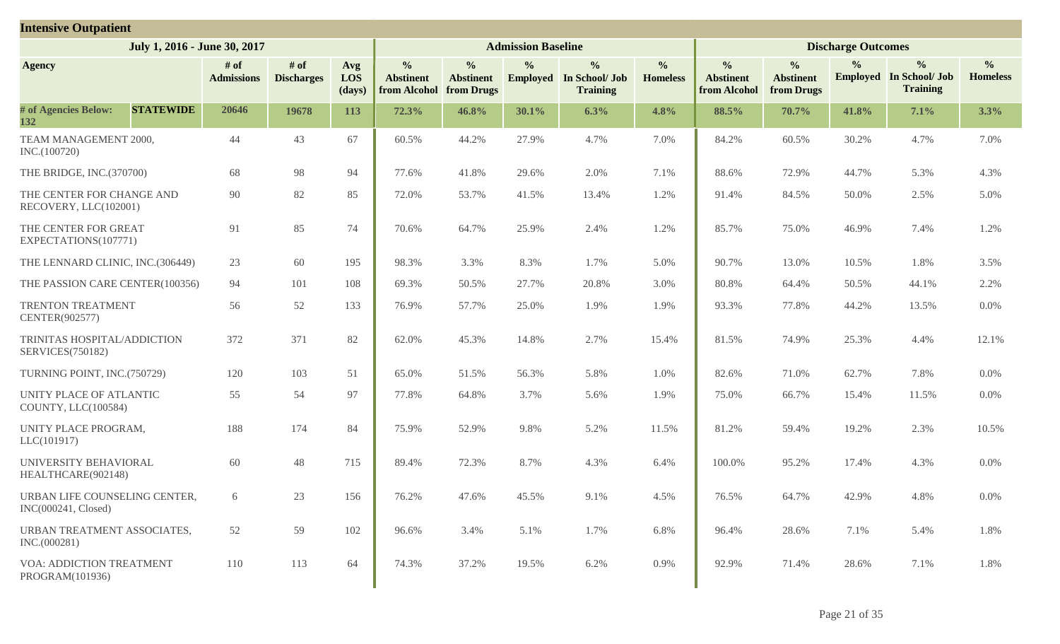## Intensive Outpatient

| July 1, 2016 - June 30, 2017 | | | | | Admission Baseline | | | | | Discharge Outcomes | | | | |
|---|---|---|---|---|---|---|---|---|---|---|---|---|---|---|
| Agency | | # of Admissions | # of Discharges | Avg LOS (days) | % Abstinent from Alcohol | % Abstinent from Drugs | % Employed | % In School/ Job Training | % Homeless | % Abstinent from Alcohol | % Abstinent from Drugs | % Employed | % In School/ Job Training | % Homeless |
| **# of Agencies Below: 132** | **STATEWIDE** | **20646** | **19678** | **113** | **72.3%** | **46.8%** | **30.1%** | **6.3%** | **4.8%** | **88.5%** | **70.7%** | **41.8%** | **7.1%** | **3.3%** |
| TEAM MANAGEMENT 2000, INC.(100720) | | 44 | 43 | 67 | 60.5% | 44.2% | 27.9% | 4.7% | 7.0% | 84.2% | 60.5% | 30.2% | 4.7% | 7.0% |
| THE BRIDGE, INC.(370700) | | 68 | 98 | 94 | 77.6% | 41.8% | 29.6% | 2.0% | 7.1% | 88.6% | 72.9% | 44.7% | 5.3% | 4.3% |
| THE CENTER FOR CHANGE AND RECOVERY, LLC(102001) | | 90 | 82 | 85 | 72.0% | 53.7% | 41.5% | 13.4% | 1.2% | 91.4% | 84.5% | 50.0% | 2.5% | 5.0% |
| THE CENTER FOR GREAT EXPECTATIONS(107771) | | 91 | 85 | 74 | 70.6% | 64.7% | 25.9% | 2.4% | 1.2% | 85.7% | 75.0% | 46.9% | 7.4% | 1.2% |
| THE LENNARD CLINIC, INC.(306449) | | 23 | 60 | 195 | 98.3% | 3.3% | 8.3% | 1.7% | 5.0% | 90.7% | 13.0% | 10.5% | 1.8% | 3.5% |
| THE PASSION CARE CENTER(100356) | | 94 | 101 | 108 | 69.3% | 50.5% | 27.7% | 20.8% | 3.0% | 80.8% | 64.4% | 50.5% | 44.1% | 2.2% |
| TRENTON TREATMENT CENTER(902577) | | 56 | 52 | 133 | 76.9% | 57.7% | 25.0% | 1.9% | 1.9% | 93.3% | 77.8% | 44.2% | 13.5% | 0.0% |
| TRINITAS HOSPITAL/ADDICTION SERVICES(750182) | | 372 | 371 | 82 | 62.0% | 45.3% | 14.8% | 2.7% | 15.4% | 81.5% | 74.9% | 25.3% | 4.4% | 12.1% |
| TURNING POINT, INC.(750729) | | 120 | 103 | 51 | 65.0% | 51.5% | 56.3% | 5.8% | 1.0% | 82.6% | 71.0% | 62.7% | 7.8% | 0.0% |
| UNITY PLACE OF ATLANTIC COUNTY, LLC(100584) | | 55 | 54 | 97 | 77.8% | 64.8% | 3.7% | 5.6% | 1.9% | 75.0% | 66.7% | 15.4% | 11.5% | 0.0% |
| UNITY PLACE PROGRAM, LLC(101917) | | 188 | 174 | 84 | 75.9% | 52.9% | 9.8% | 5.2% | 11.5% | 81.2% | 59.4% | 19.2% | 2.3% | 10.5% |
| UNIVERSITY BEHAVIORAL HEALTHCARE(902148) | | 60 | 48 | 715 | 89.4% | 72.3% | 8.7% | 4.3% | 6.4% | 100.0% | 95.2% | 17.4% | 4.3% | 0.0% |
| URBAN LIFE COUNSELING CENTER, INC(000241, Closed) | | 6 | 23 | 156 | 76.2% | 47.6% | 45.5% | 9.1% | 4.5% | 76.5% | 64.7% | 42.9% | 4.8% | 0.0% |
| URBAN TREATMENT ASSOCIATES, INC.(000281) | | 52 | 59 | 102 | 96.6% | 3.4% | 5.1% | 1.7% | 6.8% | 96.4% | 28.6% | 7.1% | 5.4% | 1.8% |
| VOA: ADDICTION TREATMENT PROGRAM(101936) | | 110 | 113 | 64 | 74.3% | 37.2% | 19.5% | 6.2% | 0.9% | 92.9% | 71.4% | 28.6% | 7.1% | 1.8% |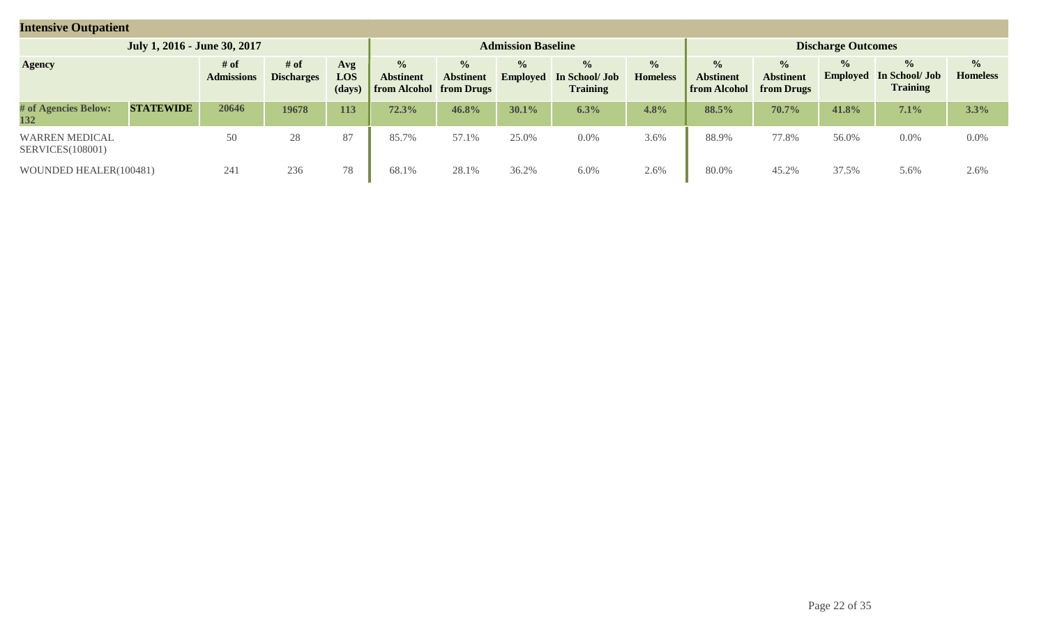## Intensive Outpatient

| July 1, 2016 - June 30, 2017 | | | | | Admission Baseline | | | | | Discharge Outcomes | | | | |
|---|---|---|---|---|---|---|---|---|---|---|---|---|---|---|
| **Agency** | | **# of Admissions** | **# of Discharges** | **Avg LOS (days)** | **% Abstinent from Alcohol** | **% Abstinent from Drugs** | **% Employed** | **% In School/ Job Training** | **% Homeless** | **% Abstinent from Alcohol** | **% Abstinent from Drugs** | **% Employed** | **% In School/ Job Training** | **% Homeless** |
| **# of Agencies Below: 132** | **STATEWIDE** | **20646** | **19678** | **113** | **72.3%** | **46.8%** | **30.1%** | **6.3%** | **4.8%** | **88.5%** | **70.7%** | **41.8%** | **7.1%** | **3.3%** |
| WARREN MEDICAL SERVICES(108001) | | 50 | 28 | 87 | 85.7% | 57.1% | 25.0% | 0.0% | 3.6% | 88.9% | 77.8% | 56.0% | 0.0% | 0.0% |
| WOUNDED HEALER(100481) | | 241 | 236 | 78 | 68.1% | 28.1% | 36.2% | 6.0% | 2.6% | 80.0% | 45.2% | 37.5% | 5.6% | 2.6% |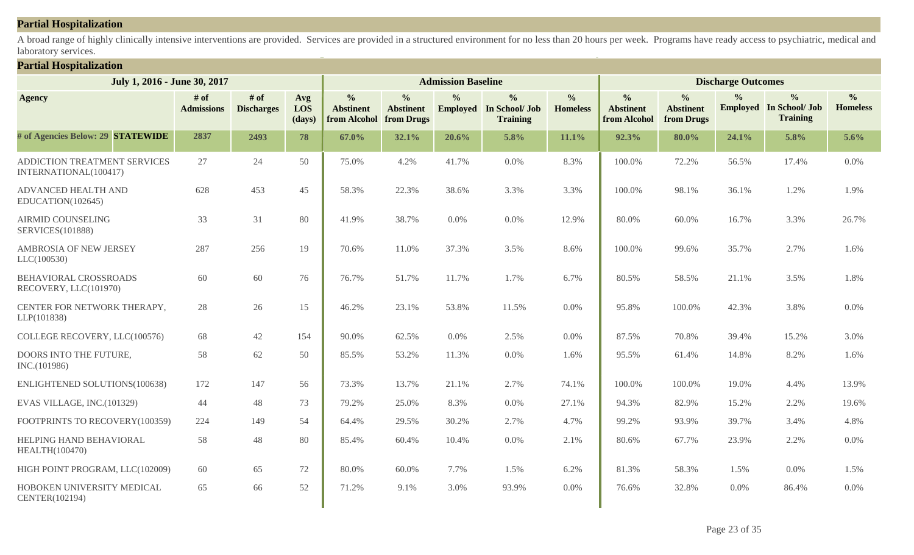## Partial Hospitalization

A broad range of highly clinically intensive interventions are provided. Services are provided in a structured environment for no less than 20 hours per week. Programs have ready access to psychiatric, medical and laboratory services.

### Partial Hospitalization

| July 1, 2016 - June 30, 2017 | | | | Admission Baseline | | | | | Discharge Outcomes | | | | |
|---|---|---|---|---|---|---|---|---|---|---|---|---|---|
| **Agency** | **# of Admissions** | **# of Discharges** | **Avg LOS (days)** | **% Abstinent from Alcohol** | **% Abstinent from Drugs** | **% Employed** | **% In School/ Job Training** | **% Homeless** | **% Abstinent from Alcohol** | **% Abstinent from Drugs** | **% Employed** | **% In School/ Job Training** | **% Homeless** |
| **# of Agencies Below: 29 STATEWIDE** | **2837** | **2493** | **78** | **67.0%** | **32.1%** | **20.6%** | **5.8%** | **11.1%** | **92.3%** | **80.0%** | **24.1%** | **5.8%** | **5.6%** |
| ADDICTION TREATMENT SERVICES INTERNATIONAL(100417) | 27 | 24 | 50 | 75.0% | 4.2% | 41.7% | 0.0% | 8.3% | 100.0% | 72.2% | 56.5% | 17.4% | 0.0% |
| ADVANCED HEALTH AND EDUCATION(102645) | 628 | 453 | 45 | 58.3% | 22.3% | 38.6% | 3.3% | 3.3% | 100.0% | 98.1% | 36.1% | 1.2% | 1.9% |
| AIRMID COUNSELING SERVICES(101888) | 33 | 31 | 80 | 41.9% | 38.7% | 0.0% | 0.0% | 12.9% | 80.0% | 60.0% | 16.7% | 3.3% | 26.7% |
| AMBROSIA OF NEW JERSEY LLC(100530) | 287 | 256 | 19 | 70.6% | 11.0% | 37.3% | 3.5% | 8.6% | 100.0% | 99.6% | 35.7% | 2.7% | 1.6% |
| BEHAVIORAL CROSSROADS RECOVERY, LLC(101970) | 60 | 60 | 76 | 76.7% | 51.7% | 11.7% | 1.7% | 6.7% | 80.5% | 58.5% | 21.1% | 3.5% | 1.8% |
| CENTER FOR NETWORK THERAPY, LLP(101838) | 28 | 26 | 15 | 46.2% | 23.1% | 53.8% | 11.5% | 0.0% | 95.8% | 100.0% | 42.3% | 3.8% | 0.0% |
| COLLEGE RECOVERY, LLC(100576) | 68 | 42 | 154 | 90.0% | 62.5% | 0.0% | 2.5% | 0.0% | 87.5% | 70.8% | 39.4% | 15.2% | 3.0% |
| DOORS INTO THE FUTURE, INC.(101986) | 58 | 62 | 50 | 85.5% | 53.2% | 11.3% | 0.0% | 1.6% | 95.5% | 61.4% | 14.8% | 8.2% | 1.6% |
| ENLIGHTENED SOLUTIONS(100638) | 172 | 147 | 56 | 73.3% | 13.7% | 21.1% | 2.7% | 74.1% | 100.0% | 100.0% | 19.0% | 4.4% | 13.9% |
| EVAS VILLAGE, INC.(101329) | 44 | 48 | 73 | 79.2% | 25.0% | 8.3% | 0.0% | 27.1% | 94.3% | 82.9% | 15.2% | 2.2% | 19.6% |
| FOOTPRINTS TO RECOVERY(100359) | 224 | 149 | 54 | 64.4% | 29.5% | 30.2% | 2.7% | 4.7% | 99.2% | 93.9% | 39.7% | 3.4% | 4.8% |
| HELPING HAND BEHAVIORAL HEALTH(100470) | 58 | 48 | 80 | 85.4% | 60.4% | 10.4% | 0.0% | 2.1% | 80.6% | 67.7% | 23.9% | 2.2% | 0.0% |
| HIGH POINT PROGRAM, LLC(102009) | 60 | 65 | 72 | 80.0% | 60.0% | 7.7% | 1.5% | 6.2% | 81.3% | 58.3% | 1.5% | 0.0% | 1.5% |
| HOBOKEN UNIVERSITY MEDICAL CENTER(102194) | 65 | 66 | 52 | 71.2% | 9.1% | 3.0% | 93.9% | 0.0% | 76.6% | 32.8% | 0.0% | 86.4% | 0.0% |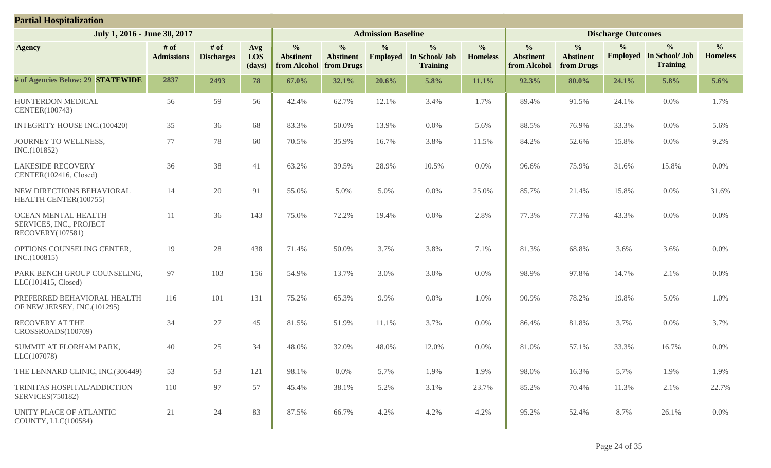## Partial Hospitalization

| July 1, 2016 - June 30, 2017 | | | | Admission Baseline | | | | | Discharge Outcomes | | | | |
|---|---|---|---|---|---|---|---|---|---|---|---|---|---|
| **Agency** | **# of Admissions** | **# of Discharges** | **Avg LOS (days)** | **% Abstinent from Alcohol** | **% Abstinent from Drugs** | **% Employed** | **% In School/ Job Training** | **% Homeless** | **% Abstinent from Alcohol** | **% Abstinent from Drugs** | **% Employed** | **% In School/ Job Training** | **% Homeless** |
| **# of Agencies Below: 29 STATEWIDE** | **2837** | **2493** | **78** | **67.0%** | **32.1%** | **20.6%** | **5.8%** | **11.1%** | **92.3%** | **80.0%** | **24.1%** | **5.8%** | **5.6%** |
| HUNTERDON MEDICAL CENTER(100743) | 56 | 59 | 56 | 42.4% | 62.7% | 12.1% | 3.4% | 1.7% | 89.4% | 91.5% | 24.1% | 0.0% | 1.7% |
| INTEGRITY HOUSE INC.(100420) | 35 | 36 | 68 | 83.3% | 50.0% | 13.9% | 0.0% | 5.6% | 88.5% | 76.9% | 33.3% | 0.0% | 5.6% |
| JOURNEY TO WELLNESS, INC.(101852) | 77 | 78 | 60 | 70.5% | 35.9% | 16.7% | 3.8% | 11.5% | 84.2% | 52.6% | 15.8% | 0.0% | 9.2% |
| LAKESIDE RECOVERY CENTER(102416, Closed) | 36 | 38 | 41 | 63.2% | 39.5% | 28.9% | 10.5% | 0.0% | 96.6% | 75.9% | 31.6% | 15.8% | 0.0% |
| NEW DIRECTIONS BEHAVIORAL HEALTH CENTER(100755) | 14 | 20 | 91 | 55.0% | 5.0% | 5.0% | 0.0% | 25.0% | 85.7% | 21.4% | 15.8% | 0.0% | 31.6% |
| OCEAN MENTAL HEALTH SERVICES, INC., PROJECT RECOVERY(107581) | 11 | 36 | 143 | 75.0% | 72.2% | 19.4% | 0.0% | 2.8% | 77.3% | 77.3% | 43.3% | 0.0% | 0.0% |
| OPTIONS COUNSELING CENTER, INC.(100815) | 19 | 28 | 438 | 71.4% | 50.0% | 3.7% | 3.8% | 7.1% | 81.3% | 68.8% | 3.6% | 3.6% | 0.0% |
| PARK BENCH GROUP COUNSELING, LLC(101415, Closed) | 97 | 103 | 156 | 54.9% | 13.7% | 3.0% | 3.0% | 0.0% | 98.9% | 97.8% | 14.7% | 2.1% | 0.0% |
| PREFERRED BEHAVIORAL HEALTH OF NEW JERSEY, INC.(101295) | 116 | 101 | 131 | 75.2% | 65.3% | 9.9% | 0.0% | 1.0% | 90.9% | 78.2% | 19.8% | 5.0% | 1.0% |
| RECOVERY AT THE CROSSROADS(100709) | 34 | 27 | 45 | 81.5% | 51.9% | 11.1% | 3.7% | 0.0% | 86.4% | 81.8% | 3.7% | 0.0% | 3.7% |
| SUMMIT AT FLORHAM PARK, LLC(107078) | 40 | 25 | 34 | 48.0% | 32.0% | 48.0% | 12.0% | 0.0% | 81.0% | 57.1% | 33.3% | 16.7% | 0.0% |
| THE LENNARD CLINIC, INC.(306449) | 53 | 53 | 121 | 98.1% | 0.0% | 5.7% | 1.9% | 1.9% | 98.0% | 16.3% | 5.7% | 1.9% | 1.9% |
| TRINITAS HOSPITAL/ADDICTION SERVICES(750182) | 110 | 97 | 57 | 45.4% | 38.1% | 5.2% | 3.1% | 23.7% | 85.2% | 70.4% | 11.3% | 2.1% | 22.7% |
| UNITY PLACE OF ATLANTIC COUNTY, LLC(100584) | 21 | 24 | 83 | 87.5% | 66.7% | 4.2% | 4.2% | 4.2% | 95.2% | 52.4% | 8.7% | 26.1% | 0.0% |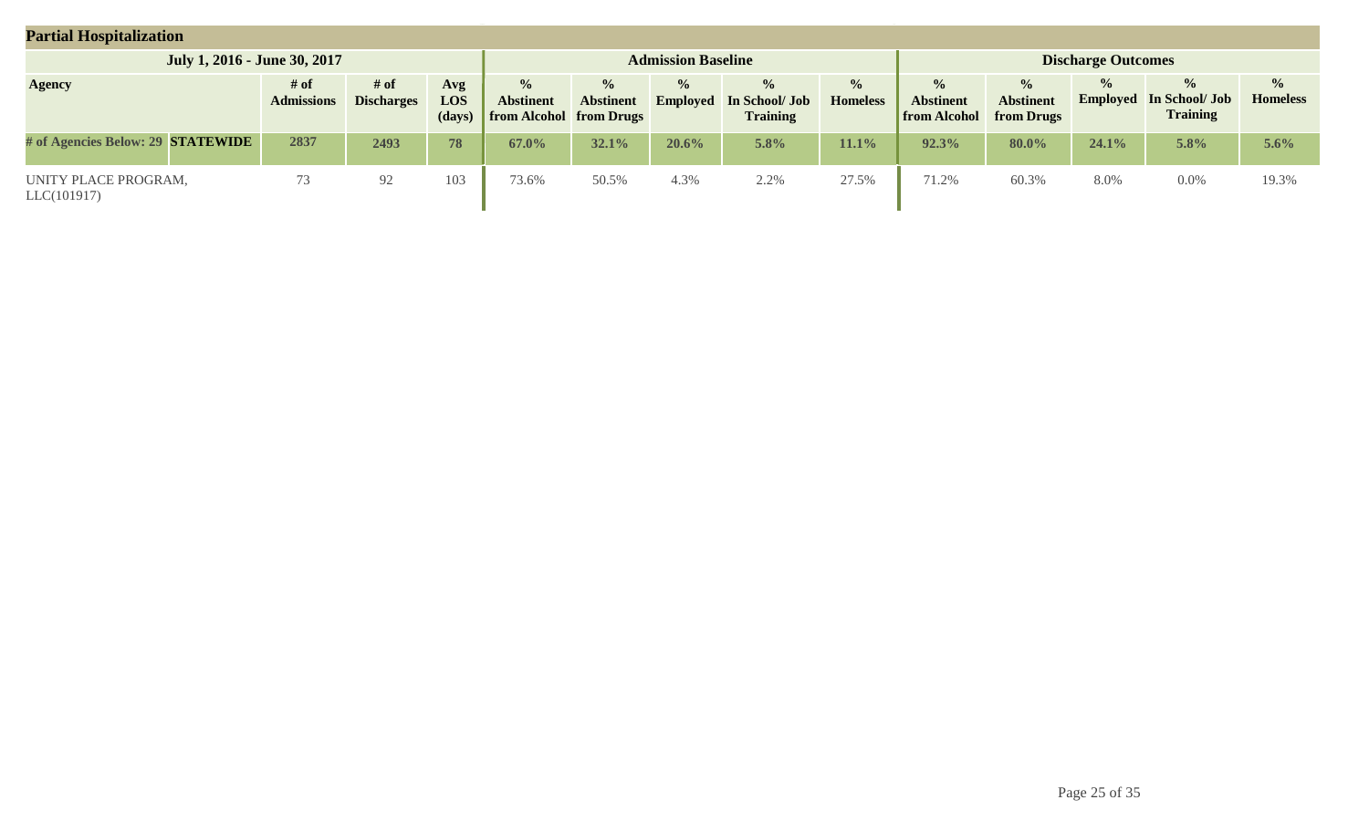## Partial Hospitalization

| July 1, 2016 - June 30, 2017 | | | | | Admission Baseline | | | | | Discharge Outcomes | | | | |
|---|---|---|---|---|---|---|---|---|---|---|---|---|---|---|
| Agency | | # of Admissions | # of Discharges | Avg LOS (days) | % Abstinent from Alcohol | % Abstinent from Drugs | % Employed | % In School/ Job Training | % Homeless | % Abstinent from Alcohol | % Abstinent from Drugs | % Employed | % In School/ Job Training | % Homeless |
| **# of Agencies Below: 29** | **STATEWIDE** | **2837** | **2493** | **78** | **67.0%** | **32.1%** | **20.6%** | **5.8%** | **11.1%** | **92.3%** | **80.0%** | **24.1%** | **5.8%** | **5.6%** |
| UNITY PLACE PROGRAM, LLC(101917) | | 73 | 92 | 103 | 73.6% | 50.5% | 4.3% | 2.2% | 27.5% | 71.2% | 60.3% | 8.0% | 0.0% | 19.3% |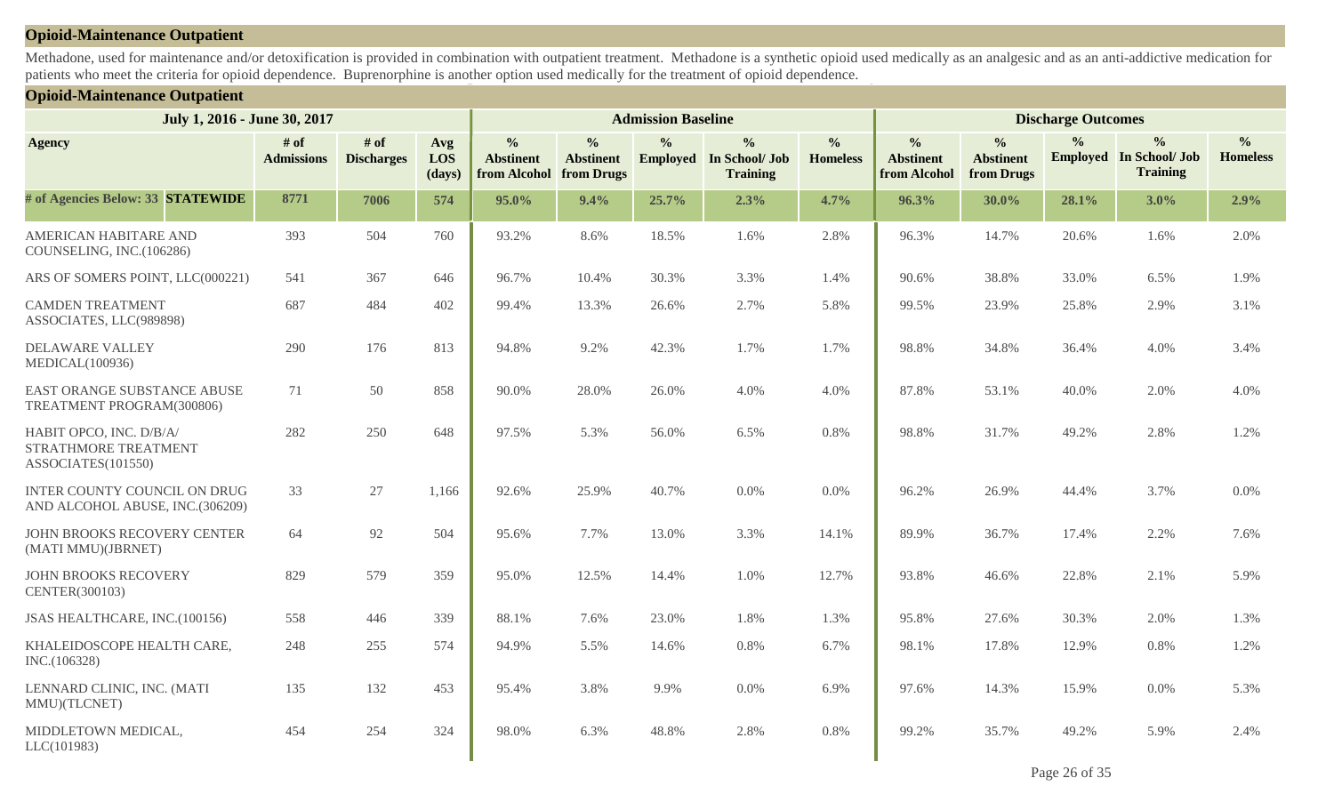## Opioid-Maintenance Outpatient

Methadone, used for maintenance and/or detoxification is provided in combination with outpatient treatment. Methadone is a synthetic opioid used medically as an analgesic and as an anti-addictive medication for patients who meet the criteria for opioid dependence. Buprenorphine is another option used medically for the treatment of opioid dependence.

### Opioid-Maintenance Outpatient

| July 1, 2016 - June 30, 2017 | | | | Admission Baseline | | | | | Discharge Outcomes | | | | |
|---|---|---|---|---|---|---|---|---|---|---|---|---|---|
| **Agency** | **# of Admissions** | **# of Discharges** | **Avg LOS (days)** | **% Abstinent from Alcohol** | **% Abstinent from Drugs** | **% Employed** | **% In School/ Job Training** | **% Homeless** | **% Abstinent from Alcohol** | **% Abstinent from Drugs** | **% Employed** | **% In School/ Job Training** | **% Homeless** |
| **# of Agencies Below: 33 STATEWIDE** | **8771** | **7006** | **574** | **95.0%** | **9.4%** | **25.7%** | **2.3%** | **4.7%** | **96.3%** | **30.0%** | **28.1%** | **3.0%** | **2.9%** |
| AMERICAN HABITARE AND COUNSELING, INC.(106286) | 393 | 504 | 760 | 93.2% | 8.6% | 18.5% | 1.6% | 2.8% | 96.3% | 14.7% | 20.6% | 1.6% | 2.0% |
| ARS OF SOMERS POINT, LLC(000221) | 541 | 367 | 646 | 96.7% | 10.4% | 30.3% | 3.3% | 1.4% | 90.6% | 38.8% | 33.0% | 6.5% | 1.9% |
| CAMDEN TREATMENT ASSOCIATES, LLC(989898) | 687 | 484 | 402 | 99.4% | 13.3% | 26.6% | 2.7% | 5.8% | 99.5% | 23.9% | 25.8% | 2.9% | 3.1% |
| DELAWARE VALLEY MEDICAL(100936) | 290 | 176 | 813 | 94.8% | 9.2% | 42.3% | 1.7% | 1.7% | 98.8% | 34.8% | 36.4% | 4.0% | 3.4% |
| EAST ORANGE SUBSTANCE ABUSE TREATMENT PROGRAM(300806) | 71 | 50 | 858 | 90.0% | 28.0% | 26.0% | 4.0% | 4.0% | 87.8% | 53.1% | 40.0% | 2.0% | 4.0% |
| HABIT OPCO, INC. D/B/A/ STRATHMORE TREATMENT ASSOCIATES(101550) | 282 | 250 | 648 | 97.5% | 5.3% | 56.0% | 6.5% | 0.8% | 98.8% | 31.7% | 49.2% | 2.8% | 1.2% |
| INTER COUNTY COUNCIL ON DRUG AND ALCOHOL ABUSE, INC.(306209) | 33 | 27 | 1,166 | 92.6% | 25.9% | 40.7% | 0.0% | 0.0% | 96.2% | 26.9% | 44.4% | 3.7% | 0.0% |
| JOHN BROOKS RECOVERY CENTER (MATI MMU)(JBRNET) | 64 | 92 | 504 | 95.6% | 7.7% | 13.0% | 3.3% | 14.1% | 89.9% | 36.7% | 17.4% | 2.2% | 7.6% |
| JOHN BROOKS RECOVERY CENTER(300103) | 829 | 579 | 359 | 95.0% | 12.5% | 14.4% | 1.0% | 12.7% | 93.8% | 46.6% | 22.8% | 2.1% | 5.9% |
| JSAS HEALTHCARE, INC.(100156) | 558 | 446 | 339 | 88.1% | 7.6% | 23.0% | 1.8% | 1.3% | 95.8% | 27.6% | 30.3% | 2.0% | 1.3% |
| KHALEIDOSCOPE HEALTH CARE, INC.(106328) | 248 | 255 | 574 | 94.9% | 5.5% | 14.6% | 0.8% | 6.7% | 98.1% | 17.8% | 12.9% | 0.8% | 1.2% |
| LENNARD CLINIC, INC. (MATI MMU)(TLCNET) | 135 | 132 | 453 | 95.4% | 3.8% | 9.9% | 0.0% | 6.9% | 97.6% | 14.3% | 15.9% | 0.0% | 5.3% |
| MIDDLETOWN MEDICAL, LLC(101983) | 454 | 254 | 324 | 98.0% | 6.3% | 48.8% | 2.8% | 0.8% | 99.2% | 35.7% | 49.2% | 5.9% | 2.4% |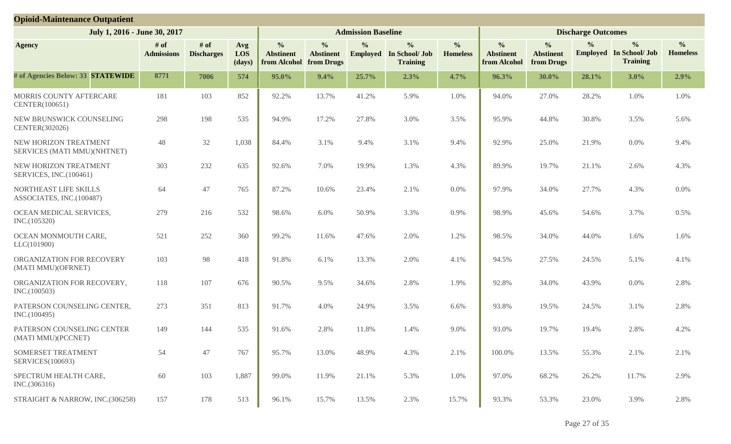## Opioid-Maintenance Outpatient

| July 1, 2016 - June 30, 2017 | | | | Admission Baseline | | | | | Discharge Outcomes | | | | |
|---|---|---|---|---|---|---|---|---|---|---|---|---|---|
| Agency | # of Admissions | # of Discharges | Avg LOS (days) | % Abstinent from Alcohol | % Abstinent from Drugs | % Employed | % In School/ Job Training | % Homeless | % Abstinent from Alcohol | % Abstinent from Drugs | % Employed | % In School/ Job Training | % Homeless |
| **# of Agencies Below: 33 STATEWIDE** | **8771** | **7006** | **574** | **95.0%** | **9.4%** | **25.7%** | **2.3%** | **4.7%** | **96.3%** | **30.0%** | **28.1%** | **3.0%** | **2.9%** |
| MORRIS COUNTY AFTERCARE CENTER(100651) | 181 | 103 | 852 | 92.2% | 13.7% | 41.2% | 5.9% | 1.0% | 94.0% | 27.0% | 28.2% | 1.0% | 1.0% |
| NEW BRUNSWICK COUNSELING CENTER(302026) | 298 | 198 | 535 | 94.9% | 17.2% | 27.8% | 3.0% | 3.5% | 95.9% | 44.8% | 30.8% | 3.5% | 5.6% |
| NEW HORIZON TREATMENT SERVICES (MATI MMU)(NHTNET) | 48 | 32 | 1,038 | 84.4% | 3.1% | 9.4% | 3.1% | 9.4% | 92.9% | 25.0% | 21.9% | 0.0% | 9.4% |
| NEW HORIZON TREATMENT SERVICES, INC.(100461) | 303 | 232 | 635 | 92.6% | 7.0% | 19.9% | 1.3% | 4.3% | 89.9% | 19.7% | 21.1% | 2.6% | 4.3% |
| NORTHEAST LIFE SKILLS ASSOCIATES, INC.(100487) | 64 | 47 | 765 | 87.2% | 10.6% | 23.4% | 2.1% | 0.0% | 97.9% | 34.0% | 27.7% | 4.3% | 0.0% |
| OCEAN MEDICAL SERVICES, INC.(105320) | 279 | 216 | 532 | 98.6% | 6.0% | 50.9% | 3.3% | 0.9% | 98.9% | 45.6% | 54.6% | 3.7% | 0.5% |
| OCEAN MONMOUTH CARE, LLC(101900) | 521 | 252 | 360 | 99.2% | 11.6% | 47.6% | 2.0% | 1.2% | 98.5% | 34.0% | 44.0% | 1.6% | 1.6% |
| ORGANIZATION FOR RECOVERY (MATI MMU)(OFRNET) | 103 | 98 | 418 | 91.8% | 6.1% | 13.3% | 2.0% | 4.1% | 94.5% | 27.5% | 24.5% | 5.1% | 4.1% |
| ORGANIZATION FOR RECOVERY, INC.(100503) | 118 | 107 | 676 | 90.5% | 9.5% | 34.6% | 2.8% | 1.9% | 92.8% | 34.0% | 43.9% | 0.0% | 2.8% |
| PATERSON COUNSELING CENTER, INC.(100495) | 273 | 351 | 813 | 91.7% | 4.0% | 24.9% | 3.5% | 6.6% | 93.8% | 19.5% | 24.5% | 3.1% | 2.8% |
| PATERSON COUNSELING CENTER (MATI MMU)(PCCNET) | 149 | 144 | 535 | 91.6% | 2.8% | 11.8% | 1.4% | 9.0% | 93.0% | 19.7% | 19.4% | 2.8% | 4.2% |
| SOMERSET TREATMENT SERVICES(100693) | 54 | 47 | 767 | 95.7% | 13.0% | 48.9% | 4.3% | 2.1% | 100.0% | 13.5% | 55.3% | 2.1% | 2.1% |
| SPECTRUM HEALTH CARE, INC.(306316) | 60 | 103 | 1,887 | 99.0% | 11.9% | 21.1% | 5.3% | 1.0% | 97.0% | 68.2% | 26.2% | 11.7% | 2.9% |
| STRAIGHT & NARROW, INC.(306258) | 157 | 178 | 513 | 96.1% | 15.7% | 13.5% | 2.3% | 15.7% | 93.3% | 53.3% | 23.0% | 3.9% | 2.8% |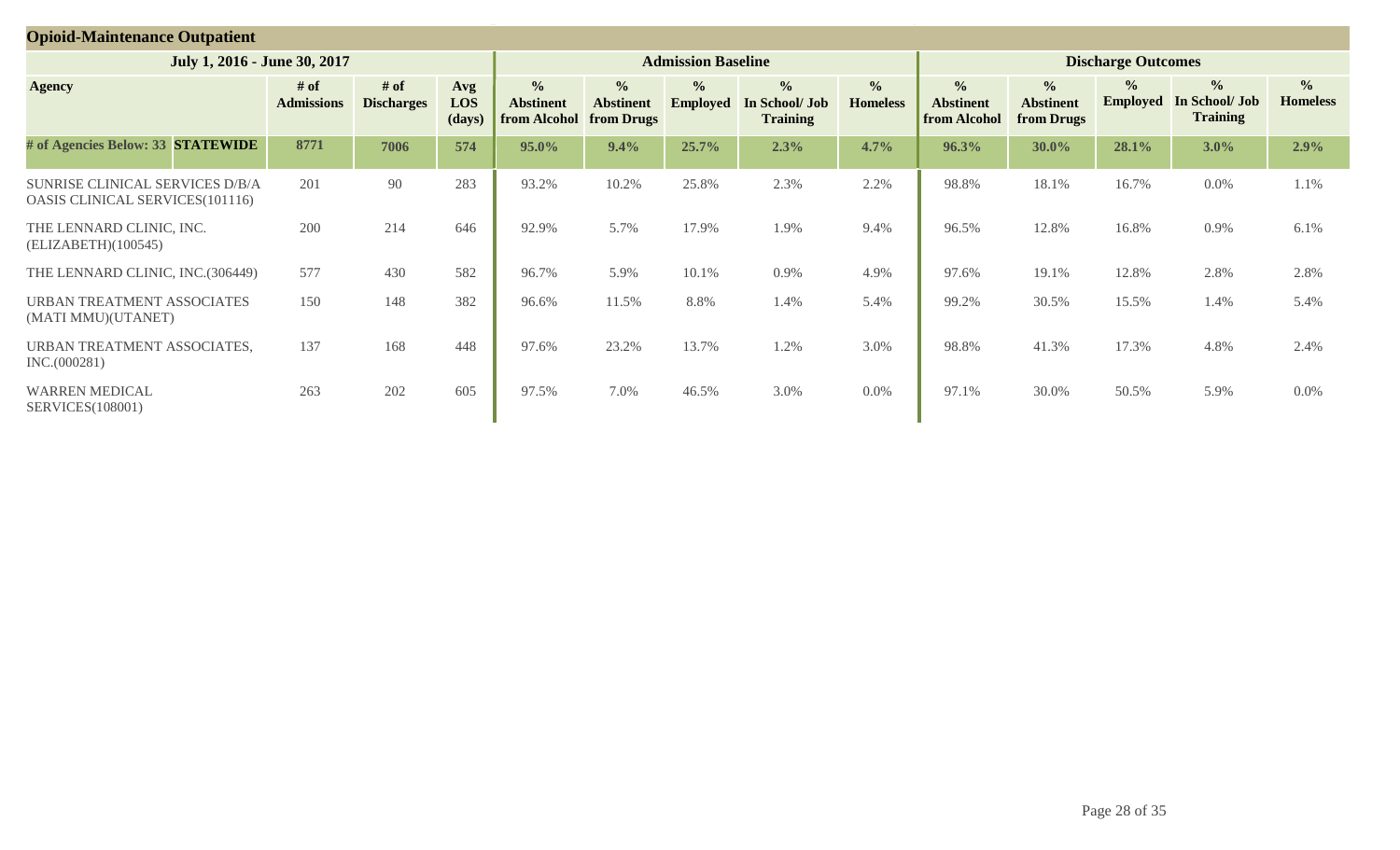## Opioid-Maintenance Outpatient

| July 1, 2016 - June 30, 2017 | | | | | Admission Baseline | | | | | Discharge Outcomes | | | | |
|---|---|---|---|---|---|---|---|---|---|---|---|---|---|---|
| **Agency** | **# of Admissions** | **# of Discharges** | **Avg LOS (days)** | **% Abstinent from Alcohol** | **% Abstinent from Drugs** | **% Employed** | **% In School/ Job Training** | **% Homeless** | **% Abstinent from Alcohol** | **% Abstinent from Drugs** | **% Employed** | **% In School/ Job Training** | **% Homeless** |
| **# of Agencies Below: 33 STATEWIDE** | **8771** | **7006** | **574** | **95.0%** | **9.4%** | **25.7%** | **2.3%** | **4.7%** | **96.3%** | **30.0%** | **28.1%** | **3.0%** | **2.9%** |
| SUNRISE CLINICAL SERVICES D/B/A OASIS CLINICAL SERVICES(101116) | 201 | 90 | 283 | 93.2% | 10.2% | 25.8% | 2.3% | 2.2% | 98.8% | 18.1% | 16.7% | 0.0% | 1.1% |
| THE LENNARD CLINIC, INC. (ELIZABETH)(100545) | 200 | 214 | 646 | 92.9% | 5.7% | 17.9% | 1.9% | 9.4% | 96.5% | 12.8% | 16.8% | 0.9% | 6.1% |
| THE LENNARD CLINIC, INC.(306449) | 577 | 430 | 582 | 96.7% | 5.9% | 10.1% | 0.9% | 4.9% | 97.6% | 19.1% | 12.8% | 2.8% | 2.8% |
| URBAN TREATMENT ASSOCIATES (MATI MMU)(UTANET) | 150 | 148 | 382 | 96.6% | 11.5% | 8.8% | 1.4% | 5.4% | 99.2% | 30.5% | 15.5% | 1.4% | 5.4% |
| URBAN TREATMENT ASSOCIATES, INC.(000281) | 137 | 168 | 448 | 97.6% | 23.2% | 13.7% | 1.2% | 3.0% | 98.8% | 41.3% | 17.3% | 4.8% | 2.4% |
| WARREN MEDICAL SERVICES(108001) | 263 | 202 | 605 | 97.5% | 7.0% | 46.5% | 3.0% | 0.0% | 97.1% | 30.0% | 50.5% | 5.9% | 0.0% |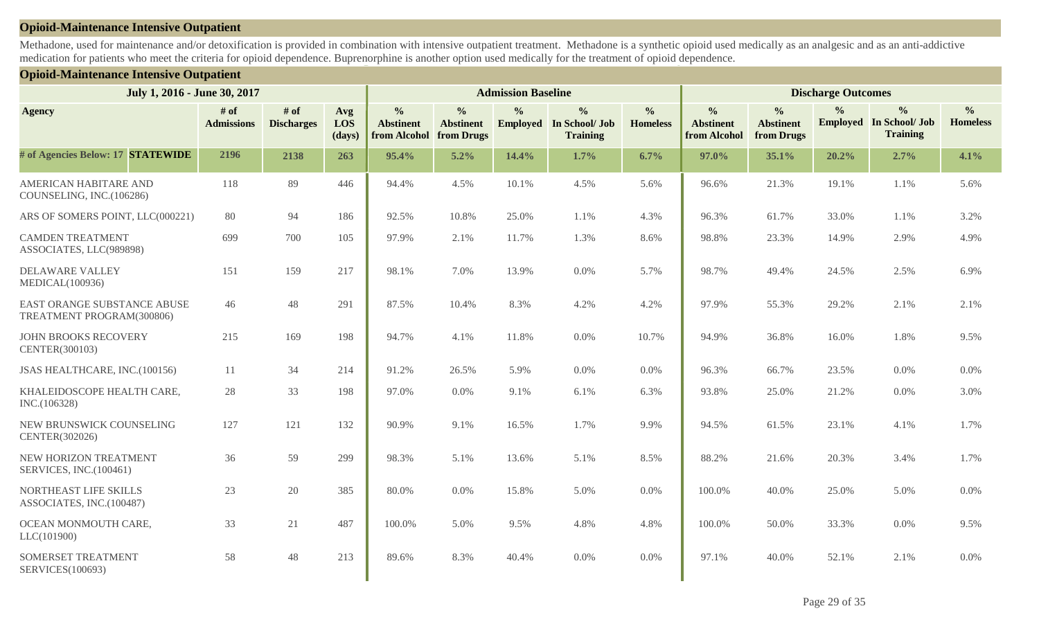## Opioid-Maintenance Intensive Outpatient

Methadone, used for maintenance and/or detoxification is provided in combination with intensive outpatient treatment. Methadone is a synthetic opioid used medically as an analgesic and as an anti-addictive medication for patients who meet the criteria for opioid dependence. Buprenorphine is another option used medically for the treatment of opioid dependence.

### Opioid-Maintenance Intensive Outpatient

| July 1, 2016 - June 30, 2017 | | | | Admission Baseline | | | | | Discharge Outcomes | | | | |
|---|---|---|---|---|---|---|---|---|---|---|---|---|---|
| Agency | # of Admissions | # of Discharges | Avg LOS (days) | % Abstinent from Alcohol | % Abstinent from Drugs | % Employed | % In School/ Job Training | % Homeless | % Abstinent from Alcohol | % Abstinent from Drugs | % Employed | % In School/ Job Training | % Homeless |
| **# of Agencies Below: 17 STATEWIDE** | **2196** | **2138** | **263** | **95.4%** | **5.2%** | **14.4%** | **1.7%** | **6.7%** | **97.0%** | **35.1%** | **20.2%** | **2.7%** | **4.1%** |
| AMERICAN HABITARE AND COUNSELING, INC.(106286) | 118 | 89 | 446 | 94.4% | 4.5% | 10.1% | 4.5% | 5.6% | 96.6% | 21.3% | 19.1% | 1.1% | 5.6% |
| ARS OF SOMERS POINT, LLC(000221) | 80 | 94 | 186 | 92.5% | 10.8% | 25.0% | 1.1% | 4.3% | 96.3% | 61.7% | 33.0% | 1.1% | 3.2% |
| CAMDEN TREATMENT ASSOCIATES, LLC(989898) | 699 | 700 | 105 | 97.9% | 2.1% | 11.7% | 1.3% | 8.6% | 98.8% | 23.3% | 14.9% | 2.9% | 4.9% |
| DELAWARE VALLEY MEDICAL(100936) | 151 | 159 | 217 | 98.1% | 7.0% | 13.9% | 0.0% | 5.7% | 98.7% | 49.4% | 24.5% | 2.5% | 6.9% |
| EAST ORANGE SUBSTANCE ABUSE TREATMENT PROGRAM(300806) | 46 | 48 | 291 | 87.5% | 10.4% | 8.3% | 4.2% | 4.2% | 97.9% | 55.3% | 29.2% | 2.1% | 2.1% |
| JOHN BROOKS RECOVERY CENTER(300103) | 215 | 169 | 198 | 94.7% | 4.1% | 11.8% | 0.0% | 10.7% | 94.9% | 36.8% | 16.0% | 1.8% | 9.5% |
| JSAS HEALTHCARE, INC.(100156) | 11 | 34 | 214 | 91.2% | 26.5% | 5.9% | 0.0% | 0.0% | 96.3% | 66.7% | 23.5% | 0.0% | 0.0% |
| KHALEIDOSCOPE HEALTH CARE, INC.(106328) | 28 | 33 | 198 | 97.0% | 0.0% | 9.1% | 6.1% | 6.3% | 93.8% | 25.0% | 21.2% | 0.0% | 3.0% |
| NEW BRUNSWICK COUNSELING CENTER(302026) | 127 | 121 | 132 | 90.9% | 9.1% | 16.5% | 1.7% | 9.9% | 94.5% | 61.5% | 23.1% | 4.1% | 1.7% |
| NEW HORIZON TREATMENT SERVICES, INC.(100461) | 36 | 59 | 299 | 98.3% | 5.1% | 13.6% | 5.1% | 8.5% | 88.2% | 21.6% | 20.3% | 3.4% | 1.7% |
| NORTHEAST LIFE SKILLS ASSOCIATES, INC.(100487) | 23 | 20 | 385 | 80.0% | 0.0% | 15.8% | 5.0% | 0.0% | 100.0% | 40.0% | 25.0% | 5.0% | 0.0% |
| OCEAN MONMOUTH CARE, LLC(101900) | 33 | 21 | 487 | 100.0% | 5.0% | 9.5% | 4.8% | 4.8% | 100.0% | 50.0% | 33.3% | 0.0% | 9.5% |
| SOMERSET TREATMENT SERVICES(100693) | 58 | 48 | 213 | 89.6% | 8.3% | 40.4% | 0.0% | 0.0% | 97.1% | 40.0% | 52.1% | 2.1% | 0.0% |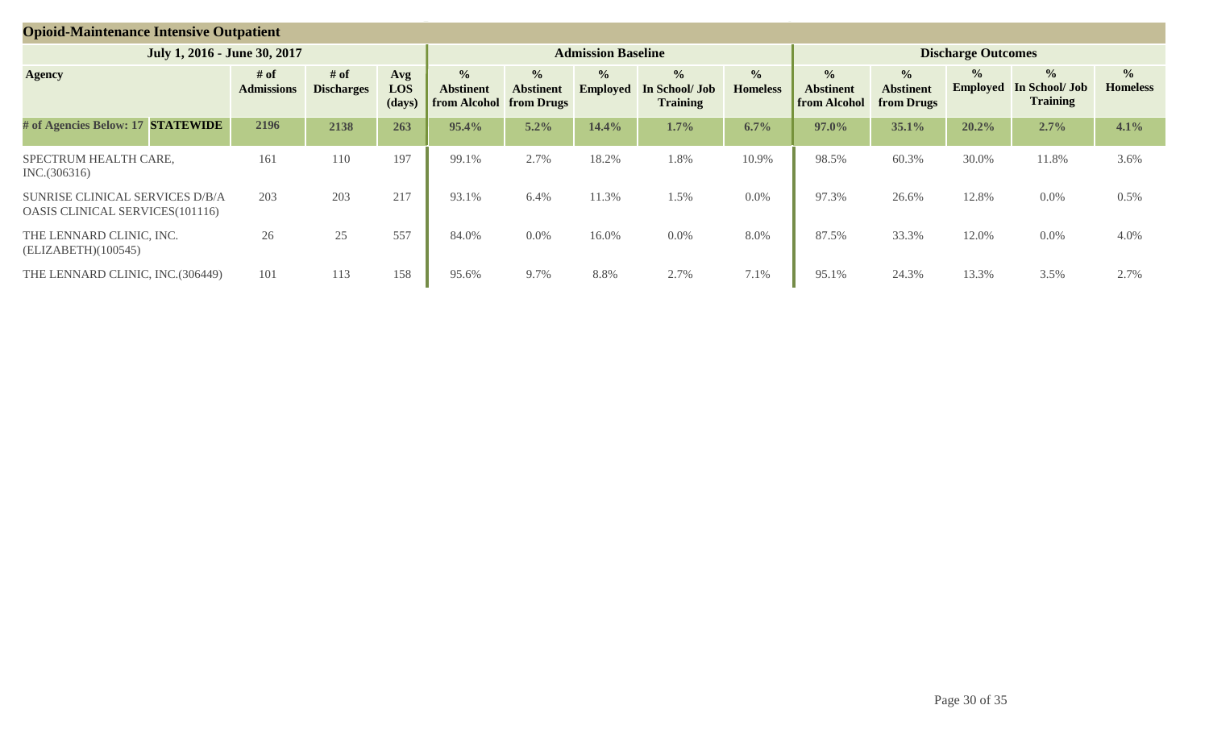## Opioid-Maintenance Intensive Outpatient

| July 1, 2016 - June 30, 2017 | | | | | Admission Baseline | | | | | Discharge Outcomes | | | | |
|---|---|---|---|---|---|---|---|---|---|---|---|---|---|---|
| Agency | # of Admissions | # of Discharges | Avg LOS (days) | % Abstinent from Alcohol | % Abstinent from Drugs | % Employed | % In School/ Job Training | % Homeless | % Abstinent from Alcohol | % Abstinent from Drugs | % Employed | % In School/ Job Training | % Homeless |
| **# of Agencies Below: 17 STATEWIDE** | **2196** | **2138** | **263** | **95.4%** | **5.2%** | **14.4%** | **1.7%** | **6.7%** | **97.0%** | **35.1%** | **20.2%** | **2.7%** | **4.1%** |
| SPECTRUM HEALTH CARE, INC.(306316) | 161 | 110 | 197 | 99.1% | 2.7% | 18.2% | 1.8% | 10.9% | 98.5% | 60.3% | 30.0% | 11.8% | 3.6% |
| SUNRISE CLINICAL SERVICES D/B/A OASIS CLINICAL SERVICES(101116) | 203 | 203 | 217 | 93.1% | 6.4% | 11.3% | 1.5% | 0.0% | 97.3% | 26.6% | 12.8% | 0.0% | 0.5% |
| THE LENNARD CLINIC, INC. (ELIZABETH)(100545) | 26 | 25 | 557 | 84.0% | 0.0% | 16.0% | 0.0% | 8.0% | 87.5% | 33.3% | 12.0% | 0.0% | 4.0% |
| THE LENNARD CLINIC, INC.(306449) | 101 | 113 | 158 | 95.6% | 9.7% | 8.8% | 2.7% | 7.1% | 95.1% | 24.3% | 13.3% | 3.5% | 2.7% |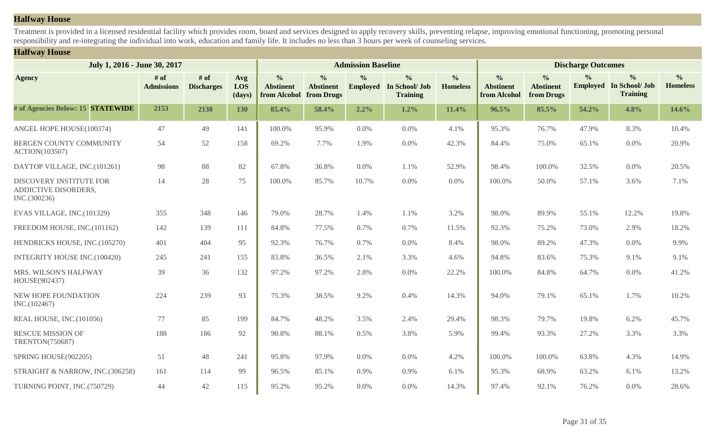## Halfway House

Treatment is provided in a licensed residential facility which provides room, board and services designed to apply recovery skills, preventing relapse, improving emotional functioning, promoting personal responsibility and re-integrating the individual into work, education and family life. It includes no less than 3 hours per week of counseling services.

### Halfway House

| July 1, 2016 - June 30, 2017 | | | | Admission Baseline | | | | | Discharge Outcomes | | | | |
|---|---|---|---|---|---|---|---|---|---|---|---|---|---|
| Agency | # of Admissions | # of Discharges | Avg LOS (days) | % Abstinent from Alcohol | % Abstinent from Drugs | % Employed | % In School/ Job Training | % Homeless | % Abstinent from Alcohol | % Abstinent from Drugs | % Employed | % In School/ Job Training | % Homeless |
| # of Agencies Below: 15 **STATEWIDE** | 2153 | 2130 | 130 | 85.4% | 58.4% | 2.2% | 1.2% | 11.4% | 96.5% | 85.5% | 54.2% | 4.8% | 14.6% |
| ANGEL HOPE HOUSE(100374) | 47 | 49 | 141 | 100.0% | 95.9% | 0.0% | 0.0% | 4.1% | 95.3% | 76.7% | 47.9% | 8.3% | 10.4% |
| BERGEN COUNTY COMMUNITY ACTION(103507) | 54 | 52 | 158 | 69.2% | 7.7% | 1.9% | 0.0% | 42.3% | 84.4% | 75.0% | 65.1% | 0.0% | 20.9% |
| DAYTOP VILLAGE, INC.(101261) | 98 | 88 | 82 | 67.8% | 36.8% | 0.0% | 1.1% | 52.9% | 98.4% | 100.0% | 32.5% | 0.0% | 20.5% |
| DISCOVERY INSTITUTE FOR ADDICTIVE DISORDERS, INC.(300236) | 14 | 28 | 75 | 100.0% | 85.7% | 10.7% | 0.0% | 0.0% | 100.0% | 50.0% | 57.1% | 3.6% | 7.1% |
| EVAS VILLAGE, INC.(101329) | 355 | 348 | 146 | 79.0% | 28.7% | 1.4% | 1.1% | 3.2% | 98.0% | 89.9% | 55.1% | 12.2% | 19.8% |
| FREEDOM HOUSE, INC.(101162) | 142 | 139 | 111 | 84.8% | 77.5% | 0.7% | 0.7% | 11.5% | 92.3% | 75.2% | 73.0% | 2.9% | 18.2% |
| HENDRICKS HOUSE, INC.(105270) | 401 | 404 | 95 | 92.3% | 76.7% | 0.7% | 0.0% | 8.4% | 98.0% | 89.2% | 47.3% | 0.0% | 9.9% |
| INTEGRITY HOUSE INC.(100420) | 245 | 241 | 155 | 83.8% | 36.5% | 2.1% | 3.3% | 4.6% | 94.8% | 83.6% | 75.3% | 9.1% | 9.1% |
| MRS. WILSON'S HALFWAY HOUSE(902437) | 39 | 36 | 132 | 97.2% | 97.2% | 2.8% | 0.0% | 22.2% | 100.0% | 84.8% | 64.7% | 0.0% | 41.2% |
| NEW HOPE FOUNDATION INC.(102467) | 224 | 239 | 93 | 75.3% | 38.5% | 9.2% | 0.4% | 14.3% | 94.0% | 79.1% | 65.1% | 1.7% | 10.2% |
| REAL HOUSE, INC.(101056) | 77 | 85 | 199 | 84.7% | 48.2% | 3.5% | 2.4% | 29.4% | 98.3% | 79.7% | 19.8% | 6.2% | 45.7% |
| RESCUE MISSION OF TRENTON(750687) | 188 | 186 | 92 | 90.8% | 88.1% | 0.5% | 3.8% | 5.9% | 99.4% | 93.3% | 27.2% | 3.3% | 3.3% |
| SPRING HOUSE(902205) | 51 | 48 | 241 | 95.8% | 97.9% | 0.0% | 0.0% | 4.2% | 100.0% | 100.0% | 63.8% | 4.3% | 14.9% |
| STRAIGHT & NARROW, INC.(306258) | 161 | 114 | 99 | 96.5% | 85.1% | 0.9% | 0.9% | 6.1% | 95.3% | 68.9% | 63.2% | 6.1% | 13.2% |
| TURNING POINT, INC.(750729) | 44 | 42 | 115 | 95.2% | 95.2% | 0.0% | 0.0% | 14.3% | 97.4% | 92.1% | 76.2% | 0.0% | 28.6% |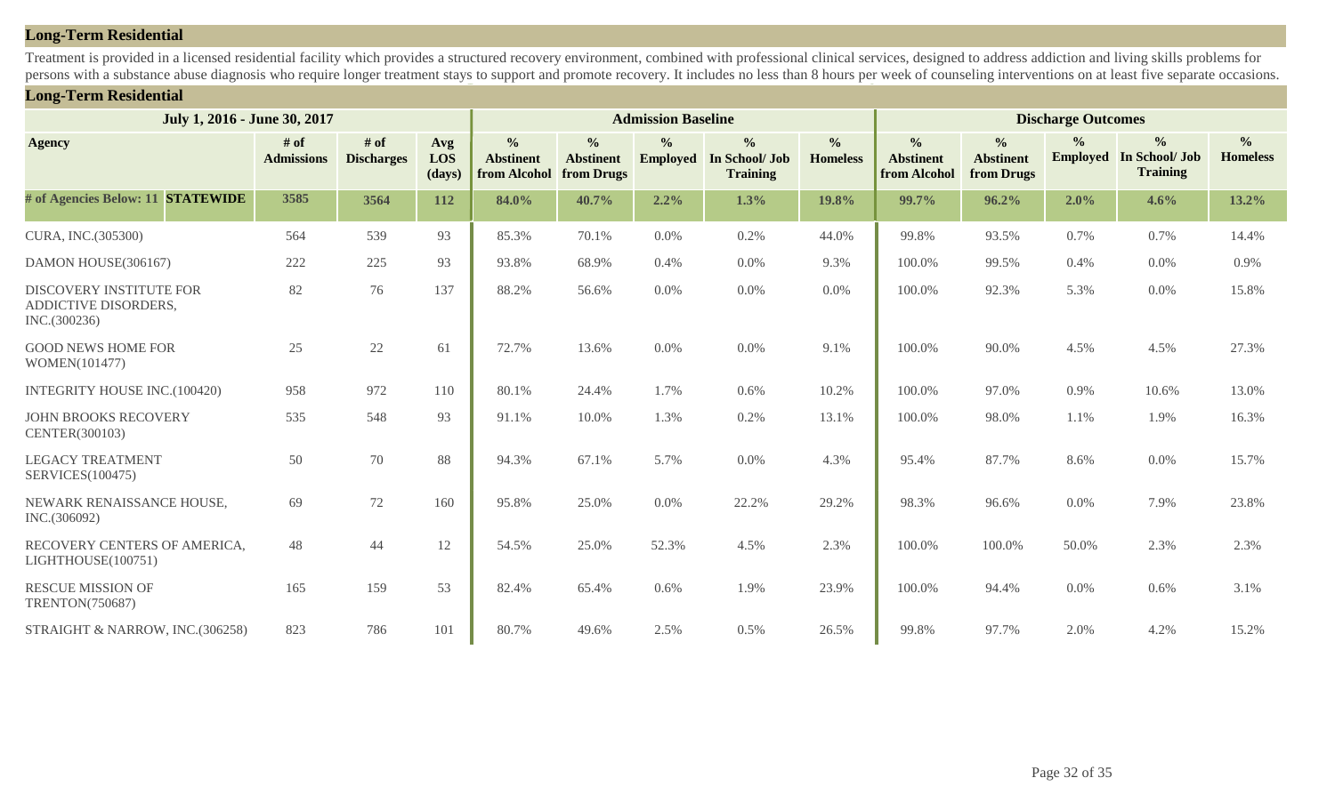## Long-Term Residential

Treatment is provided in a licensed residential facility which provides a structured recovery environment, combined with professional clinical services, designed to address addiction and living skills problems for persons with a substance abuse diagnosis who require longer treatment stays to support and promote recovery. It includes no less than 8 hours per week of counseling interventions on at least five separate occasions.

## Long-Term Residential

| July 1, 2016 - June 30, 2017 | | | | Admission Baseline | | | | | Discharge Outcomes | | | | |
|---|---|---|---|---|---|---|---|---|---|---|---|---|---|
| **Agency** | **# of Admissions** | **# of Discharges** | **Avg LOS (days)** | **% Abstinent from Alcohol** | **% Abstinent from Drugs** | **% Employed** | **% In School/ Job Training** | **% Homeless** | **% Abstinent from Alcohol** | **% Abstinent from Drugs** | **% Employed** | **% In School/ Job Training** | **% Homeless** |
| **# of Agencies Below: 11 STATEWIDE** | **3585** | **3564** | **112** | **84.0%** | **40.7%** | **2.2%** | **1.3%** | **19.8%** | **99.7%** | **96.2%** | **2.0%** | **4.6%** | **13.2%** |
| CURA, INC.(305300) | 564 | 539 | 93 | 85.3% | 70.1% | 0.0% | 0.2% | 44.0% | 99.8% | 93.5% | 0.7% | 0.7% | 14.4% |
| DAMON HOUSE(306167) | 222 | 225 | 93 | 93.8% | 68.9% | 0.4% | 0.0% | 9.3% | 100.0% | 99.5% | 0.4% | 0.0% | 0.9% |
| DISCOVERY INSTITUTE FOR ADDICTIVE DISORDERS, INC.(300236) | 82 | 76 | 137 | 88.2% | 56.6% | 0.0% | 0.0% | 0.0% | 100.0% | 92.3% | 5.3% | 0.0% | 15.8% |
| GOOD NEWS HOME FOR WOMEN(101477) | 25 | 22 | 61 | 72.7% | 13.6% | 0.0% | 0.0% | 9.1% | 100.0% | 90.0% | 4.5% | 4.5% | 27.3% |
| INTEGRITY HOUSE INC.(100420) | 958 | 972 | 110 | 80.1% | 24.4% | 1.7% | 0.6% | 10.2% | 100.0% | 97.0% | 0.9% | 10.6% | 13.0% |
| JOHN BROOKS RECOVERY CENTER(300103) | 535 | 548 | 93 | 91.1% | 10.0% | 1.3% | 0.2% | 13.1% | 100.0% | 98.0% | 1.1% | 1.9% | 16.3% |
| LEGACY TREATMENT SERVICES(100475) | 50 | 70 | 88 | 94.3% | 67.1% | 5.7% | 0.0% | 4.3% | 95.4% | 87.7% | 8.6% | 0.0% | 15.7% |
| NEWARK RENAISSANCE HOUSE, INC.(306092) | 69 | 72 | 160 | 95.8% | 25.0% | 0.0% | 22.2% | 29.2% | 98.3% | 96.6% | 0.0% | 7.9% | 23.8% |
| RECOVERY CENTERS OF AMERICA, LIGHTHOUSE(100751) | 48 | 44 | 12 | 54.5% | 25.0% | 52.3% | 4.5% | 2.3% | 100.0% | 100.0% | 50.0% | 2.3% | 2.3% |
| RESCUE MISSION OF TRENTON(750687) | 165 | 159 | 53 | 82.4% | 65.4% | 0.6% | 1.9% | 23.9% | 100.0% | 94.4% | 0.0% | 0.6% | 3.1% |
| STRAIGHT & NARROW, INC.(306258) | 823 | 786 | 101 | 80.7% | 49.6% | 2.5% | 0.5% | 26.5% | 99.8% | 97.7% | 2.0% | 4.2% | 15.2% |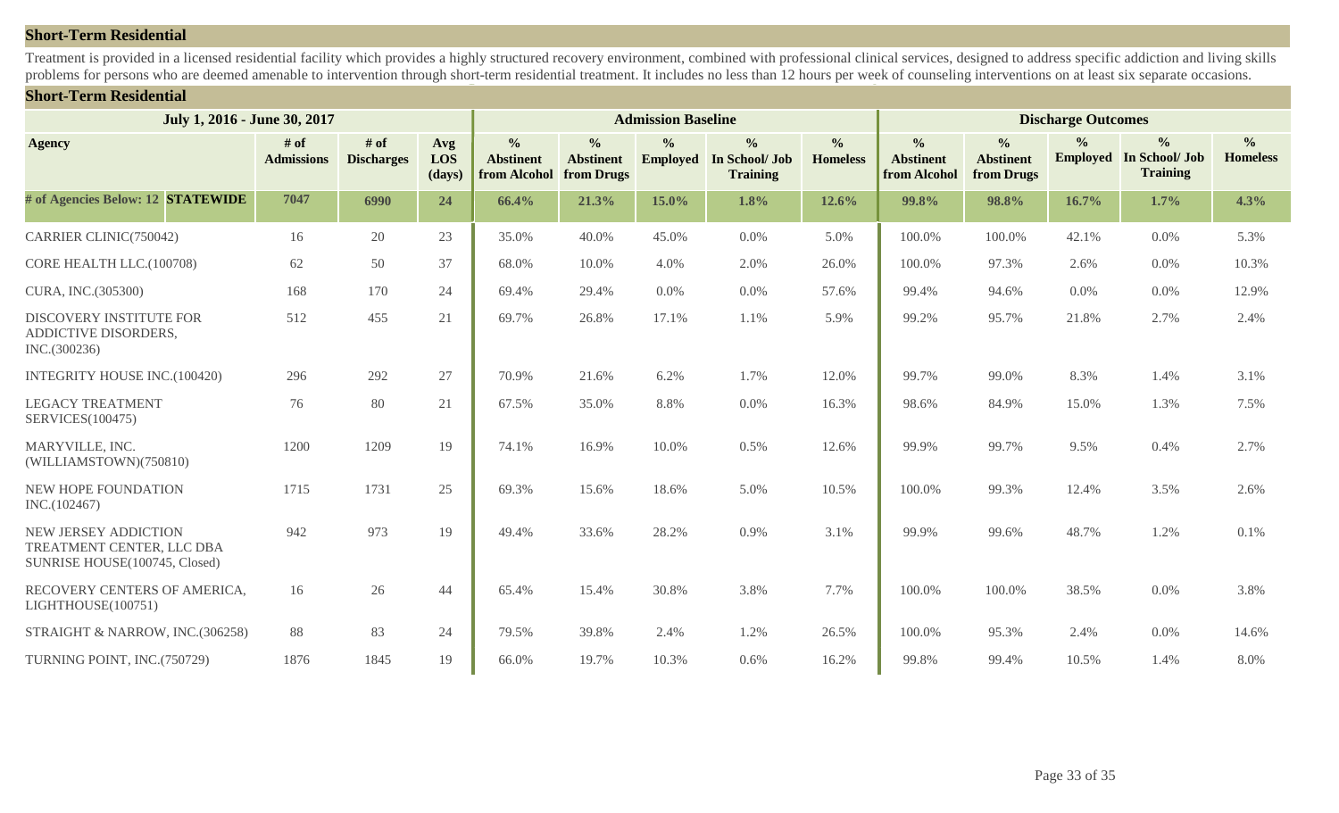## Short-Term Residential

Treatment is provided in a licensed residential facility which provides a highly structured recovery environment, combined with professional clinical services, designed to address specific addiction and living skills problems for persons who are deemed amenable to intervention through short-term residential treatment. It includes no less than 12 hours per week of counseling interventions on at least six separate occasions.

## Short-Term Residential

| July 1, 2016 - June 30, 2017 | | | | Admission Baseline | | | | | Discharge Outcomes | | | | |
|---|---|---|---|---|---|---|---|---|---|---|---|---|---|
| **Agency** | **# of Admissions** | **# of Discharges** | **Avg LOS (days)** | **% Abstinent from Alcohol** | **% Abstinent from Drugs** | **% Employed** | **% In School/ Job Training** | **% Homeless** | **% Abstinent from Alcohol** | **% Abstinent from Drugs** | **% Employed** | **% In School/ Job Training** | **% Homeless** |
| **# of Agencies Below: 12 STATEWIDE** | **7047** | **6990** | **24** | **66.4%** | **21.3%** | **15.0%** | **1.8%** | **12.6%** | **99.8%** | **98.8%** | **16.7%** | **1.7%** | **4.3%** |
| CARRIER CLINIC(750042) | 16 | 20 | 23 | 35.0% | 40.0% | 45.0% | 0.0% | 5.0% | 100.0% | 100.0% | 42.1% | 0.0% | 5.3% |
| CORE HEALTH LLC.(100708) | 62 | 50 | 37 | 68.0% | 10.0% | 4.0% | 2.0% | 26.0% | 100.0% | 97.3% | 2.6% | 0.0% | 10.3% |
| CURA, INC.(305300) | 168 | 170 | 24 | 69.4% | 29.4% | 0.0% | 0.0% | 57.6% | 99.4% | 94.6% | 0.0% | 0.0% | 12.9% |
| DISCOVERY INSTITUTE FOR ADDICTIVE DISORDERS, INC.(300236) | 512 | 455 | 21 | 69.7% | 26.8% | 17.1% | 1.1% | 5.9% | 99.2% | 95.7% | 21.8% | 2.7% | 2.4% |
| INTEGRITY HOUSE INC.(100420) | 296 | 292 | 27 | 70.9% | 21.6% | 6.2% | 1.7% | 12.0% | 99.7% | 99.0% | 8.3% | 1.4% | 3.1% |
| LEGACY TREATMENT SERVICES(100475) | 76 | 80 | 21 | 67.5% | 35.0% | 8.8% | 0.0% | 16.3% | 98.6% | 84.9% | 15.0% | 1.3% | 7.5% |
| MARYVILLE, INC. (WILLIAMSTOWN)(750810) | 1200 | 1209 | 19 | 74.1% | 16.9% | 10.0% | 0.5% | 12.6% | 99.9% | 99.7% | 9.5% | 0.4% | 2.7% |
| NEW HOPE FOUNDATION INC.(102467) | 1715 | 1731 | 25 | 69.3% | 15.6% | 18.6% | 5.0% | 10.5% | 100.0% | 99.3% | 12.4% | 3.5% | 2.6% |
| NEW JERSEY ADDICTION TREATMENT CENTER, LLC DBA SUNRISE HOUSE(100745, Closed) | 942 | 973 | 19 | 49.4% | 33.6% | 28.2% | 0.9% | 3.1% | 99.9% | 99.6% | 48.7% | 1.2% | 0.1% |
| RECOVERY CENTERS OF AMERICA, LIGHTHOUSE(100751) | 16 | 26 | 44 | 65.4% | 15.4% | 30.8% | 3.8% | 7.7% | 100.0% | 100.0% | 38.5% | 0.0% | 3.8% |
| STRAIGHT & NARROW, INC.(306258) | 88 | 83 | 24 | 79.5% | 39.8% | 2.4% | 1.2% | 26.5% | 100.0% | 95.3% | 2.4% | 0.0% | 14.6% |
| TURNING POINT, INC.(750729) | 1876 | 1845 | 19 | 66.0% | 19.7% | 10.3% | 0.6% | 16.2% | 99.8% | 99.4% | 10.5% | 1.4% | 8.0% |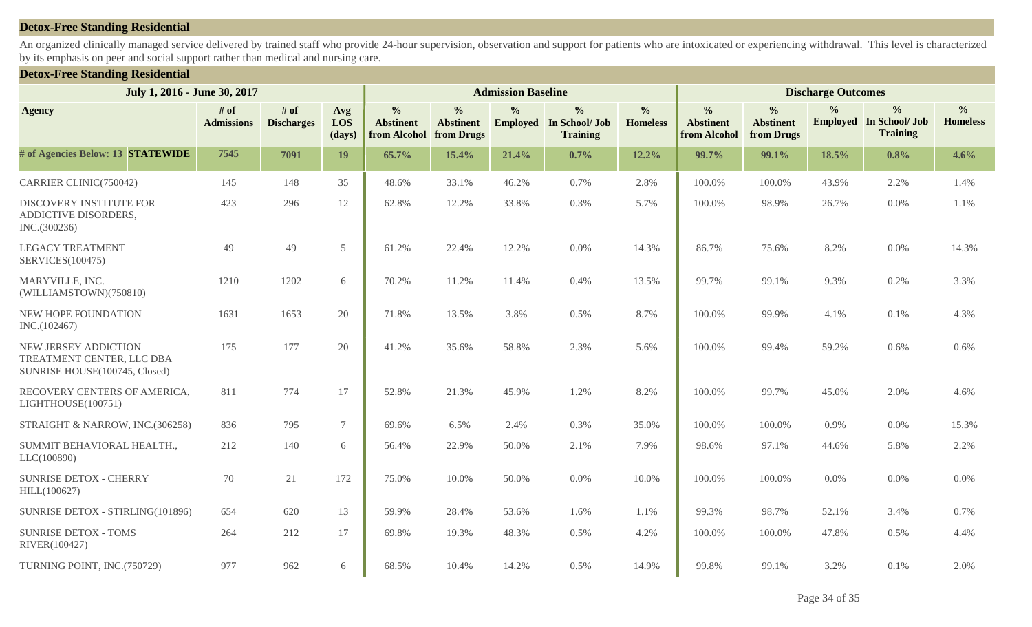## Detox-Free Standing Residential

An organized clinically managed service delivered by trained staff who provide 24-hour supervision, observation and support for patients who are intoxicated or experiencing withdrawal. This level is characterized by its emphasis on peer and social support rather than medical and nursing care.

## Detox-Free Standing Residential

| July 1, 2016 - June 30, 2017 | | | | Admission Baseline | | | | | Discharge Outcomes | | | | |
|---|---|---|---|---|---|---|---|---|---|---|---|---|---|
| **Agency** | **# of Admissions** | **# of Discharges** | **Avg LOS (days)** | **% Abstinent from Alcohol** | **% Abstinent from Drugs** | **% Employed** | **% In School/ Job Training** | **% Homeless** | **% Abstinent from Alcohol** | **% Abstinent from Drugs** | **% Employed** | **% In School/ Job Training** | **% Homeless** |
| **# of Agencies Below: 13 STATEWIDE** | **7545** | **7091** | **19** | **65.7%** | **15.4%** | **21.4%** | **0.7%** | **12.2%** | **99.7%** | **99.1%** | **18.5%** | **0.8%** | **4.6%** |
| CARRIER CLINIC(750042) | 145 | 148 | 35 | 48.6% | 33.1% | 46.2% | 0.7% | 2.8% | 100.0% | 100.0% | 43.9% | 2.2% | 1.4% |
| DISCOVERY INSTITUTE FOR ADDICTIVE DISORDERS, INC.(300236) | 423 | 296 | 12 | 62.8% | 12.2% | 33.8% | 0.3% | 5.7% | 100.0% | 98.9% | 26.7% | 0.0% | 1.1% |
| LEGACY TREATMENT SERVICES(100475) | 49 | 49 | 5 | 61.2% | 22.4% | 12.2% | 0.0% | 14.3% | 86.7% | 75.6% | 8.2% | 0.0% | 14.3% |
| MARYVILLE, INC. (WILLIAMSTOWN)(750810) | 1210 | 1202 | 6 | 70.2% | 11.2% | 11.4% | 0.4% | 13.5% | 99.7% | 99.1% | 9.3% | 0.2% | 3.3% |
| NEW HOPE FOUNDATION INC.(102467) | 1631 | 1653 | 20 | 71.8% | 13.5% | 3.8% | 0.5% | 8.7% | 100.0% | 99.9% | 4.1% | 0.1% | 4.3% |
| NEW JERSEY ADDICTION TREATMENT CENTER, LLC DBA SUNRISE HOUSE(100745, Closed) | 175 | 177 | 20 | 41.2% | 35.6% | 58.8% | 2.3% | 5.6% | 100.0% | 99.4% | 59.2% | 0.6% | 0.6% |
| RECOVERY CENTERS OF AMERICA, LIGHTHOUSE(100751) | 811 | 774 | 17 | 52.8% | 21.3% | 45.9% | 1.2% | 8.2% | 100.0% | 99.7% | 45.0% | 2.0% | 4.6% |
| STRAIGHT & NARROW, INC.(306258) | 836 | 795 | 7 | 69.6% | 6.5% | 2.4% | 0.3% | 35.0% | 100.0% | 100.0% | 0.9% | 0.0% | 15.3% |
| SUMMIT BEHAVIORAL HEALTH., LLC(100890) | 212 | 140 | 6 | 56.4% | 22.9% | 50.0% | 2.1% | 7.9% | 98.6% | 97.1% | 44.6% | 5.8% | 2.2% |
| SUNRISE DETOX - CHERRY HILL(100627) | 70 | 21 | 172 | 75.0% | 10.0% | 50.0% | 0.0% | 10.0% | 100.0% | 100.0% | 0.0% | 0.0% | 0.0% |
| SUNRISE DETOX - STIRLING(101896) | 654 | 620 | 13 | 59.9% | 28.4% | 53.6% | 1.6% | 1.1% | 99.3% | 98.7% | 52.1% | 3.4% | 0.7% |
| SUNRISE DETOX - TOMS RIVER(100427) | 264 | 212 | 17 | 69.8% | 19.3% | 48.3% | 0.5% | 4.2% | 100.0% | 100.0% | 47.8% | 0.5% | 4.4% |
| TURNING POINT, INC.(750729) | 977 | 962 | 6 | 68.5% | 10.4% | 14.2% | 0.5% | 14.9% | 99.8% | 99.1% | 3.2% | 0.1% | 2.0% |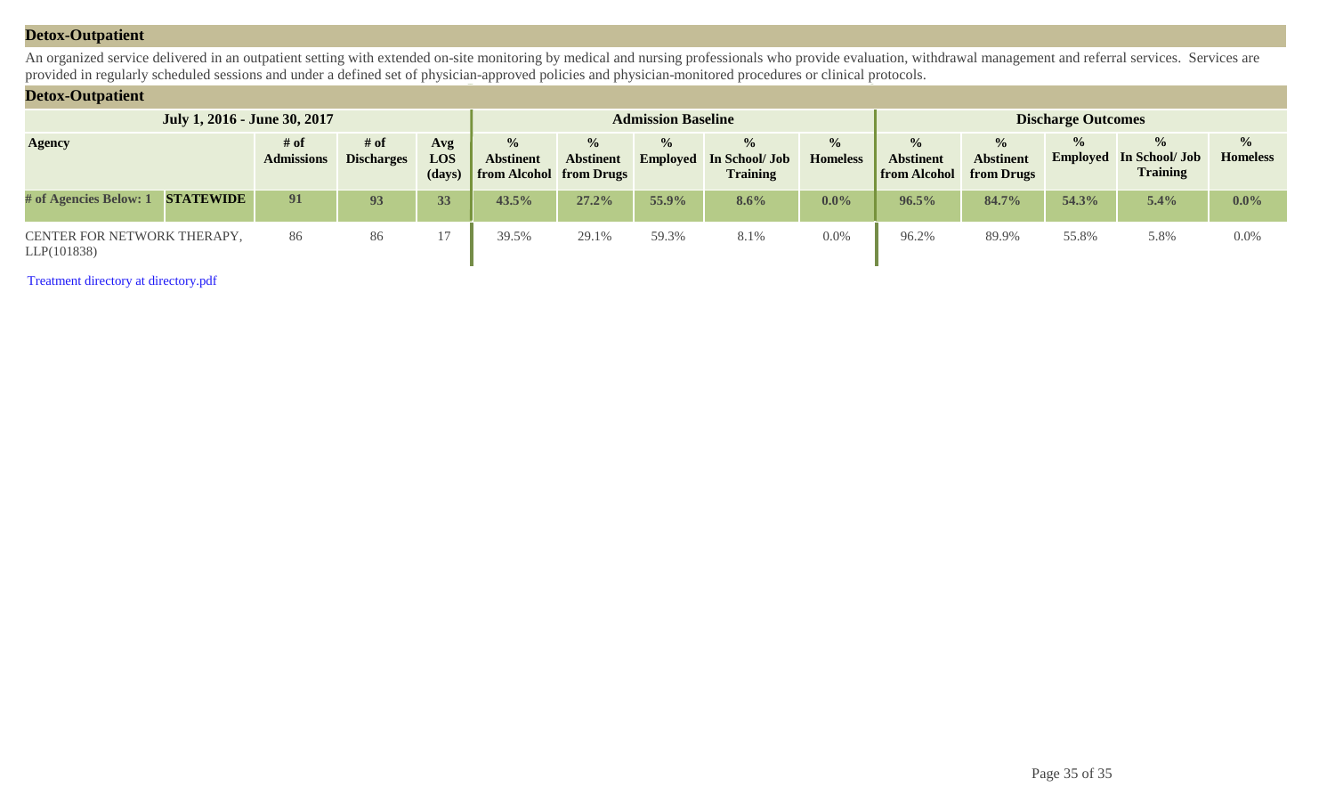## Detox-Outpatient

An organized service delivered in an outpatient setting with extended on-site monitoring by medical and nursing professionals who provide evaluation, withdrawal management and referral services. Services are provided in regularly scheduled sessions and under a defined set of physician-approved policies and physician-monitored procedures or clinical protocols.

## Detox-Outpatient

| July 1, 2016 - June 30, 2017 | | | | | Admission Baseline | | | | | Discharge Outcomes | | | | |
|---|---|---|---|---|---|---|---|---|---|---|---|---|---|---|
| Agency | | # of Admissions | # of Discharges | Avg LOS (days) | % Abstinent from Alcohol | % Abstinent from Drugs | % Employed | % In School/ Job Training | % Homeless | % Abstinent from Alcohol | % Abstinent from Drugs | % Employed | % In School/ Job Training | % Homeless |
| **# of Agencies Below: 1** | **STATEWIDE** | **91** | **93** | **33** | **43.5%** | **27.2%** | **55.9%** | **8.6%** | **0.0%** | **96.5%** | **84.7%** | **54.3%** | **5.4%** | **0.0%** |
| CENTER FOR NETWORK THERAPY, LLP(101838) | | 86 | 86 | 17 | 39.5% | 29.1% | 59.3% | 8.1% | 0.0% | 96.2% | 89.9% | 55.8% | 5.8% | 0.0% |

Treatment directory at directory.pdf